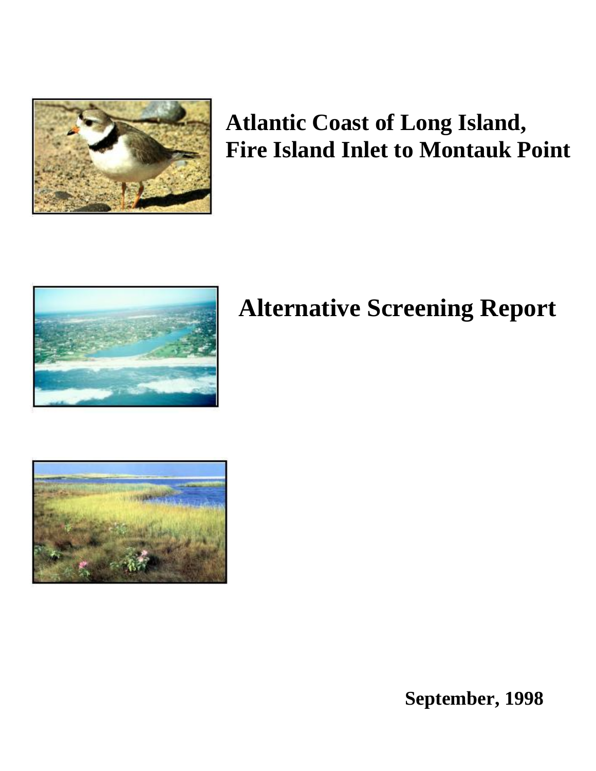# Atlantic Coast of Long Island, Fire Island Inlet to Montauk Point

# Alternative Screening Report

**September, 1998**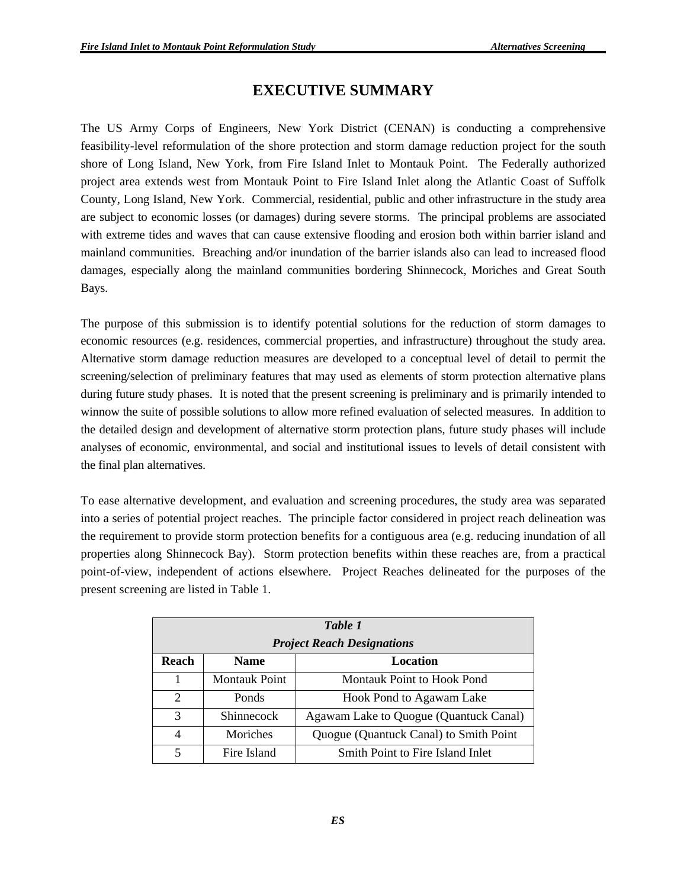# EXECUTIVE SUMMARY

The US Army Corps of Engineers, New York District (CENAN) is conducting a comprehensive feasibility-level reformulation of the shore protection and storm damage reduction project for the south shore of Long Island, New York, from Fire Island Inlet to Montauk Point. The Federally authorized project area extends west from Montauk Point to Fire Island Inlet along the Atlantic Coast of Suffolk County, Long Island, New York. Commercial, residential, public and other infrastructure in the study area are subject to economic losses (or damages) during severe storms. The principal problems are associated with extreme tides and waves that can cause extensive flooding and erosion both within barrier island and mainland communities. Breaching and/or inundation of the barrier islands also can lead to increased flood damages, especially along the mainland communities bordering Shinnecock, Moriches and Great South Bays.

The purpose of this submission is to identify potential solutions for the reduction of storm damages to economic resources (e.g. residences, commercial properties, and infrastructure) throughout the study area. Alternative storm damage reduction measures are developed to a conceptual level of detail to permit the screening/selection of preliminary features that may used as elements of storm protection alternative plans during future study phases. It is noted that the present screening is preliminary and is primarily intended to winnow the suite of possible solutions to allow more refined evaluation of selected measures. In addition to the detailed design and development of alternative storm protection plans, future study phases will include analyses of economic, environmental, and social and institutional issues to levels of detail consistent with the final plan alternatives.

To ease alternative development, and evaluation and screening procedures, the study area was separated into a series of potential project reaches. The principle factor considered in project reach delineation was the requirement to provide storm protection benefits for a contiguous area (e.g. reducing inundation of all properties along Shinnecock Bay). Storm protection benefits within these reaches are, from a practical point-of-view, independent of actions elsewhere. Project Reaches delineated for the purposes of the present screening are listed in Table 1.

***Table 1***
***Project Reach Designations***

| Reach | Name | Location |
|---|---|---|
| 1 | Montauk Point | Montauk Point to Hook Pond |
| 2 | Ponds | Hook Pond to Agawam Lake |
| 3 | Shinnecock | Agawam Lake to Quogue (Quantuck Canal) |
| 4 | Moriches | Quogue (Quantuck Canal) to Smith Point |
| 5 | Fire Island | Smith Point to Fire Island Inlet |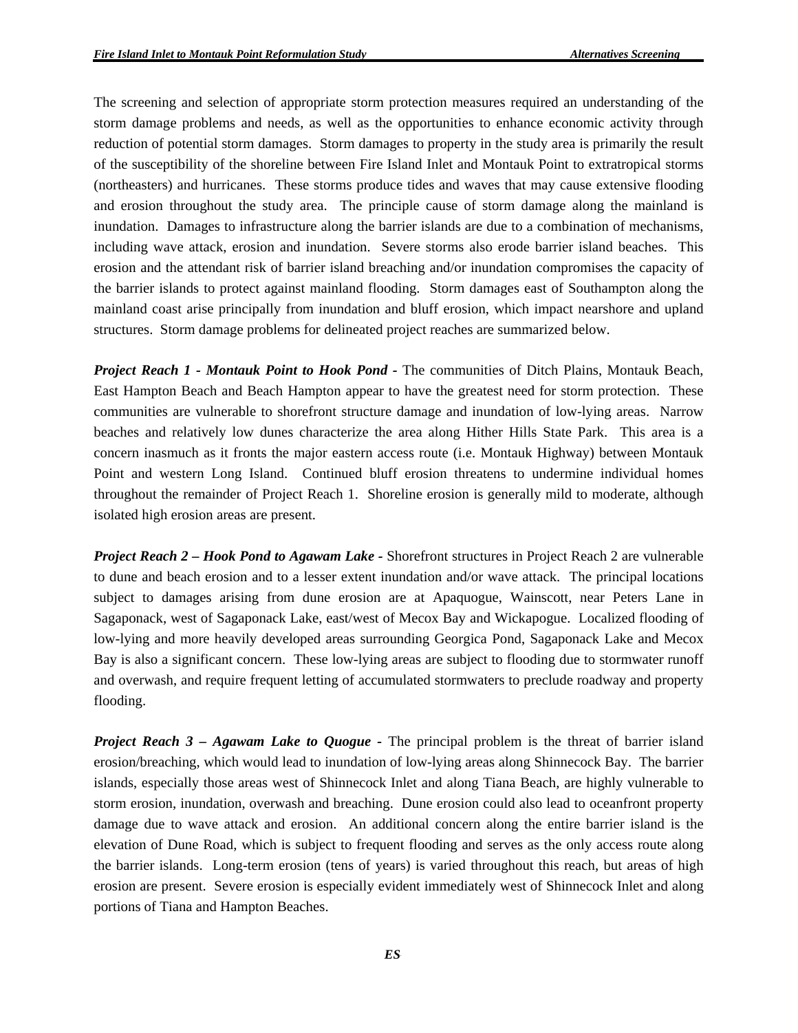The screening and selection of appropriate storm protection measures required an understanding of the storm damage problems and needs, as well as the opportunities to enhance economic activity through reduction of potential storm damages. Storm damages to property in the study area is primarily the result of the susceptibility of the shoreline between Fire Island Inlet and Montauk Point to extratropical storms (northeasters) and hurricanes. These storms produce tides and waves that may cause extensive flooding and erosion throughout the study area. The principle cause of storm damage along the mainland is inundation. Damages to infrastructure along the barrier islands are due to a combination of mechanisms, including wave attack, erosion and inundation. Severe storms also erode barrier island beaches. This erosion and the attendant risk of barrier island breaching and/or inundation compromises the capacity of the barrier islands to protect against mainland flooding. Storm damages east of Southampton along the mainland coast arise principally from inundation and bluff erosion, which impact nearshore and upland structures. Storm damage problems for delineated project reaches are summarized below.

***Project Reach 1 - Montauk Point to Hook Pond -*** The communities of Ditch Plains, Montauk Beach, East Hampton Beach and Beach Hampton appear to have the greatest need for storm protection. These communities are vulnerable to shorefront structure damage and inundation of low-lying areas. Narrow beaches and relatively low dunes characterize the area along Hither Hills State Park. This area is a concern inasmuch as it fronts the major eastern access route (i.e. Montauk Highway) between Montauk Point and western Long Island. Continued bluff erosion threatens to undermine individual homes throughout the remainder of Project Reach 1. Shoreline erosion is generally mild to moderate, although isolated high erosion areas are present.

***Project Reach 2 – Hook Pond to Agawam Lake -*** Shorefront structures in Project Reach 2 are vulnerable to dune and beach erosion and to a lesser extent inundation and/or wave attack. The principal locations subject to damages arising from dune erosion are at Apaquogue, Wainscott, near Peters Lane in Sagaponack, west of Sagaponack Lake, east/west of Mecox Bay and Wickapogue. Localized flooding of low-lying and more heavily developed areas surrounding Georgica Pond, Sagaponack Lake and Mecox Bay is also a significant concern. These low-lying areas are subject to flooding due to stormwater runoff and overwash, and require frequent letting of accumulated stormwaters to preclude roadway and property flooding.

***Project Reach 3 – Agawam Lake to Quogue -*** The principal problem is the threat of barrier island erosion/breaching, which would lead to inundation of low-lying areas along Shinnecock Bay. The barrier islands, especially those areas west of Shinnecock Inlet and along Tiana Beach, are highly vulnerable to storm erosion, inundation, overwash and breaching. Dune erosion could also lead to oceanfront property damage due to wave attack and erosion. An additional concern along the entire barrier island is the elevation of Dune Road, which is subject to frequent flooding and serves as the only access route along the barrier islands. Long-term erosion (tens of years) is varied throughout this reach, but areas of high erosion are present. Severe erosion is especially evident immediately west of Shinnecock Inlet and along portions of Tiana and Hampton Beaches.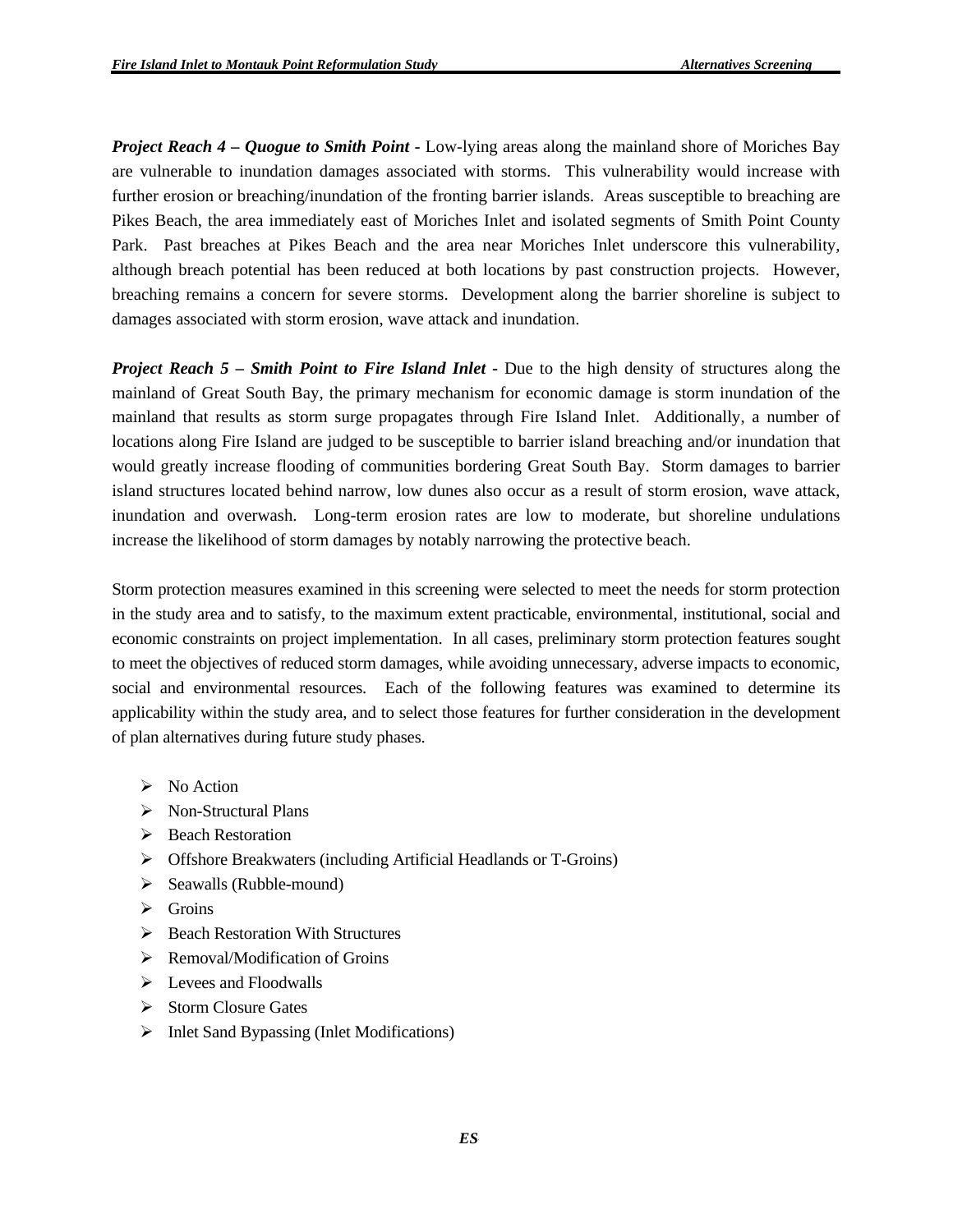***Project Reach 4 – Quogue to Smith Point*** - Low-lying areas along the mainland shore of Moriches Bay are vulnerable to inundation damages associated with storms. This vulnerability would increase with further erosion or breaching/inundation of the fronting barrier islands. Areas susceptible to breaching are Pikes Beach, the area immediately east of Moriches Inlet and isolated segments of Smith Point County Park. Past breaches at Pikes Beach and the area near Moriches Inlet underscore this vulnerability, although breach potential has been reduced at both locations by past construction projects. However, breaching remains a concern for severe storms. Development along the barrier shoreline is subject to damages associated with storm erosion, wave attack and inundation.

***Project Reach 5 – Smith Point to Fire Island Inlet*** - Due to the high density of structures along the mainland of Great South Bay, the primary mechanism for economic damage is storm inundation of the mainland that results as storm surge propagates through Fire Island Inlet. Additionally, a number of locations along Fire Island are judged to be susceptible to barrier island breaching and/or inundation that would greatly increase flooding of communities bordering Great South Bay. Storm damages to barrier island structures located behind narrow, low dunes also occur as a result of storm erosion, wave attack, inundation and overwash. Long-term erosion rates are low to moderate, but shoreline undulations increase the likelihood of storm damages by notably narrowing the protective beach.

Storm protection measures examined in this screening were selected to meet the needs for storm protection in the study area and to satisfy, to the maximum extent practicable, environmental, institutional, social and economic constraints on project implementation. In all cases, preliminary storm protection features sought to meet the objectives of reduced storm damages, while avoiding unnecessary, adverse impacts to economic, social and environmental resources. Each of the following features was examined to determine its applicability within the study area, and to select those features for further consideration in the development of plan alternatives during future study phases.

- No Action
- Non-Structural Plans
- Beach Restoration
- Offshore Breakwaters (including Artificial Headlands or T-Groins)
- Seawalls (Rubble-mound)
- Groins
- Beach Restoration With Structures
- Removal/Modification of Groins
- Levees and Floodwalls
- Storm Closure Gates
- Inlet Sand Bypassing (Inlet Modifications)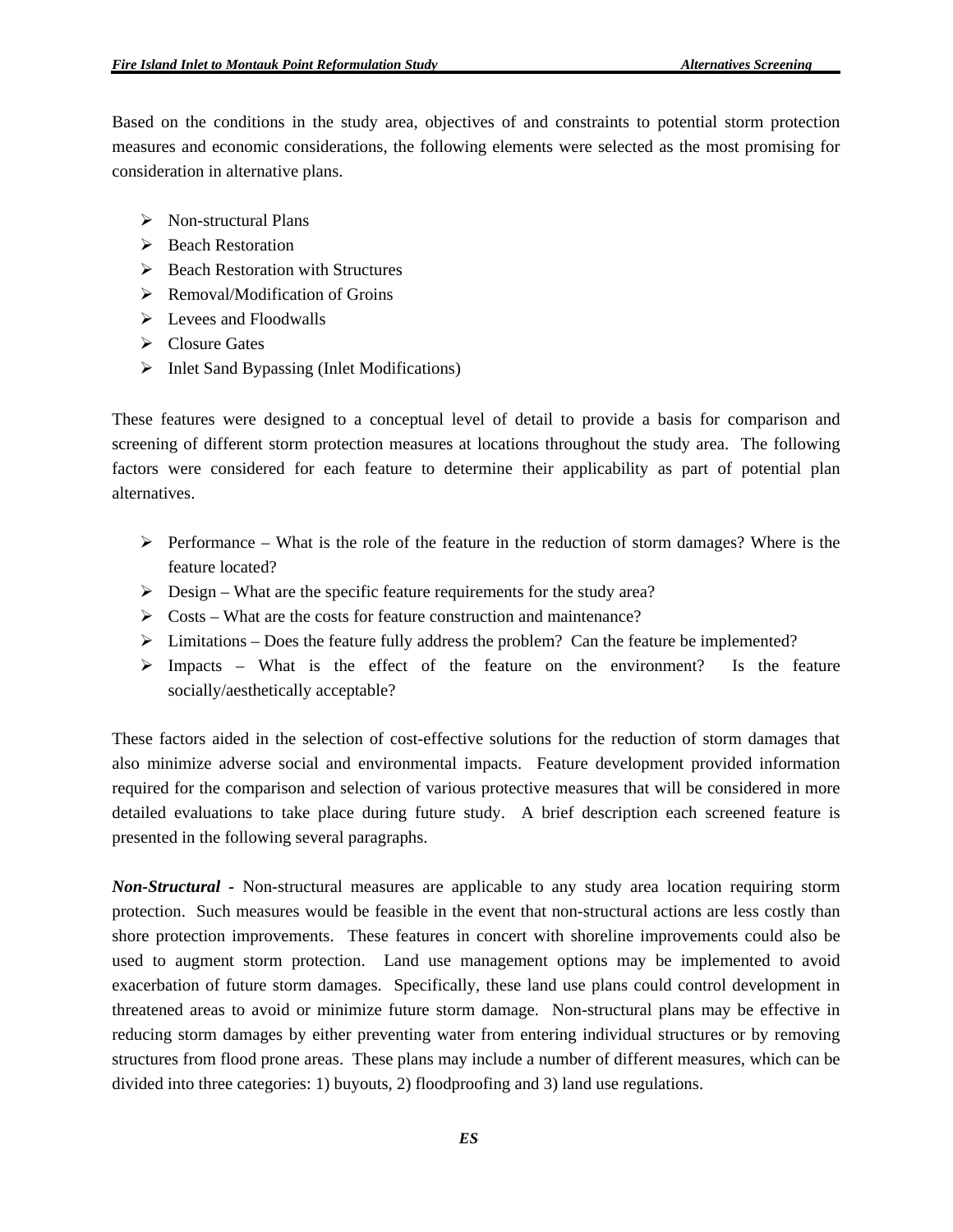Based on the conditions in the study area, objectives of and constraints to potential storm protection measures and economic considerations, the following elements were selected as the most promising for consideration in alternative plans.

- Non-structural Plans
- Beach Restoration
- Beach Restoration with Structures
- Removal/Modification of Groins
- Levees and Floodwalls
- Closure Gates
- Inlet Sand Bypassing (Inlet Modifications)

These features were designed to a conceptual level of detail to provide a basis for comparison and screening of different storm protection measures at locations throughout the study area. The following factors were considered for each feature to determine their applicability as part of potential plan alternatives.

- Performance – What is the role of the feature in the reduction of storm damages? Where is the feature located?
- Design – What are the specific feature requirements for the study area?
- Costs – What are the costs for feature construction and maintenance?
- Limitations – Does the feature fully address the problem? Can the feature be implemented?
- Impacts – What is the effect of the feature on the environment? Is the feature socially/aesthetically acceptable?

These factors aided in the selection of cost-effective solutions for the reduction of storm damages that also minimize adverse social and environmental impacts. Feature development provided information required for the comparison and selection of various protective measures that will be considered in more detailed evaluations to take place during future study. A brief description each screened feature is presented in the following several paragraphs.

***Non-Structural -*** Non-structural measures are applicable to any study area location requiring storm protection. Such measures would be feasible in the event that non-structural actions are less costly than shore protection improvements. These features in concert with shoreline improvements could also be used to augment storm protection. Land use management options may be implemented to avoid exacerbation of future storm damages. Specifically, these land use plans could control development in threatened areas to avoid or minimize future storm damage. Non-structural plans may be effective in reducing storm damages by either preventing water from entering individual structures or by removing structures from flood prone areas. These plans may include a number of different measures, which can be divided into three categories: 1) buyouts, 2) floodproofing and 3) land use regulations.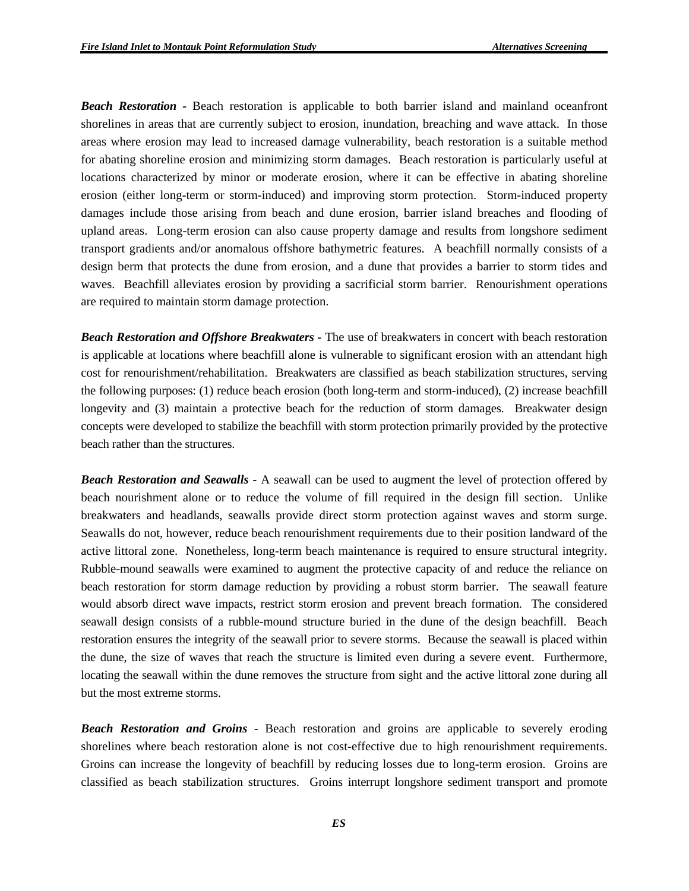***Beach Restoration*** **-** Beach restoration is applicable to both barrier island and mainland oceanfront shorelines in areas that are currently subject to erosion, inundation, breaching and wave attack. In those areas where erosion may lead to increased damage vulnerability, beach restoration is a suitable method for abating shoreline erosion and minimizing storm damages. Beach restoration is particularly useful at locations characterized by minor or moderate erosion, where it can be effective in abating shoreline erosion (either long-term or storm-induced) and improving storm protection. Storm-induced property damages include those arising from beach and dune erosion, barrier island breaches and flooding of upland areas. Long-term erosion can also cause property damage and results from longshore sediment transport gradients and/or anomalous offshore bathymetric features. A beachfill normally consists of a design berm that protects the dune from erosion, and a dune that provides a barrier to storm tides and waves. Beachfill alleviates erosion by providing a sacrificial storm barrier. Renourishment operations are required to maintain storm damage protection.

***Beach Restoration and Offshore Breakwaters*** **-** The use of breakwaters in concert with beach restoration is applicable at locations where beachfill alone is vulnerable to significant erosion with an attendant high cost for renourishment/rehabilitation. Breakwaters are classified as beach stabilization structures, serving the following purposes: (1) reduce beach erosion (both long-term and storm-induced), (2) increase beachfill longevity and (3) maintain a protective beach for the reduction of storm damages. Breakwater design concepts were developed to stabilize the beachfill with storm protection primarily provided by the protective beach rather than the structures.

***Beach Restoration and Seawalls*** **-** A seawall can be used to augment the level of protection offered by beach nourishment alone or to reduce the volume of fill required in the design fill section. Unlike breakwaters and headlands, seawalls provide direct storm protection against waves and storm surge. Seawalls do not, however, reduce beach renourishment requirements due to their position landward of the active littoral zone. Nonetheless, long-term beach maintenance is required to ensure structural integrity. Rubble-mound seawalls were examined to augment the protective capacity of and reduce the reliance on beach restoration for storm damage reduction by providing a robust storm barrier. The seawall feature would absorb direct wave impacts, restrict storm erosion and prevent breach formation. The considered seawall design consists of a rubble-mound structure buried in the dune of the design beachfill. Beach restoration ensures the integrity of the seawall prior to severe storms. Because the seawall is placed within the dune, the size of waves that reach the structure is limited even during a severe event. Furthermore, locating the seawall within the dune removes the structure from sight and the active littoral zone during all but the most extreme storms.

***Beach Restoration and Groins*** - Beach restoration and groins are applicable to severely eroding shorelines where beach restoration alone is not cost-effective due to high renourishment requirements. Groins can increase the longevity of beachfill by reducing losses due to long-term erosion. Groins are classified as beach stabilization structures. Groins interrupt longshore sediment transport and promote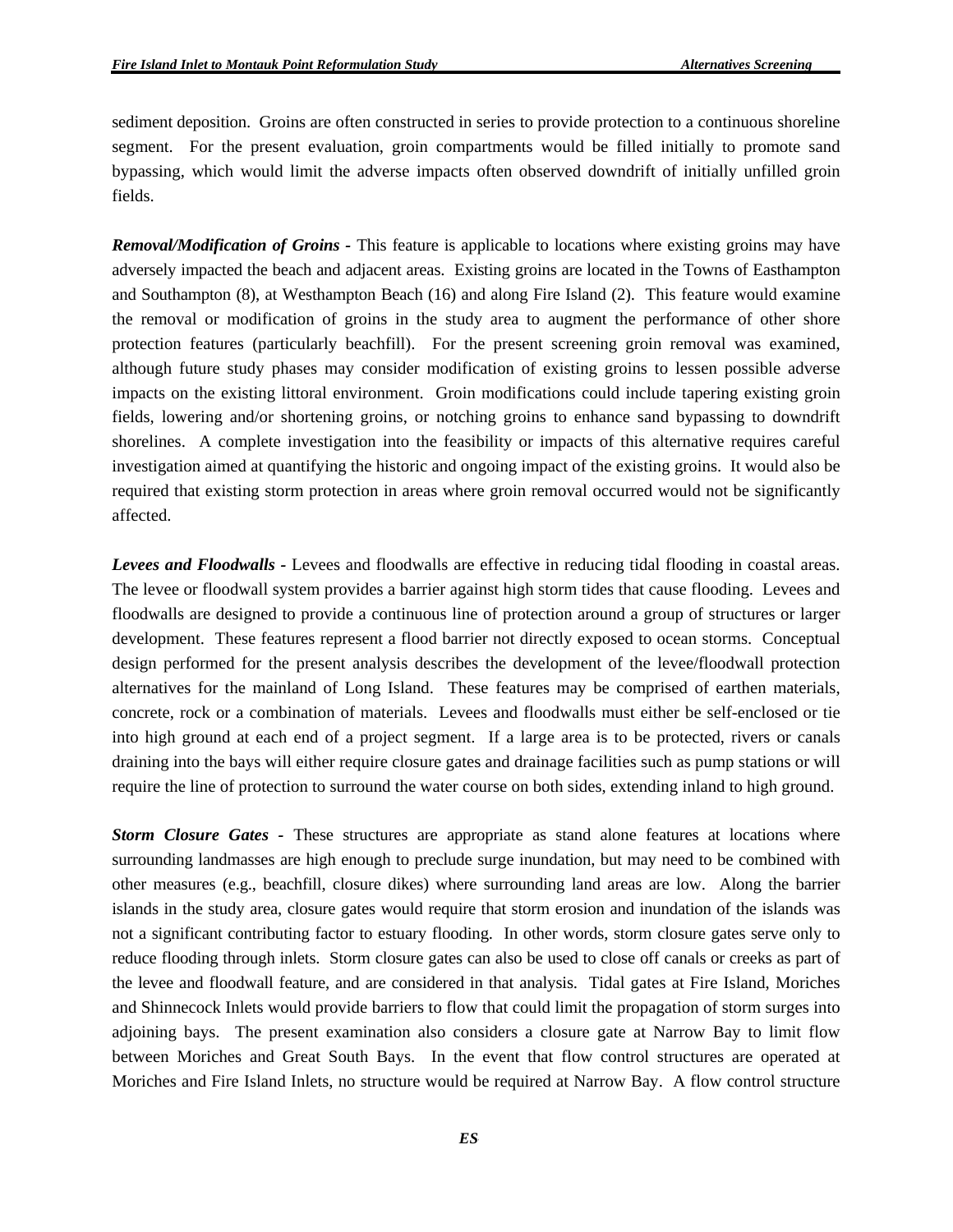sediment deposition. Groins are often constructed in series to provide protection to a continuous shoreline segment. For the present evaluation, groin compartments would be filled initially to promote sand bypassing, which would limit the adverse impacts often observed downdrift of initially unfilled groin fields.

***Removal/Modification of Groins*** **-** This feature is applicable to locations where existing groins may have adversely impacted the beach and adjacent areas. Existing groins are located in the Towns of Easthampton and Southampton (8), at Westhampton Beach (16) and along Fire Island (2). This feature would examine the removal or modification of groins in the study area to augment the performance of other shore protection features (particularly beachfill). For the present screening groin removal was examined, although future study phases may consider modification of existing groins to lessen possible adverse impacts on the existing littoral environment. Groin modifications could include tapering existing groin fields, lowering and/or shortening groins, or notching groins to enhance sand bypassing to downdrift shorelines. A complete investigation into the feasibility or impacts of this alternative requires careful investigation aimed at quantifying the historic and ongoing impact of the existing groins. It would also be required that existing storm protection in areas where groin removal occurred would not be significantly affected.

***Levees and Floodwalls*** **-** Levees and floodwalls are effective in reducing tidal flooding in coastal areas. The levee or floodwall system provides a barrier against high storm tides that cause flooding. Levees and floodwalls are designed to provide a continuous line of protection around a group of structures or larger development. These features represent a flood barrier not directly exposed to ocean storms. Conceptual design performed for the present analysis describes the development of the levee/floodwall protection alternatives for the mainland of Long Island. These features may be comprised of earthen materials, concrete, rock or a combination of materials. Levees and floodwalls must either be self-enclosed or tie into high ground at each end of a project segment. If a large area is to be protected, rivers or canals draining into the bays will either require closure gates and drainage facilities such as pump stations or will require the line of protection to surround the water course on both sides, extending inland to high ground.

***Storm Closure Gates*** **-** These structures are appropriate as stand alone features at locations where surrounding landmasses are high enough to preclude surge inundation, but may need to be combined with other measures (e.g., beachfill, closure dikes) where surrounding land areas are low. Along the barrier islands in the study area, closure gates would require that storm erosion and inundation of the islands was not a significant contributing factor to estuary flooding. In other words, storm closure gates serve only to reduce flooding through inlets. Storm closure gates can also be used to close off canals or creeks as part of the levee and floodwall feature, and are considered in that analysis. Tidal gates at Fire Island, Moriches and Shinnecock Inlets would provide barriers to flow that could limit the propagation of storm surges into adjoining bays. The present examination also considers a closure gate at Narrow Bay to limit flow between Moriches and Great South Bays. In the event that flow control structures are operated at Moriches and Fire Island Inlets, no structure would be required at Narrow Bay. A flow control structure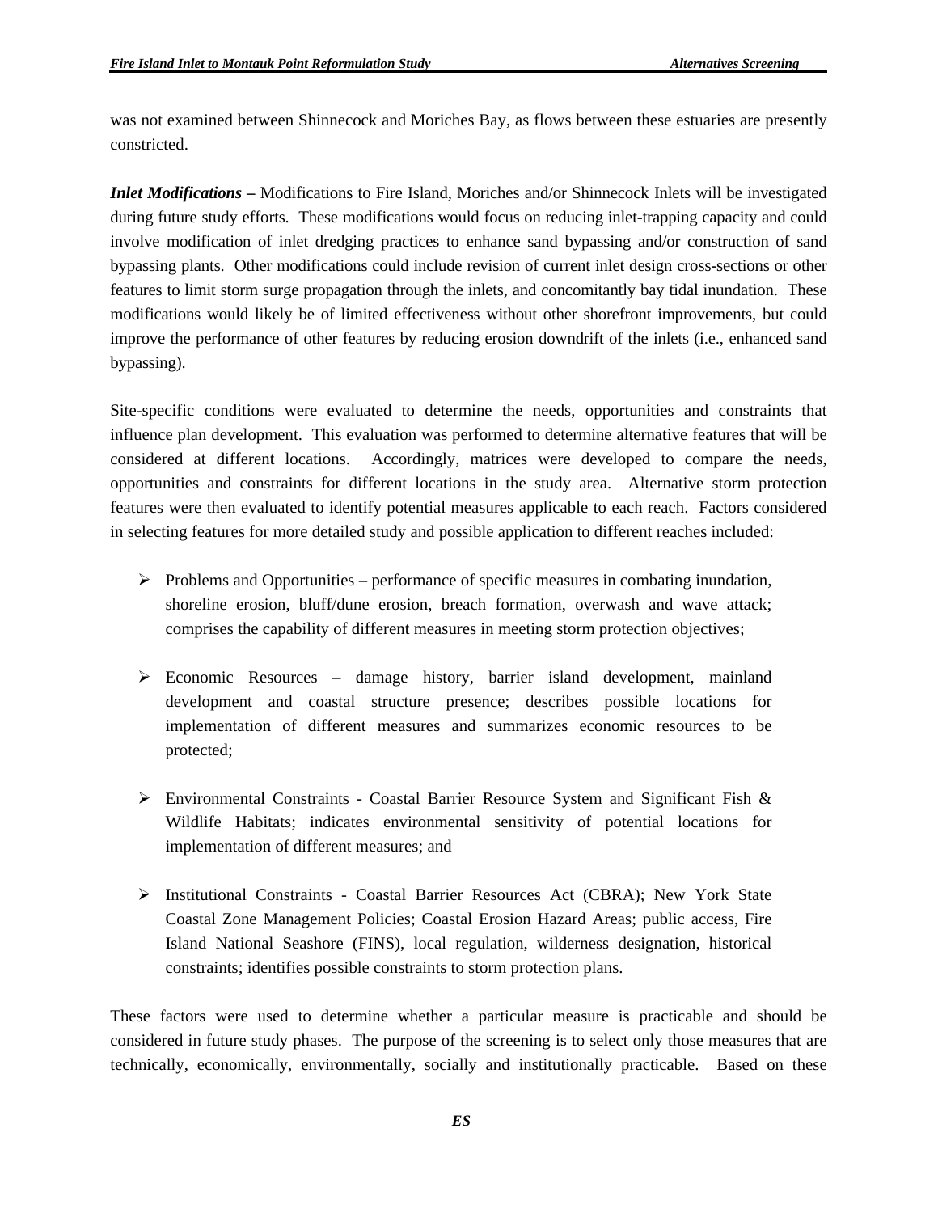was not examined between Shinnecock and Moriches Bay, as flows between these estuaries are presently constricted.

***Inlet Modifications –*** Modifications to Fire Island, Moriches and/or Shinnecock Inlets will be investigated during future study efforts. These modifications would focus on reducing inlet-trapping capacity and could involve modification of inlet dredging practices to enhance sand bypassing and/or construction of sand bypassing plants. Other modifications could include revision of current inlet design cross-sections or other features to limit storm surge propagation through the inlets, and concomitantly bay tidal inundation. These modifications would likely be of limited effectiveness without other shorefront improvements, but could improve the performance of other features by reducing erosion downdrift of the inlets (i.e., enhanced sand bypassing).

Site-specific conditions were evaluated to determine the needs, opportunities and constraints that influence plan development. This evaluation was performed to determine alternative features that will be considered at different locations. Accordingly, matrices were developed to compare the needs, opportunities and constraints for different locations in the study area. Alternative storm protection features were then evaluated to identify potential measures applicable to each reach. Factors considered in selecting features for more detailed study and possible application to different reaches included:

- Problems and Opportunities – performance of specific measures in combating inundation, shoreline erosion, bluff/dune erosion, breach formation, overwash and wave attack; comprises the capability of different measures in meeting storm protection objectives;

- Economic Resources – damage history, barrier island development, mainland development and coastal structure presence; describes possible locations for implementation of different measures and summarizes economic resources to be protected;

- Environmental Constraints - Coastal Barrier Resource System and Significant Fish & Wildlife Habitats; indicates environmental sensitivity of potential locations for implementation of different measures; and

- Institutional Constraints - Coastal Barrier Resources Act (CBRA); New York State Coastal Zone Management Policies; Coastal Erosion Hazard Areas; public access, Fire Island National Seashore (FINS), local regulation, wilderness designation, historical constraints; identifies possible constraints to storm protection plans.

These factors were used to determine whether a particular measure is practicable and should be considered in future study phases. The purpose of the screening is to select only those measures that are technically, economically, environmentally, socially and institutionally practicable. Based on these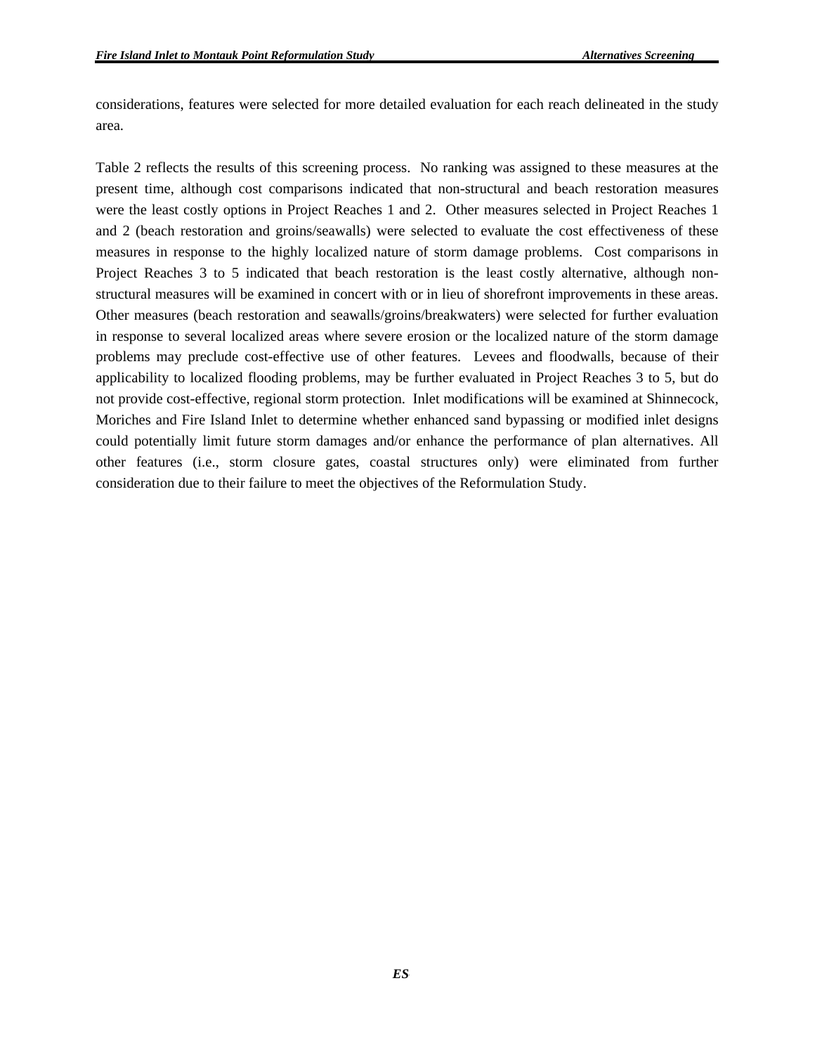considerations, features were selected for more detailed evaluation for each reach delineated in the study area.

Table 2 reflects the results of this screening process. No ranking was assigned to these measures at the present time, although cost comparisons indicated that non-structural and beach restoration measures were the least costly options in Project Reaches 1 and 2. Other measures selected in Project Reaches 1 and 2 (beach restoration and groins/seawalls) were selected to evaluate the cost effectiveness of these measures in response to the highly localized nature of storm damage problems. Cost comparisons in Project Reaches 3 to 5 indicated that beach restoration is the least costly alternative, although non-structural measures will be examined in concert with or in lieu of shorefront improvements in these areas. Other measures (beach restoration and seawalls/groins/breakwaters) were selected for further evaluation in response to several localized areas where severe erosion or the localized nature of the storm damage problems may preclude cost-effective use of other features. Levees and floodwalls, because of their applicability to localized flooding problems, may be further evaluated in Project Reaches 3 to 5, but do not provide cost-effective, regional storm protection. Inlet modifications will be examined at Shinnecock, Moriches and Fire Island Inlet to determine whether enhanced sand bypassing or modified inlet designs could potentially limit future storm damages and/or enhance the performance of plan alternatives. All other features (i.e., storm closure gates, coastal structures only) were eliminated from further consideration due to their failure to meet the objectives of the Reformulation Study.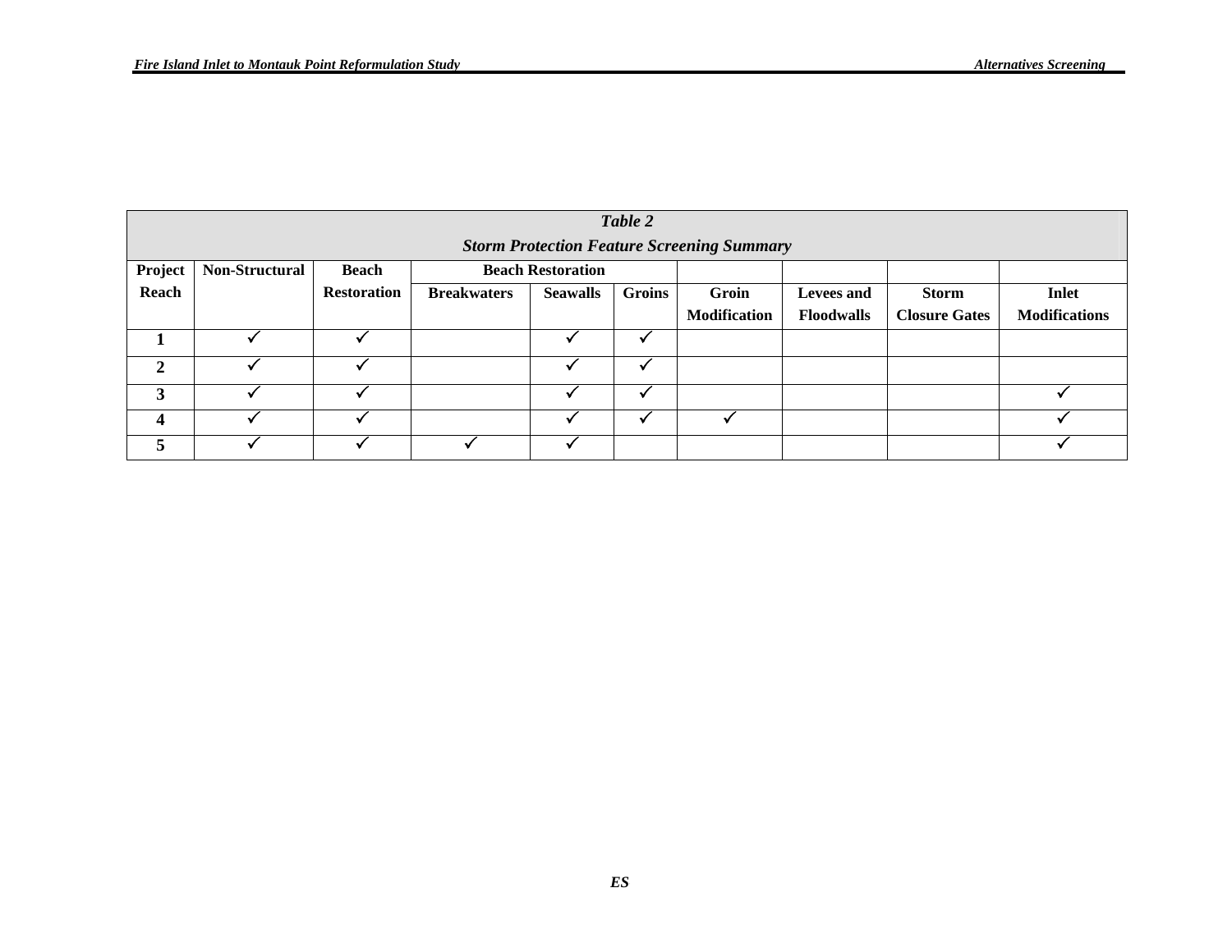| *Table 2* | | | | | | | | | |
|---|---|---|---|---|---|---|---|---|---|
| ***Storm Protection Feature Screening Summary*** | | | | | | | | | |
| **Project Reach** | **Non-Structural** | **Beach Restoration** | **Beach Restoration** | | | | | | |
| | | | **Breakwaters** | **Seawalls** | **Groins** | **Groin Modification** | **Levees and Floodwalls** | **Storm Closure Gates** | **Inlet Modifications** |
| **1** | ✓ | ✓ | | ✓ | ✓ | | | | |
| **2** | ✓ | ✓ | | ✓ | ✓ | | | | |
| **3** | ✓ | ✓ | | ✓ | ✓ | | | | ✓ |
| **4** | ✓ | ✓ | | ✓ | ✓ | ✓ | | | ✓ |
| **5** | ✓ | ✓ | ✓ | ✓ | | | | | ✓ |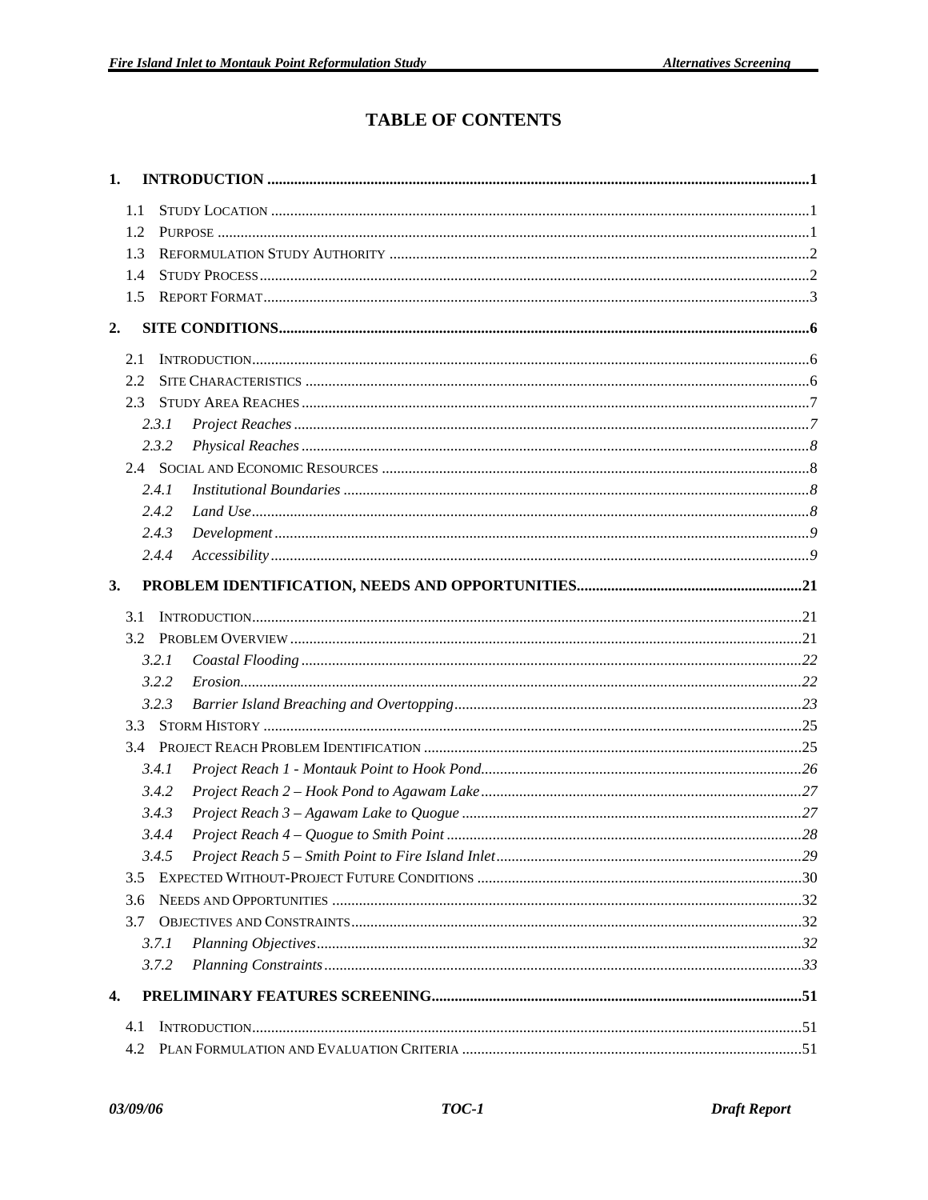# TABLE OF CONTENTS

**1. INTRODUCTION ....................................................................................................1**

- 1.1 STUDY LOCATION ....................................................................................................1
- 1.2 PURPOSE ....................................................................................................1
- 1.3 REFORMULATION STUDY AUTHORITY ....................................................................................................2
- 1.4 STUDY PROCESS ....................................................................................................2
- 1.5 REPORT FORMAT ....................................................................................................3

**2. SITE CONDITIONS ....................................................................................................6**

- 2.1 INTRODUCTION ....................................................................................................6
- 2.2 SITE CHARACTERISTICS ....................................................................................................6
- 2.3 STUDY AREA REACHES ....................................................................................................7
  - *2.3.1 Project Reaches ....................................................................................................7*
  - *2.3.2 Physical Reaches ....................................................................................................8*
- 2.4 SOCIAL AND ECONOMIC RESOURCES ....................................................................................................8
  - *2.4.1 Institutional Boundaries ....................................................................................................8*
  - *2.4.2 Land Use ....................................................................................................8*
  - *2.4.3 Development ....................................................................................................9*
  - *2.4.4 Accessibility ....................................................................................................9*

**3. PROBLEM IDENTIFICATION, NEEDS AND OPPORTUNITIES ....................................................................................................21**

- 3.1 INTRODUCTION ....................................................................................................21
- 3.2 PROBLEM OVERVIEW ....................................................................................................21
  - *3.2.1 Coastal Flooding ....................................................................................................22*
  - *3.2.2 Erosion ....................................................................................................22*
  - *3.2.3 Barrier Island Breaching and Overtopping ....................................................................................................23*
- 3.3 STORM HISTORY ....................................................................................................25
- 3.4 PROJECT REACH PROBLEM IDENTIFICATION ....................................................................................................25
  - *3.4.1 Project Reach 1 - Montauk Point to Hook Pond ....................................................................................................26*
  - *3.4.2 Project Reach 2 – Hook Pond to Agawam Lake ....................................................................................................27*
  - *3.4.3 Project Reach 3 – Agawam Lake to Quogue ....................................................................................................27*
  - *3.4.4 Project Reach 4 – Quogue to Smith Point ....................................................................................................28*
  - *3.4.5 Project Reach 5 – Smith Point to Fire Island Inlet ....................................................................................................29*
- 3.5 EXPECTED WITHOUT-PROJECT FUTURE CONDITIONS ....................................................................................................30
- 3.6 NEEDS AND OPPORTUNITIES ....................................................................................................32
- 3.7 OBJECTIVES AND CONSTRAINTS ....................................................................................................32
  - *3.7.1 Planning Objectives ....................................................................................................32*
  - *3.7.2 Planning Constraints ....................................................................................................33*

**4. PRELIMINARY FEATURES SCREENING ....................................................................................................51**

- 4.1 INTRODUCTION ....................................................................................................51
- 4.2 PLAN FORMULATION AND EVALUATION CRITERIA ....................................................................................................51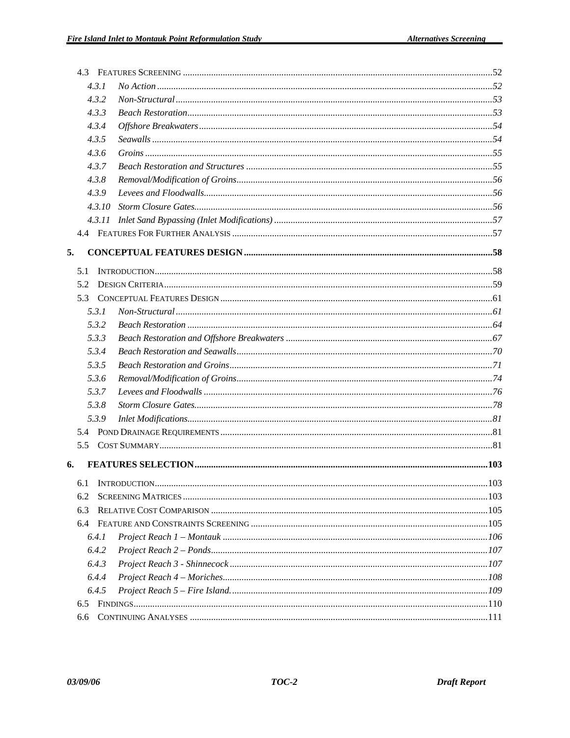4.3 Features Screening ....52

*4.3.1 No Action* ....52

*4.3.2 Non-Structural* ....53

*4.3.3 Beach Restoration* ....53

*4.3.4 Offshore Breakwaters* ....54

*4.3.5 Seawalls* ....54

*4.3.6 Groins* ....55

*4.3.7 Beach Restoration and Structures* ....55

*4.3.8 Removal/Modification of Groins* ....56

*4.3.9 Levees and Floodwalls* ....56

*4.3.10 Storm Closure Gates* ....56

*4.3.11 Inlet Sand Bypassing (Inlet Modifications)* ....57

4.4 Features For Further Analysis ....57

**5. CONCEPTUAL FEATURES DESIGN ....58**

5.1 Introduction ....58

5.2 Design Criteria ....59

5.3 Conceptual Features Design ....61

*5.3.1 Non-Structural* ....61

*5.3.2 Beach Restoration* ....64

*5.3.3 Beach Restoration and Offshore Breakwaters* ....67

*5.3.4 Beach Restoration and Seawalls* ....70

*5.3.5 Beach Restoration and Groins* ....71

*5.3.6 Removal/Modification of Groins* ....74

*5.3.7 Levees and Floodwalls* ....76

*5.3.8 Storm Closure Gates* ....78

*5.3.9 Inlet Modifications* ....81

5.4 Pond Drainage Requirements ....81

5.5 Cost Summary ....81

**6. FEATURES SELECTION ....103**

6.1 Introduction ....103

6.2 Screening Matrices ....103

6.3 Relative Cost Comparison ....105

6.4 Feature and Constraints Screening ....105

*6.4.1 Project Reach 1 – Montauk* ....106

*6.4.2 Project Reach 2 – Ponds* ....107

*6.4.3 Project Reach 3 - Shinnecock* ....107

*6.4.4 Project Reach 4 – Moriches* ....108

*6.4.5 Project Reach 5 – Fire Island.* ....109

6.5 Findings ....110

6.6 Continuing Analyses ....111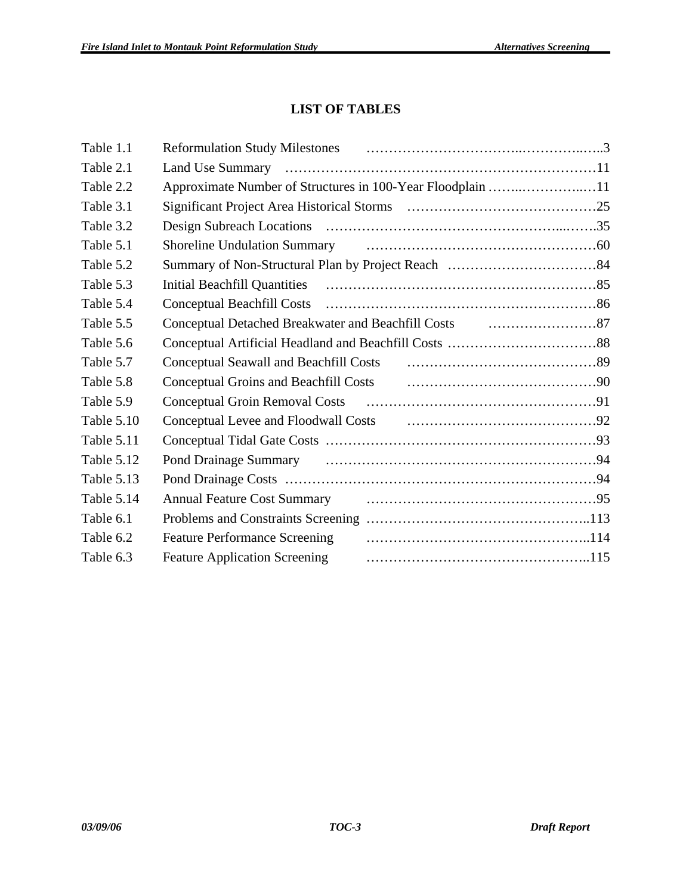# LIST OF TABLES

| Table | Title | Page |
|---|---|---|
| Table 1.1 | Reformulation Study Milestones | 3 |
| Table 2.1 | Land Use Summary | 11 |
| Table 2.2 | Approximate Number of Structures in 100-Year Floodplain | 11 |
| Table 3.1 | Significant Project Area Historical Storms | 25 |
| Table 3.2 | Design Subreach Locations | 35 |
| Table 5.1 | Shoreline Undulation Summary | 60 |
| Table 5.2 | Summary of Non-Structural Plan by Project Reach | 84 |
| Table 5.3 | Initial Beachfill Quantities | 85 |
| Table 5.4 | Conceptual Beachfill Costs | 86 |
| Table 5.5 | Conceptual Detached Breakwater and Beachfill Costs | 87 |
| Table 5.6 | Conceptual Artificial Headland and Beachfill Costs | 88 |
| Table 5.7 | Conceptual Seawall and Beachfill Costs | 89 |
| Table 5.8 | Conceptual Groins and Beachfill Costs | 90 |
| Table 5.9 | Conceptual Groin Removal Costs | 91 |
| Table 5.10 | Conceptual Levee and Floodwall Costs | 92 |
| Table 5.11 | Conceptual Tidal Gate Costs | 93 |
| Table 5.12 | Pond Drainage Summary | 94 |
| Table 5.13 | Pond Drainage Costs | 94 |
| Table 5.14 | Annual Feature Cost Summary | 95 |
| Table 6.1 | Problems and Constraints Screening | 113 |
| Table 6.2 | Feature Performance Screening | 114 |
| Table 6.3 | Feature Application Screening | 115 |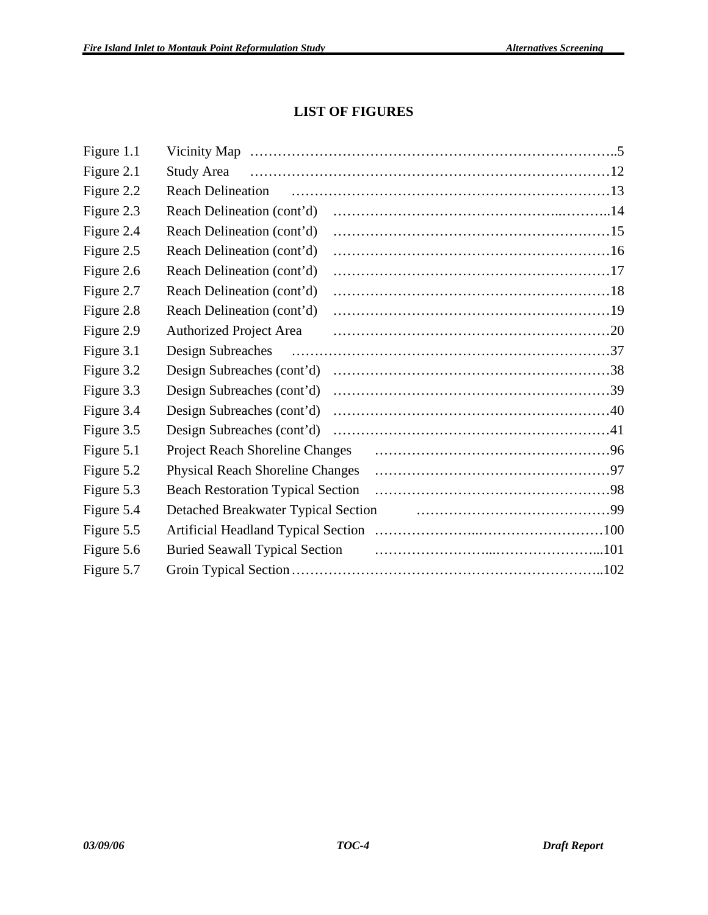# LIST OF FIGURES

| | | |
|---|---|---|
| Figure 1.1 | Vicinity Map | 5 |
| Figure 2.1 | Study Area | 12 |
| Figure 2.2 | Reach Delineation | 13 |
| Figure 2.3 | Reach Delineation (cont'd) | 14 |
| Figure 2.4 | Reach Delineation (cont'd) | 15 |
| Figure 2.5 | Reach Delineation (cont'd) | 16 |
| Figure 2.6 | Reach Delineation (cont'd) | 17 |
| Figure 2.7 | Reach Delineation (cont'd) | 18 |
| Figure 2.8 | Reach Delineation (cont'd) | 19 |
| Figure 2.9 | Authorized Project Area | 20 |
| Figure 3.1 | Design Subreaches | 37 |
| Figure 3.2 | Design Subreaches (cont'd) | 38 |
| Figure 3.3 | Design Subreaches (cont'd) | 39 |
| Figure 3.4 | Design Subreaches (cont'd) | 40 |
| Figure 3.5 | Design Subreaches (cont'd) | 41 |
| Figure 5.1 | Project Reach Shoreline Changes | 96 |
| Figure 5.2 | Physical Reach Shoreline Changes | 97 |
| Figure 5.3 | Beach Restoration Typical Section | 98 |
| Figure 5.4 | Detached Breakwater Typical Section | 99 |
| Figure 5.5 | Artificial Headland Typical Section | 100 |
| Figure 5.6 | Buried Seawall Typical Section | 101 |
| Figure 5.7 | Groin Typical Section | 102 |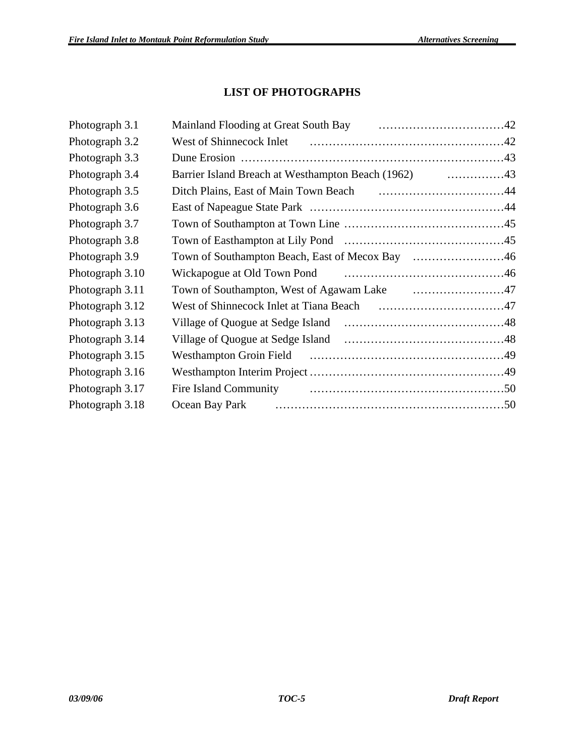## LIST OF PHOTOGRAPHS

| | | |
|---|---|---|
| Photograph 3.1 | Mainland Flooding at Great South Bay | 42 |
| Photograph 3.2 | West of Shinnecock Inlet | 42 |
| Photograph 3.3 | Dune Erosion | 43 |
| Photograph 3.4 | Barrier Island Breach at Westhampton Beach (1962) | 43 |
| Photograph 3.5 | Ditch Plains, East of Main Town Beach | 44 |
| Photograph 3.6 | East of Napeague State Park | 44 |
| Photograph 3.7 | Town of Southampton at Town Line | 45 |
| Photograph 3.8 | Town of Easthampton at Lily Pond | 45 |
| Photograph 3.9 | Town of Southampton Beach, East of Mecox Bay | 46 |
| Photograph 3.10 | Wickapogue at Old Town Pond | 46 |
| Photograph 3.11 | Town of Southampton, West of Agawam Lake | 47 |
| Photograph 3.12 | West of Shinnecock Inlet at Tiana Beach | 47 |
| Photograph 3.13 | Village of Quogue at Sedge Island | 48 |
| Photograph 3.14 | Village of Quogue at Sedge Island | 48 |
| Photograph 3.15 | Westhampton Groin Field | 49 |
| Photograph 3.16 | Westhampton Interim Project | 49 |
| Photograph 3.17 | Fire Island Community | 50 |
| Photograph 3.18 | Ocean Bay Park | 50 |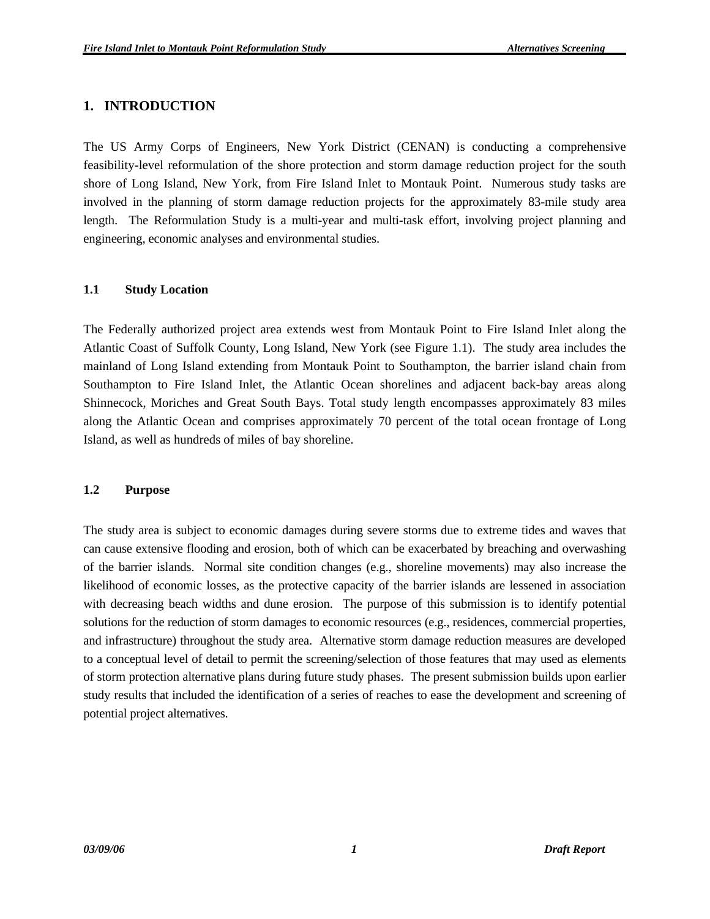# 1. INTRODUCTION

The US Army Corps of Engineers, New York District (CENAN) is conducting a comprehensive feasibility-level reformulation of the shore protection and storm damage reduction project for the south shore of Long Island, New York, from Fire Island Inlet to Montauk Point. Numerous study tasks are involved in the planning of storm damage reduction projects for the approximately 83-mile study area length. The Reformulation Study is a multi-year and multi-task effort, involving project planning and engineering, economic analyses and environmental studies.

## 1.1 Study Location

The Federally authorized project area extends west from Montauk Point to Fire Island Inlet along the Atlantic Coast of Suffolk County, Long Island, New York (see Figure 1.1). The study area includes the mainland of Long Island extending from Montauk Point to Southampton, the barrier island chain from Southampton to Fire Island Inlet, the Atlantic Ocean shorelines and adjacent back-bay areas along Shinnecock, Moriches and Great South Bays. Total study length encompasses approximately 83 miles along the Atlantic Ocean and comprises approximately 70 percent of the total ocean frontage of Long Island, as well as hundreds of miles of bay shoreline.

## 1.2 Purpose

The study area is subject to economic damages during severe storms due to extreme tides and waves that can cause extensive flooding and erosion, both of which can be exacerbated by breaching and overwashing of the barrier islands. Normal site condition changes (e.g., shoreline movements) may also increase the likelihood of economic losses, as the protective capacity of the barrier islands are lessened in association with decreasing beach widths and dune erosion. The purpose of this submission is to identify potential solutions for the reduction of storm damages to economic resources (e.g., residences, commercial properties, and infrastructure) throughout the study area. Alternative storm damage reduction measures are developed to a conceptual level of detail to permit the screening/selection of those features that may used as elements of storm protection alternative plans during future study phases. The present submission builds upon earlier study results that included the identification of a series of reaches to ease the development and screening of potential project alternatives.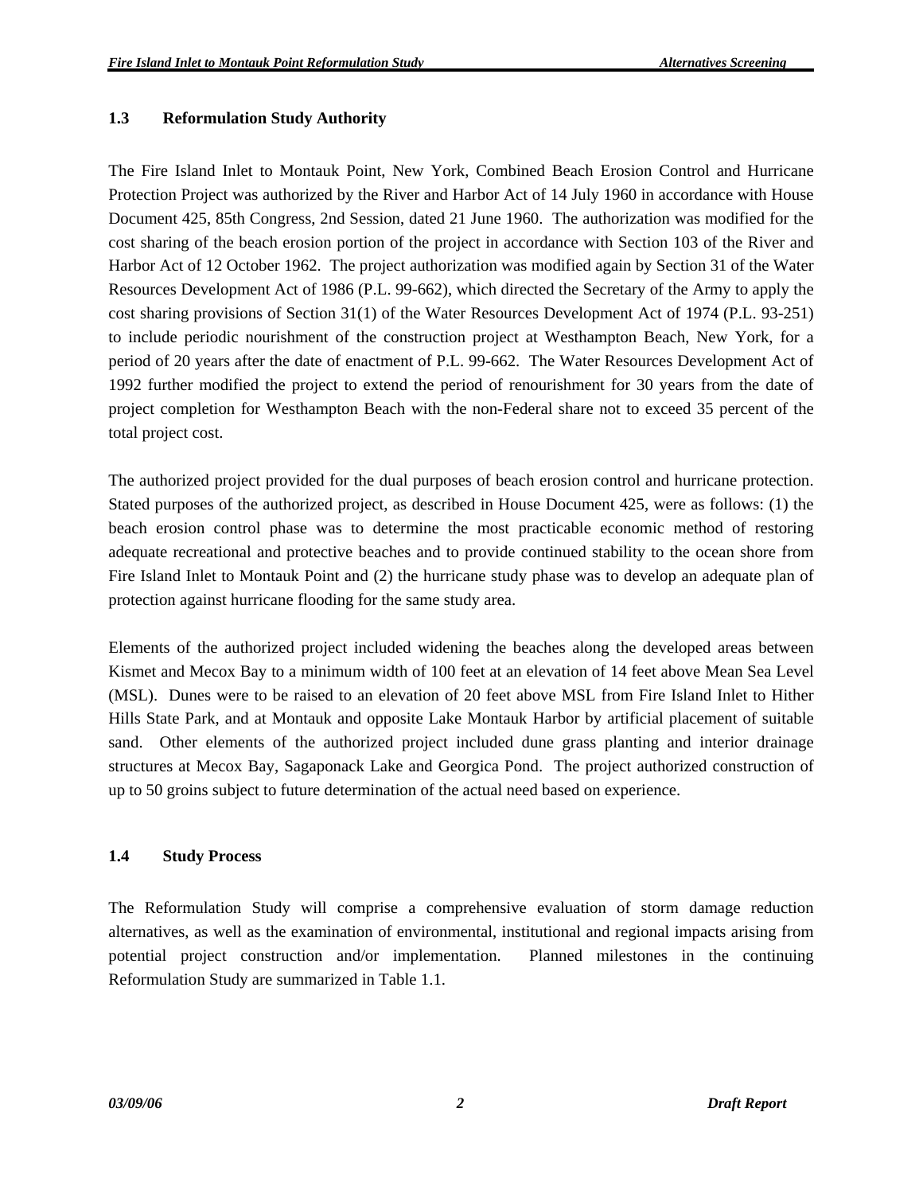## 1.3 Reformulation Study Authority

The Fire Island Inlet to Montauk Point, New York, Combined Beach Erosion Control and Hurricane Protection Project was authorized by the River and Harbor Act of 14 July 1960 in accordance with House Document 425, 85th Congress, 2nd Session, dated 21 June 1960. The authorization was modified for the cost sharing of the beach erosion portion of the project in accordance with Section 103 of the River and Harbor Act of 12 October 1962. The project authorization was modified again by Section 31 of the Water Resources Development Act of 1986 (P.L. 99-662), which directed the Secretary of the Army to apply the cost sharing provisions of Section 31(1) of the Water Resources Development Act of 1974 (P.L. 93-251) to include periodic nourishment of the construction project at Westhampton Beach, New York, for a period of 20 years after the date of enactment of P.L. 99-662. The Water Resources Development Act of 1992 further modified the project to extend the period of renourishment for 30 years from the date of project completion for Westhampton Beach with the non-Federal share not to exceed 35 percent of the total project cost.

The authorized project provided for the dual purposes of beach erosion control and hurricane protection. Stated purposes of the authorized project, as described in House Document 425, were as follows: (1) the beach erosion control phase was to determine the most practicable economic method of restoring adequate recreational and protective beaches and to provide continued stability to the ocean shore from Fire Island Inlet to Montauk Point and (2) the hurricane study phase was to develop an adequate plan of protection against hurricane flooding for the same study area.

Elements of the authorized project included widening the beaches along the developed areas between Kismet and Mecox Bay to a minimum width of 100 feet at an elevation of 14 feet above Mean Sea Level (MSL). Dunes were to be raised to an elevation of 20 feet above MSL from Fire Island Inlet to Hither Hills State Park, and at Montauk and opposite Lake Montauk Harbor by artificial placement of suitable sand. Other elements of the authorized project included dune grass planting and interior drainage structures at Mecox Bay, Sagaponack Lake and Georgica Pond. The project authorized construction of up to 50 groins subject to future determination of the actual need based on experience.

## 1.4 Study Process

The Reformulation Study will comprise a comprehensive evaluation of storm damage reduction alternatives, as well as the examination of environmental, institutional and regional impacts arising from potential project construction and/or implementation. Planned milestones in the continuing Reformulation Study are summarized in Table 1.1.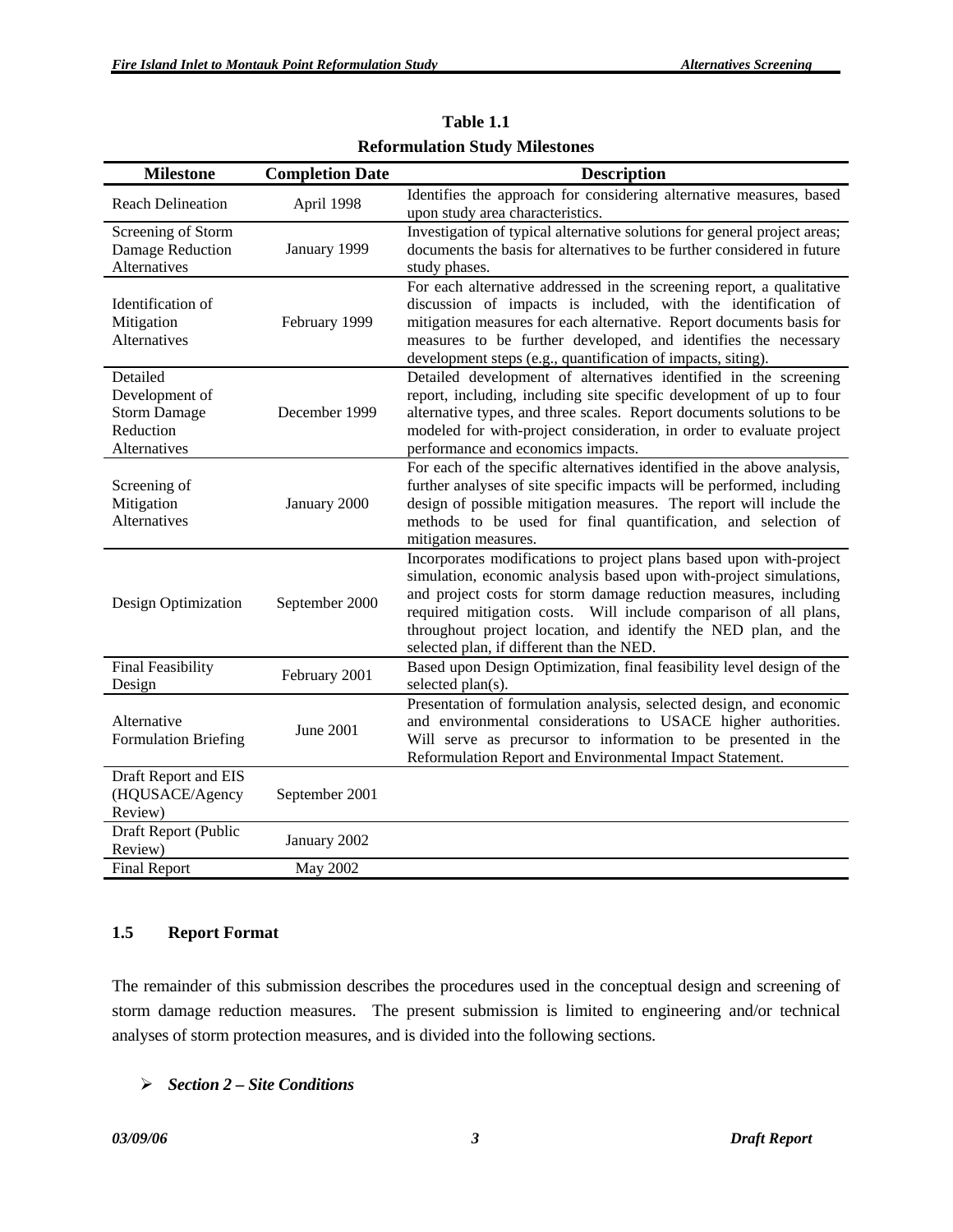**Table 1.1**

**Reformulation Study Milestones**

| Milestone | Completion Date | Description |
|---|---|---|
| Reach Delineation | April 1998 | Identifies the approach for considering alternative measures, based upon study area characteristics. |
| Screening of Storm Damage Reduction Alternatives | January 1999 | Investigation of typical alternative solutions for general project areas; documents the basis for alternatives to be further considered in future study phases. |
| Identification of Mitigation Alternatives | February 1999 | For each alternative addressed in the screening report, a qualitative discussion of impacts is included, with the identification of mitigation measures for each alternative. Report documents basis for measures to be further developed, and identifies the necessary development steps (e.g., quantification of impacts, siting). |
| Detailed Development of Storm Damage Reduction Alternatives | December 1999 | Detailed development of alternatives identified in the screening report, including, including site specific development of up to four alternative types, and three scales. Report documents solutions to be modeled for with-project consideration, in order to evaluate project performance and economics impacts. |
| Screening of Mitigation Alternatives | January 2000 | For each of the specific alternatives identified in the above analysis, further analyses of site specific impacts will be performed, including design of possible mitigation measures. The report will include the methods to be used for final quantification, and selection of mitigation measures. |
| Design Optimization | September 2000 | Incorporates modifications to project plans based upon with-project simulation, economic analysis based upon with-project simulations, and project costs for storm damage reduction measures, including required mitigation costs. Will include comparison of all plans, throughout project location, and identify the NED plan, and the selected plan, if different than the NED. |
| Final Feasibility Design | February 2001 | Based upon Design Optimization, final feasibility level design of the selected plan(s). |
| Alternative Formulation Briefing | June 2001 | Presentation of formulation analysis, selected design, and economic and environmental considerations to USACE higher authorities. Will serve as precursor to information to be presented in the Reformulation Report and Environmental Impact Statement. |
| Draft Report and EIS (HQUSACE/Agency Review) | September 2001 | |
| Draft Report (Public Review) | January 2002 | |
| Final Report | May 2002 | |

### 1.5 Report Format

The remainder of this submission describes the procedures used in the conceptual design and screening of storm damage reduction measures. The present submission is limited to engineering and/or technical analyses of storm protection measures, and is divided into the following sections.

- ***Section 2 – Site Conditions***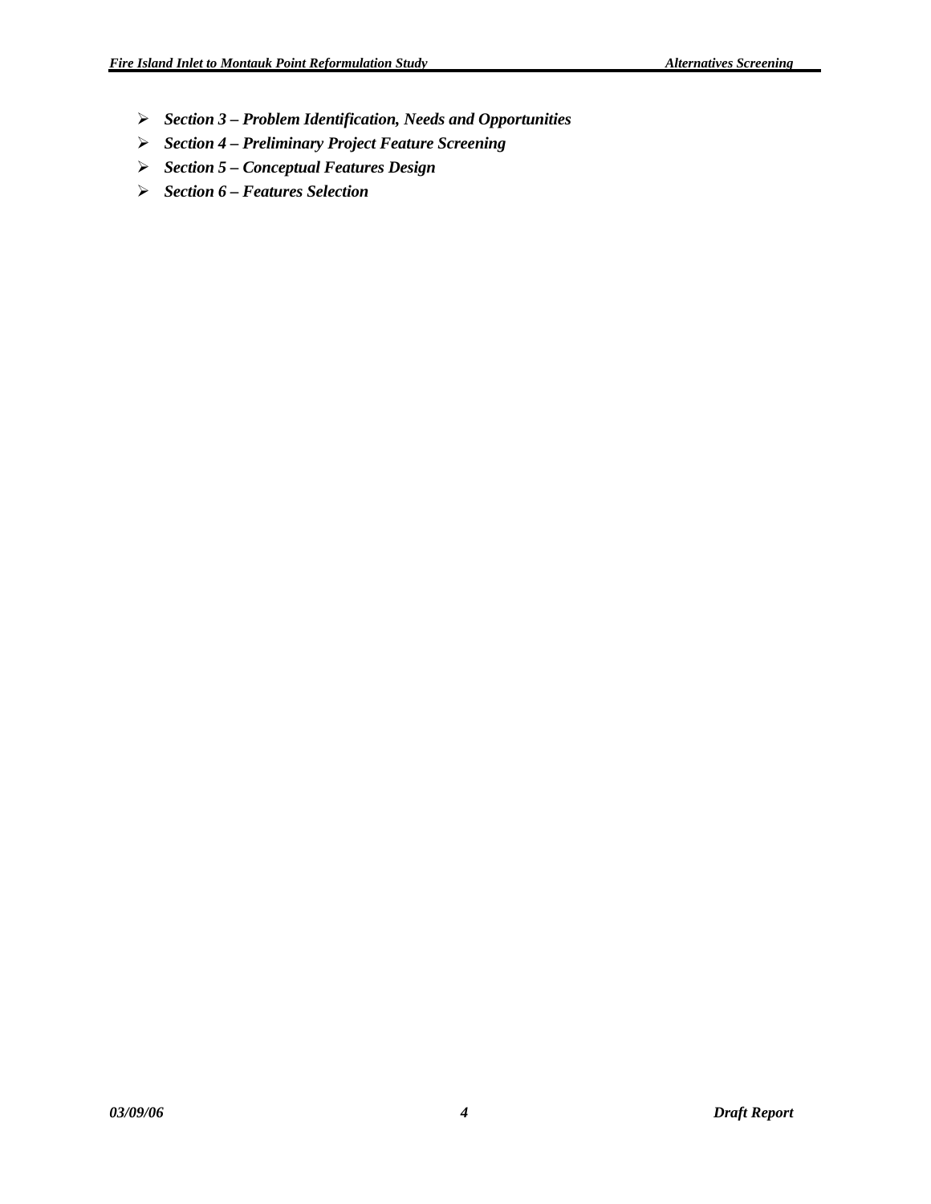- ***Section 3 – Problem Identification, Needs and Opportunities***
- ***Section 4 – Preliminary Project Feature Screening***
- ***Section 5 – Conceptual Features Design***
- ***Section 6 – Features Selection***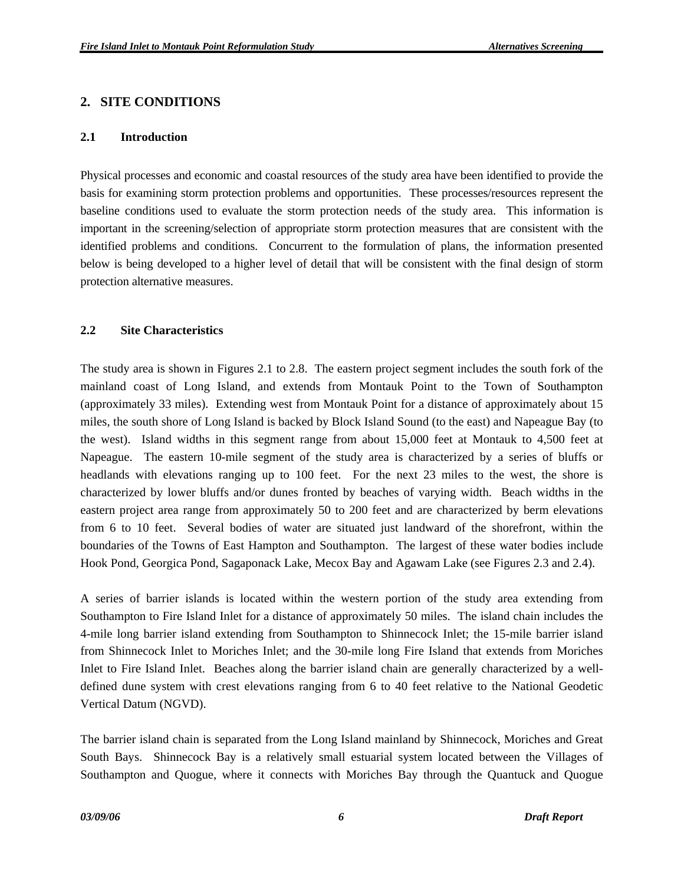## 2. SITE CONDITIONS

### 2.1 Introduction

Physical processes and economic and coastal resources of the study area have been identified to provide the basis for examining storm protection problems and opportunities. These processes/resources represent the baseline conditions used to evaluate the storm protection needs of the study area. This information is important in the screening/selection of appropriate storm protection measures that are consistent with the identified problems and conditions. Concurrent to the formulation of plans, the information presented below is being developed to a higher level of detail that will be consistent with the final design of storm protection alternative measures.

### 2.2 Site Characteristics

The study area is shown in Figures 2.1 to 2.8. The eastern project segment includes the south fork of the mainland coast of Long Island, and extends from Montauk Point to the Town of Southampton (approximately 33 miles). Extending west from Montauk Point for a distance of approximately about 15 miles, the south shore of Long Island is backed by Block Island Sound (to the east) and Napeague Bay (to the west). Island widths in this segment range from about 15,000 feet at Montauk to 4,500 feet at Napeague. The eastern 10-mile segment of the study area is characterized by a series of bluffs or headlands with elevations ranging up to 100 feet. For the next 23 miles to the west, the shore is characterized by lower bluffs and/or dunes fronted by beaches of varying width. Beach widths in the eastern project area range from approximately 50 to 200 feet and are characterized by berm elevations from 6 to 10 feet. Several bodies of water are situated just landward of the shorefront, within the boundaries of the Towns of East Hampton and Southampton. The largest of these water bodies include Hook Pond, Georgica Pond, Sagaponack Lake, Mecox Bay and Agawam Lake (see Figures 2.3 and 2.4).

A series of barrier islands is located within the western portion of the study area extending from Southampton to Fire Island Inlet for a distance of approximately 50 miles. The island chain includes the 4-mile long barrier island extending from Southampton to Shinnecock Inlet; the 15-mile barrier island from Shinnecock Inlet to Moriches Inlet; and the 30-mile long Fire Island that extends from Moriches Inlet to Fire Island Inlet. Beaches along the barrier island chain are generally characterized by a well-defined dune system with crest elevations ranging from 6 to 40 feet relative to the National Geodetic Vertical Datum (NGVD).

The barrier island chain is separated from the Long Island mainland by Shinnecock, Moriches and Great South Bays. Shinnecock Bay is a relatively small estuarial system located between the Villages of Southampton and Quogue, where it connects with Moriches Bay through the Quantuck and Quogue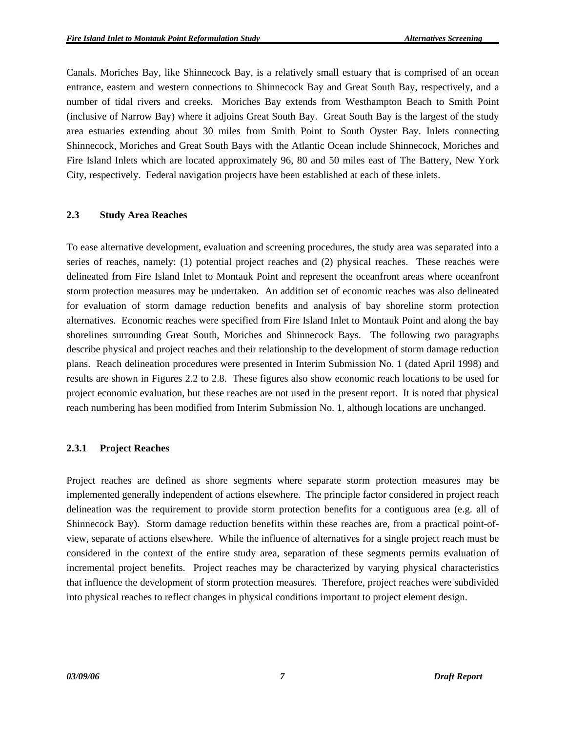Canals. Moriches Bay, like Shinnecock Bay, is a relatively small estuary that is comprised of an ocean entrance, eastern and western connections to Shinnecock Bay and Great South Bay, respectively, and a number of tidal rivers and creeks. Moriches Bay extends from Westhampton Beach to Smith Point (inclusive of Narrow Bay) where it adjoins Great South Bay. Great South Bay is the largest of the study area estuaries extending about 30 miles from Smith Point to South Oyster Bay. Inlets connecting Shinnecock, Moriches and Great South Bays with the Atlantic Ocean include Shinnecock, Moriches and Fire Island Inlets which are located approximately 96, 80 and 50 miles east of The Battery, New York City, respectively. Federal navigation projects have been established at each of these inlets.

### 2.3 Study Area Reaches

To ease alternative development, evaluation and screening procedures, the study area was separated into a series of reaches, namely: (1) potential project reaches and (2) physical reaches. These reaches were delineated from Fire Island Inlet to Montauk Point and represent the oceanfront areas where oceanfront storm protection measures may be undertaken. An addition set of economic reaches was also delineated for evaluation of storm damage reduction benefits and analysis of bay shoreline storm protection alternatives. Economic reaches were specified from Fire Island Inlet to Montauk Point and along the bay shorelines surrounding Great South, Moriches and Shinnecock Bays. The following two paragraphs describe physical and project reaches and their relationship to the development of storm damage reduction plans. Reach delineation procedures were presented in Interim Submission No. 1 (dated April 1998) and results are shown in Figures 2.2 to 2.8. These figures also show economic reach locations to be used for project economic evaluation, but these reaches are not used in the present report. It is noted that physical reach numbering has been modified from Interim Submission No. 1, although locations are unchanged.

#### 2.3.1 Project Reaches

Project reaches are defined as shore segments where separate storm protection measures may be implemented generally independent of actions elsewhere. The principle factor considered in project reach delineation was the requirement to provide storm protection benefits for a contiguous area (e.g. all of Shinnecock Bay). Storm damage reduction benefits within these reaches are, from a practical point-of-view, separate of actions elsewhere. While the influence of alternatives for a single project reach must be considered in the context of the entire study area, separation of these segments permits evaluation of incremental project benefits. Project reaches may be characterized by varying physical characteristics that influence the development of storm protection measures. Therefore, project reaches were subdivided into physical reaches to reflect changes in physical conditions important to project element design.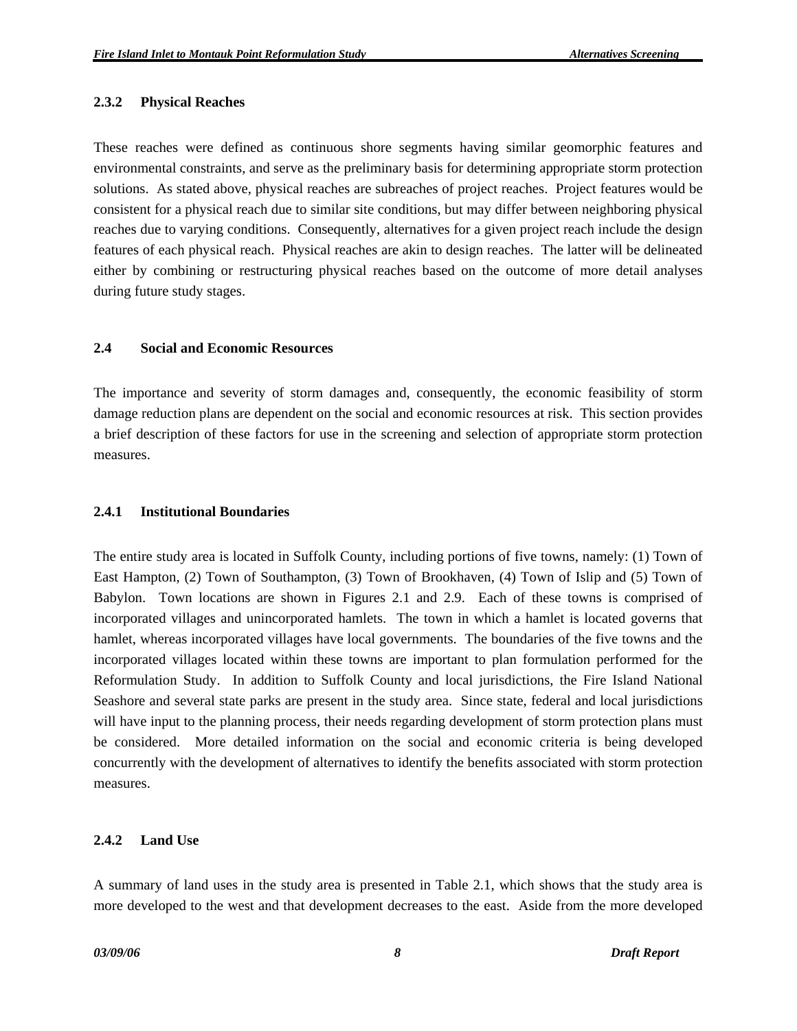### 2.3.2 Physical Reaches

These reaches were defined as continuous shore segments having similar geomorphic features and environmental constraints, and serve as the preliminary basis for determining appropriate storm protection solutions. As stated above, physical reaches are subreaches of project reaches. Project features would be consistent for a physical reach due to similar site conditions, but may differ between neighboring physical reaches due to varying conditions. Consequently, alternatives for a given project reach include the design features of each physical reach. Physical reaches are akin to design reaches. The latter will be delineated either by combining or restructuring physical reaches based on the outcome of more detail analyses during future study stages.

## 2.4 Social and Economic Resources

The importance and severity of storm damages and, consequently, the economic feasibility of storm damage reduction plans are dependent on the social and economic resources at risk. This section provides a brief description of these factors for use in the screening and selection of appropriate storm protection measures.

### 2.4.1 Institutional Boundaries

The entire study area is located in Suffolk County, including portions of five towns, namely: (1) Town of East Hampton, (2) Town of Southampton, (3) Town of Brookhaven, (4) Town of Islip and (5) Town of Babylon. Town locations are shown in Figures 2.1 and 2.9. Each of these towns is comprised of incorporated villages and unincorporated hamlets. The town in which a hamlet is located governs that hamlet, whereas incorporated villages have local governments. The boundaries of the five towns and the incorporated villages located within these towns are important to plan formulation performed for the Reformulation Study. In addition to Suffolk County and local jurisdictions, the Fire Island National Seashore and several state parks are present in the study area. Since state, federal and local jurisdictions will have input to the planning process, their needs regarding development of storm protection plans must be considered. More detailed information on the social and economic criteria is being developed concurrently with the development of alternatives to identify the benefits associated with storm protection measures.

### 2.4.2 Land Use

A summary of land uses in the study area is presented in Table 2.1, which shows that the study area is more developed to the west and that development decreases to the east. Aside from the more developed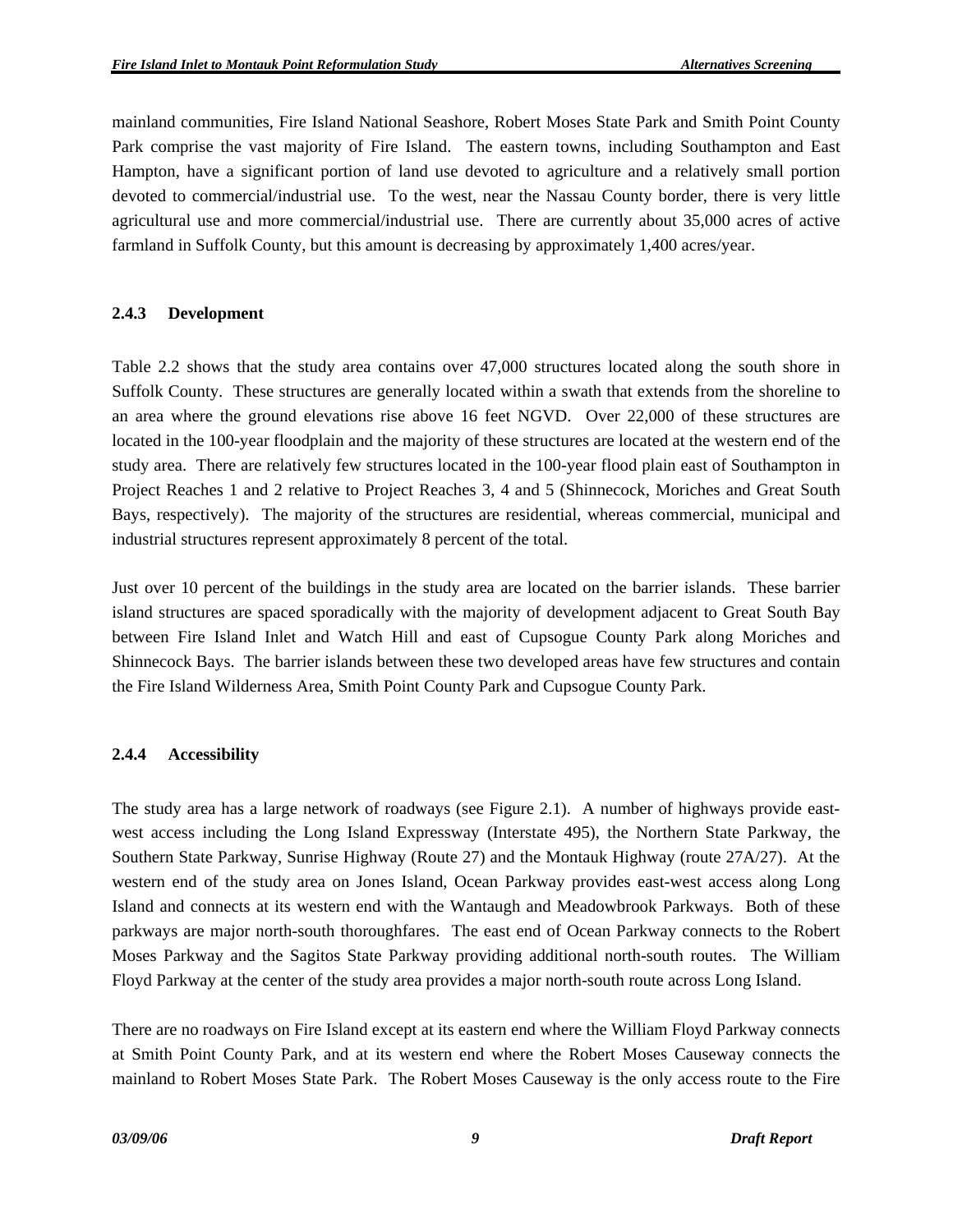mainland communities, Fire Island National Seashore, Robert Moses State Park and Smith Point County Park comprise the vast majority of Fire Island. The eastern towns, including Southampton and East Hampton, have a significant portion of land use devoted to agriculture and a relatively small portion devoted to commercial/industrial use. To the west, near the Nassau County border, there is very little agricultural use and more commercial/industrial use. There are currently about 35,000 acres of active farmland in Suffolk County, but this amount is decreasing by approximately 1,400 acres/year.

### 2.4.3 Development

Table 2.2 shows that the study area contains over 47,000 structures located along the south shore in Suffolk County. These structures are generally located within a swath that extends from the shoreline to an area where the ground elevations rise above 16 feet NGVD. Over 22,000 of these structures are located in the 100-year floodplain and the majority of these structures are located at the western end of the study area. There are relatively few structures located in the 100-year flood plain east of Southampton in Project Reaches 1 and 2 relative to Project Reaches 3, 4 and 5 (Shinnecock, Moriches and Great South Bays, respectively). The majority of the structures are residential, whereas commercial, municipal and industrial structures represent approximately 8 percent of the total.

Just over 10 percent of the buildings in the study area are located on the barrier islands. These barrier island structures are spaced sporadically with the majority of development adjacent to Great South Bay between Fire Island Inlet and Watch Hill and east of Cupsogue County Park along Moriches and Shinnecock Bays. The barrier islands between these two developed areas have few structures and contain the Fire Island Wilderness Area, Smith Point County Park and Cupsogue County Park.

### 2.4.4 Accessibility

The study area has a large network of roadways (see Figure 2.1). A number of highways provide east-west access including the Long Island Expressway (Interstate 495), the Northern State Parkway, the Southern State Parkway, Sunrise Highway (Route 27) and the Montauk Highway (route 27A/27). At the western end of the study area on Jones Island, Ocean Parkway provides east-west access along Long Island and connects at its western end with the Wantaugh and Meadowbrook Parkways. Both of these parkways are major north-south thoroughfares. The east end of Ocean Parkway connects to the Robert Moses Parkway and the Sagitos State Parkway providing additional north-south routes. The William Floyd Parkway at the center of the study area provides a major north-south route across Long Island.

There are no roadways on Fire Island except at its eastern end where the William Floyd Parkway connects at Smith Point County Park, and at its western end where the Robert Moses Causeway connects the mainland to Robert Moses State Park. The Robert Moses Causeway is the only access route to the Fire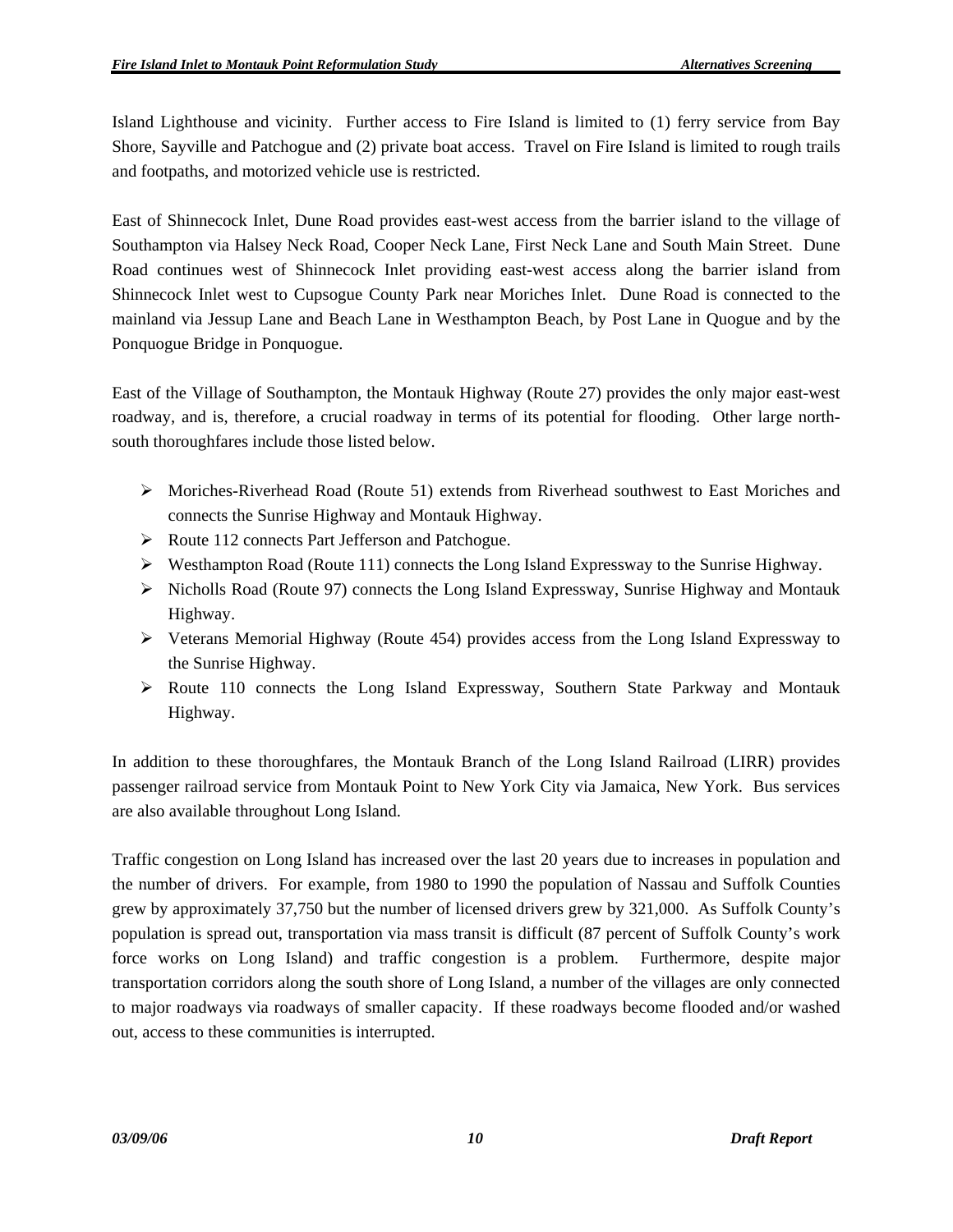Island Lighthouse and vicinity. Further access to Fire Island is limited to (1) ferry service from Bay Shore, Sayville and Patchogue and (2) private boat access. Travel on Fire Island is limited to rough trails and footpaths, and motorized vehicle use is restricted.

East of Shinnecock Inlet, Dune Road provides east-west access from the barrier island to the village of Southampton via Halsey Neck Road, Cooper Neck Lane, First Neck Lane and South Main Street. Dune Road continues west of Shinnecock Inlet providing east-west access along the barrier island from Shinnecock Inlet west to Cupsogue County Park near Moriches Inlet. Dune Road is connected to the mainland via Jessup Lane and Beach Lane in Westhampton Beach, by Post Lane in Quogue and by the Ponquogue Bridge in Ponquogue.

East of the Village of Southampton, the Montauk Highway (Route 27) provides the only major east-west roadway, and is, therefore, a crucial roadway in terms of its potential for flooding. Other large north-south thoroughfares include those listed below.

- Moriches-Riverhead Road (Route 51) extends from Riverhead southwest to East Moriches and connects the Sunrise Highway and Montauk Highway.
- Route 112 connects Part Jefferson and Patchogue.
- Westhampton Road (Route 111) connects the Long Island Expressway to the Sunrise Highway.
- Nicholls Road (Route 97) connects the Long Island Expressway, Sunrise Highway and Montauk Highway.
- Veterans Memorial Highway (Route 454) provides access from the Long Island Expressway to the Sunrise Highway.
- Route 110 connects the Long Island Expressway, Southern State Parkway and Montauk Highway.

In addition to these thoroughfares, the Montauk Branch of the Long Island Railroad (LIRR) provides passenger railroad service from Montauk Point to New York City via Jamaica, New York. Bus services are also available throughout Long Island.

Traffic congestion on Long Island has increased over the last 20 years due to increases in population and the number of drivers. For example, from 1980 to 1990 the population of Nassau and Suffolk Counties grew by approximately 37,750 but the number of licensed drivers grew by 321,000. As Suffolk County's population is spread out, transportation via mass transit is difficult (87 percent of Suffolk County's work force works on Long Island) and traffic congestion is a problem. Furthermore, despite major transportation corridors along the south shore of Long Island, a number of the villages are only connected to major roadways via roadways of smaller capacity. If these roadways become flooded and/or washed out, access to these communities is interrupted.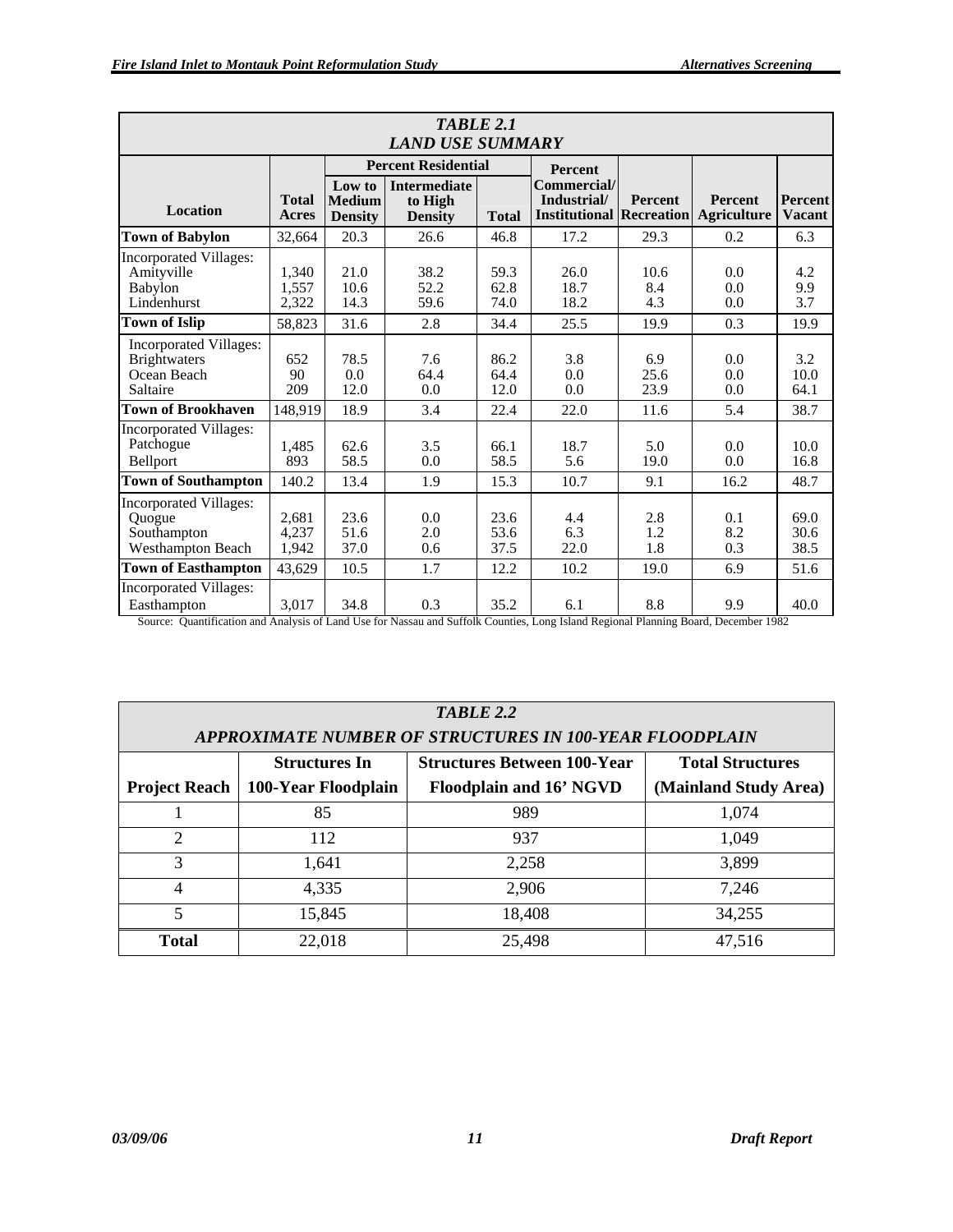| TABLE 2.1<br>LAND USE SUMMARY | | | | | | | | |
|---|---|---|---|---|---|---|---|---|
| | | Percent Residential | | | Percent | | | |
| Location | Total Acres | Low to Medium Density | Intermediate to High Density | Total | Commercial/ Industrial/ Institutional | Percent Recreation | Percent Agriculture | Percent Vacant |
| **Town of Babylon** | 32,664 | 20.3 | 26.6 | 46.8 | 17.2 | 29.3 | 0.2 | 6.3 |
| Incorporated Villages: | | | | | | | | |
| Amityville | 1,340 | 21.0 | 38.2 | 59.3 | 26.0 | 10.6 | 0.0 | 4.2 |
| Babylon | 1,557 | 10.6 | 52.2 | 62.8 | 18.7 | 8.4 | 0.0 | 9.9 |
| Lindenhurst | 2,322 | 14.3 | 59.6 | 74.0 | 18.2 | 4.3 | 0.0 | 3.7 |
| **Town of Islip** | 58,823 | 31.6 | 2.8 | 34.4 | 25.5 | 19.9 | 0.3 | 19.9 |
| Incorporated Villages: | | | | | | | | |
| Brightwaters | 652 | 78.5 | 7.6 | 86.2 | 3.8 | 6.9 | 0.0 | 3.2 |
| Ocean Beach | 90 | 0.0 | 64.4 | 64.4 | 0.0 | 25.6 | 0.0 | 10.0 |
| Saltaire | 209 | 12.0 | 0.0 | 12.0 | 0.0 | 23.9 | 0.0 | 64.1 |
| **Town of Brookhaven** | 148,919 | 18.9 | 3.4 | 22.4 | 22.0 | 11.6 | 5.4 | 38.7 |
| Incorporated Villages: | | | | | | | | |
| Patchogue | 1,485 | 62.6 | 3.5 | 66.1 | 18.7 | 5.0 | 0.0 | 10.0 |
| Bellport | 893 | 58.5 | 0.0 | 58.5 | 5.6 | 19.0 | 0.0 | 16.8 |
| **Town of Southampton** | 140.2 | 13.4 | 1.9 | 15.3 | 10.7 | 9.1 | 16.2 | 48.7 |
| Incorporated Villages: | | | | | | | | |
| Quogue | 2,681 | 23.6 | 0.0 | 23.6 | 4.4 | 2.8 | 0.1 | 69.0 |
| Southampton | 4,237 | 51.6 | 2.0 | 53.6 | 6.3 | 1.2 | 8.2 | 30.6 |
| Westhampton Beach | 1,942 | 37.0 | 0.6 | 37.5 | 22.0 | 1.8 | 0.3 | 38.5 |
| **Town of Easthampton** | 43,629 | 10.5 | 1.7 | 12.2 | 10.2 | 19.0 | 6.9 | 51.6 |
| Incorporated Villages: | | | | | | | | |
| Easthampton | 3,017 | 34.8 | 0.3 | 35.2 | 6.1 | 8.8 | 9.9 | 40.0 |

Source: Quantification and Analysis of Land Use for Nassau and Suffolk Counties, Long Island Regional Planning Board, December 1982

| TABLE 2.2<br>APPROXIMATE NUMBER OF STRUCTURES IN 100-YEAR FLOODPLAIN | | | |
|---|---|---|---|
| Project Reach | Structures In 100-Year Floodplain | Structures Between 100-Year Floodplain and 16' NGVD | Total Structures (Mainland Study Area) |
| 1 | 85 | 989 | 1,074 |
| 2 | 112 | 937 | 1,049 |
| 3 | 1,641 | 2,258 | 3,899 |
| 4 | 4,335 | 2,906 | 7,246 |
| 5 | 15,845 | 18,408 | 34,255 |
| **Total** | 22,018 | 25,498 | 47,516 |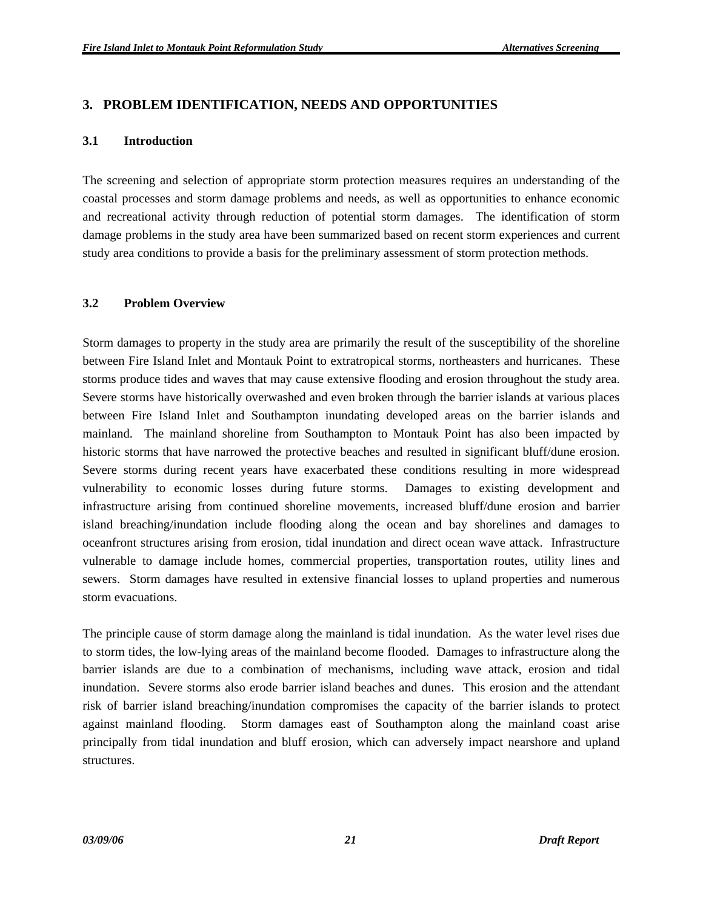## 3. PROBLEM IDENTIFICATION, NEEDS AND OPPORTUNITIES

### 3.1 Introduction

The screening and selection of appropriate storm protection measures requires an understanding of the coastal processes and storm damage problems and needs, as well as opportunities to enhance economic and recreational activity through reduction of potential storm damages. The identification of storm damage problems in the study area have been summarized based on recent storm experiences and current study area conditions to provide a basis for the preliminary assessment of storm protection methods.

### 3.2 Problem Overview

Storm damages to property in the study area are primarily the result of the susceptibility of the shoreline between Fire Island Inlet and Montauk Point to extratropical storms, northeasters and hurricanes. These storms produce tides and waves that may cause extensive flooding and erosion throughout the study area. Severe storms have historically overwashed and even broken through the barrier islands at various places between Fire Island Inlet and Southampton inundating developed areas on the barrier islands and mainland. The mainland shoreline from Southampton to Montauk Point has also been impacted by historic storms that have narrowed the protective beaches and resulted in significant bluff/dune erosion. Severe storms during recent years have exacerbated these conditions resulting in more widespread vulnerability to economic losses during future storms. Damages to existing development and infrastructure arising from continued shoreline movements, increased bluff/dune erosion and barrier island breaching/inundation include flooding along the ocean and bay shorelines and damages to oceanfront structures arising from erosion, tidal inundation and direct ocean wave attack. Infrastructure vulnerable to damage include homes, commercial properties, transportation routes, utility lines and sewers. Storm damages have resulted in extensive financial losses to upland properties and numerous storm evacuations.

The principle cause of storm damage along the mainland is tidal inundation. As the water level rises due to storm tides, the low-lying areas of the mainland become flooded. Damages to infrastructure along the barrier islands are due to a combination of mechanisms, including wave attack, erosion and tidal inundation. Severe storms also erode barrier island beaches and dunes. This erosion and the attendant risk of barrier island breaching/inundation compromises the capacity of the barrier islands to protect against mainland flooding. Storm damages east of Southampton along the mainland coast arise principally from tidal inundation and bluff erosion, which can adversely impact nearshore and upland structures.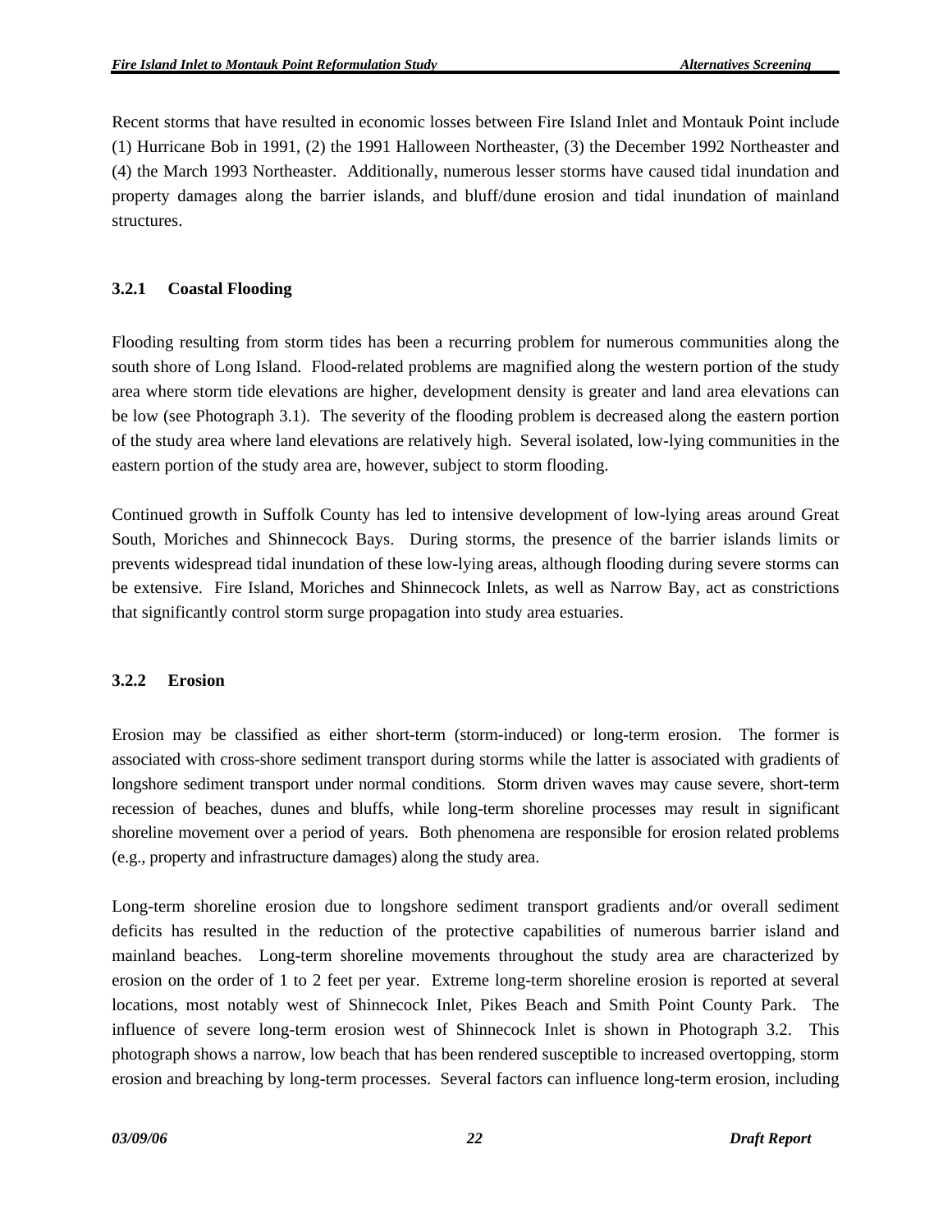Recent storms that have resulted in economic losses between Fire Island Inlet and Montauk Point include (1) Hurricane Bob in 1991, (2) the 1991 Halloween Northeaster, (3) the December 1992 Northeaster and (4) the March 1993 Northeaster. Additionally, numerous lesser storms have caused tidal inundation and property damages along the barrier islands, and bluff/dune erosion and tidal inundation of mainland structures.

### 3.2.1 Coastal Flooding

Flooding resulting from storm tides has been a recurring problem for numerous communities along the south shore of Long Island. Flood-related problems are magnified along the western portion of the study area where storm tide elevations are higher, development density is greater and land area elevations can be low (see Photograph 3.1). The severity of the flooding problem is decreased along the eastern portion of the study area where land elevations are relatively high. Several isolated, low-lying communities in the eastern portion of the study area are, however, subject to storm flooding.

Continued growth in Suffolk County has led to intensive development of low-lying areas around Great South, Moriches and Shinnecock Bays. During storms, the presence of the barrier islands limits or prevents widespread tidal inundation of these low-lying areas, although flooding during severe storms can be extensive. Fire Island, Moriches and Shinnecock Inlets, as well as Narrow Bay, act as constrictions that significantly control storm surge propagation into study area estuaries.

### 3.2.2 Erosion

Erosion may be classified as either short-term (storm-induced) or long-term erosion. The former is associated with cross-shore sediment transport during storms while the latter is associated with gradients of longshore sediment transport under normal conditions. Storm driven waves may cause severe, short-term recession of beaches, dunes and bluffs, while long-term shoreline processes may result in significant shoreline movement over a period of years. Both phenomena are responsible for erosion related problems (e.g., property and infrastructure damages) along the study area.

Long-term shoreline erosion due to longshore sediment transport gradients and/or overall sediment deficits has resulted in the reduction of the protective capabilities of numerous barrier island and mainland beaches. Long-term shoreline movements throughout the study area are characterized by erosion on the order of 1 to 2 feet per year. Extreme long-term shoreline erosion is reported at several locations, most notably west of Shinnecock Inlet, Pikes Beach and Smith Point County Park. The influence of severe long-term erosion west of Shinnecock Inlet is shown in Photograph 3.2. This photograph shows a narrow, low beach that has been rendered susceptible to increased overtopping, storm erosion and breaching by long-term processes. Several factors can influence long-term erosion, including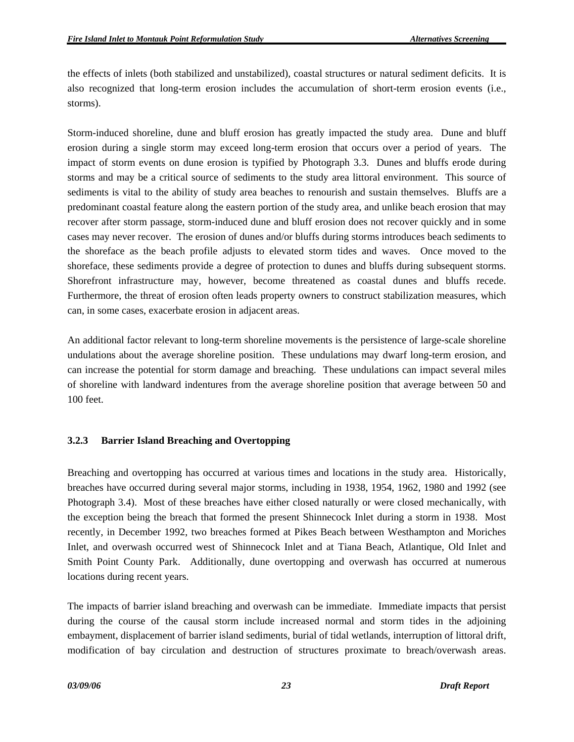the effects of inlets (both stabilized and unstabilized), coastal structures or natural sediment deficits. It is also recognized that long-term erosion includes the accumulation of short-term erosion events (i.e., storms).

Storm-induced shoreline, dune and bluff erosion has greatly impacted the study area. Dune and bluff erosion during a single storm may exceed long-term erosion that occurs over a period of years. The impact of storm events on dune erosion is typified by Photograph 3.3. Dunes and bluffs erode during storms and may be a critical source of sediments to the study area littoral environment. This source of sediments is vital to the ability of study area beaches to renourish and sustain themselves. Bluffs are a predominant coastal feature along the eastern portion of the study area, and unlike beach erosion that may recover after storm passage, storm-induced dune and bluff erosion does not recover quickly and in some cases may never recover. The erosion of dunes and/or bluffs during storms introduces beach sediments to the shoreface as the beach profile adjusts to elevated storm tides and waves. Once moved to the shoreface, these sediments provide a degree of protection to dunes and bluffs during subsequent storms. Shorefront infrastructure may, however, become threatened as coastal dunes and bluffs recede. Furthermore, the threat of erosion often leads property owners to construct stabilization measures, which can, in some cases, exacerbate erosion in adjacent areas.

An additional factor relevant to long-term shoreline movements is the persistence of large-scale shoreline undulations about the average shoreline position. These undulations may dwarf long-term erosion, and can increase the potential for storm damage and breaching. These undulations can impact several miles of shoreline with landward indentures from the average shoreline position that average between 50 and 100 feet.

### 3.2.3 Barrier Island Breaching and Overtopping

Breaching and overtopping has occurred at various times and locations in the study area. Historically, breaches have occurred during several major storms, including in 1938, 1954, 1962, 1980 and 1992 (see Photograph 3.4). Most of these breaches have either closed naturally or were closed mechanically, with the exception being the breach that formed the present Shinnecock Inlet during a storm in 1938. Most recently, in December 1992, two breaches formed at Pikes Beach between Westhampton and Moriches Inlet, and overwash occurred west of Shinnecock Inlet and at Tiana Beach, Atlantique, Old Inlet and Smith Point County Park. Additionally, dune overtopping and overwash has occurred at numerous locations during recent years.

The impacts of barrier island breaching and overwash can be immediate. Immediate impacts that persist during the course of the causal storm include increased normal and storm tides in the adjoining embayment, displacement of barrier island sediments, burial of tidal wetlands, interruption of littoral drift, modification of bay circulation and destruction of structures proximate to breach/overwash areas.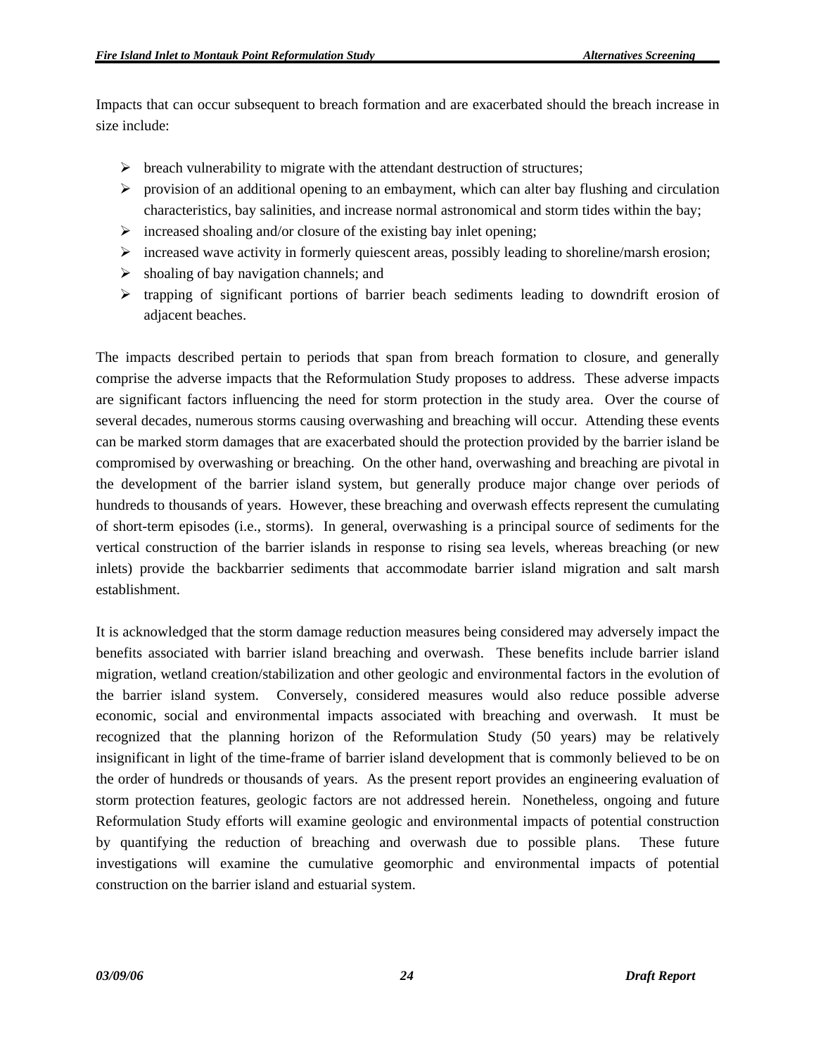Impacts that can occur subsequent to breach formation and are exacerbated should the breach increase in size include:

- breach vulnerability to migrate with the attendant destruction of structures;
- provision of an additional opening to an embayment, which can alter bay flushing and circulation characteristics, bay salinities, and increase normal astronomical and storm tides within the bay;
- increased shoaling and/or closure of the existing bay inlet opening;
- increased wave activity in formerly quiescent areas, possibly leading to shoreline/marsh erosion;
- shoaling of bay navigation channels; and
- trapping of significant portions of barrier beach sediments leading to downdrift erosion of adjacent beaches.

The impacts described pertain to periods that span from breach formation to closure, and generally comprise the adverse impacts that the Reformulation Study proposes to address. These adverse impacts are significant factors influencing the need for storm protection in the study area. Over the course of several decades, numerous storms causing overwashing and breaching will occur. Attending these events can be marked storm damages that are exacerbated should the protection provided by the barrier island be compromised by overwashing or breaching. On the other hand, overwashing and breaching are pivotal in the development of the barrier island system, but generally produce major change over periods of hundreds to thousands of years. However, these breaching and overwash effects represent the cumulating of short-term episodes (i.e., storms). In general, overwashing is a principal source of sediments for the vertical construction of the barrier islands in response to rising sea levels, whereas breaching (or new inlets) provide the backbarrier sediments that accommodate barrier island migration and salt marsh establishment.

It is acknowledged that the storm damage reduction measures being considered may adversely impact the benefits associated with barrier island breaching and overwash. These benefits include barrier island migration, wetland creation/stabilization and other geologic and environmental factors in the evolution of the barrier island system. Conversely, considered measures would also reduce possible adverse economic, social and environmental impacts associated with breaching and overwash. It must be recognized that the planning horizon of the Reformulation Study (50 years) may be relatively insignificant in light of the time-frame of barrier island development that is commonly believed to be on the order of hundreds or thousands of years. As the present report provides an engineering evaluation of storm protection features, geologic factors are not addressed herein. Nonetheless, ongoing and future Reformulation Study efforts will examine geologic and environmental impacts of potential construction by quantifying the reduction of breaching and overwash due to possible plans. These future investigations will examine the cumulative geomorphic and environmental impacts of potential construction on the barrier island and estuarial system.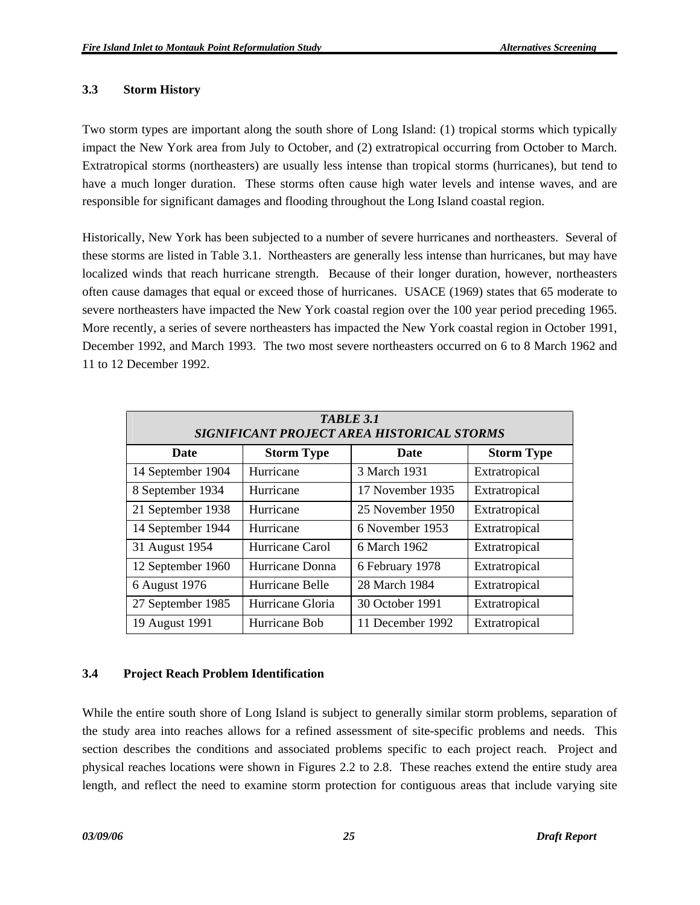### 3.3 Storm History

Two storm types are important along the south shore of Long Island: (1) tropical storms which typically impact the New York area from July to October, and (2) extratropical occurring from October to March. Extratropical storms (northeasters) are usually less intense than tropical storms (hurricanes), but tend to have a much longer duration. These storms often cause high water levels and intense waves, and are responsible for significant damages and flooding throughout the Long Island coastal region.

Historically, New York has been subjected to a number of severe hurricanes and northeasters. Several of these storms are listed in Table 3.1. Northeasters are generally less intense than hurricanes, but may have localized winds that reach hurricane strength. Because of their longer duration, however, northeasters often cause damages that equal or exceed those of hurricanes. USACE (1969) states that 65 moderate to severe northeasters have impacted the New York coastal region over the 100 year period preceding 1965. More recently, a series of severe northeasters has impacted the New York coastal region in October 1991, December 1992, and March 1993. The two most severe northeasters occurred on 6 to 8 March 1962 and 11 to 12 December 1992.

***TABLE 3.1***
***SIGNIFICANT PROJECT AREA HISTORICAL STORMS***

| Date | Storm Type | Date | Storm Type |
|---|---|---|---|
| 14 September 1904 | Hurricane | 3 March 1931 | Extratropical |
| 8 September 1934 | Hurricane | 17 November 1935 | Extratropical |
| 21 September 1938 | Hurricane | 25 November 1950 | Extratropical |
| 14 September 1944 | Hurricane | 6 November 1953 | Extratropical |
| 31 August 1954 | Hurricane Carol | 6 March 1962 | Extratropical |
| 12 September 1960 | Hurricane Donna | 6 February 1978 | Extratropical |
| 6 August 1976 | Hurricane Belle | 28 March 1984 | Extratropical |
| 27 September 1985 | Hurricane Gloria | 30 October 1991 | Extratropical |
| 19 August 1991 | Hurricane Bob | 11 December 1992 | Extratropical |

### 3.4 Project Reach Problem Identification

While the entire south shore of Long Island is subject to generally similar storm problems, separation of the study area into reaches allows for a refined assessment of site-specific problems and needs. This section describes the conditions and associated problems specific to each project reach. Project and physical reaches locations were shown in Figures 2.2 to 2.8. These reaches extend the entire study area length, and reflect the need to examine storm protection for contiguous areas that include varying site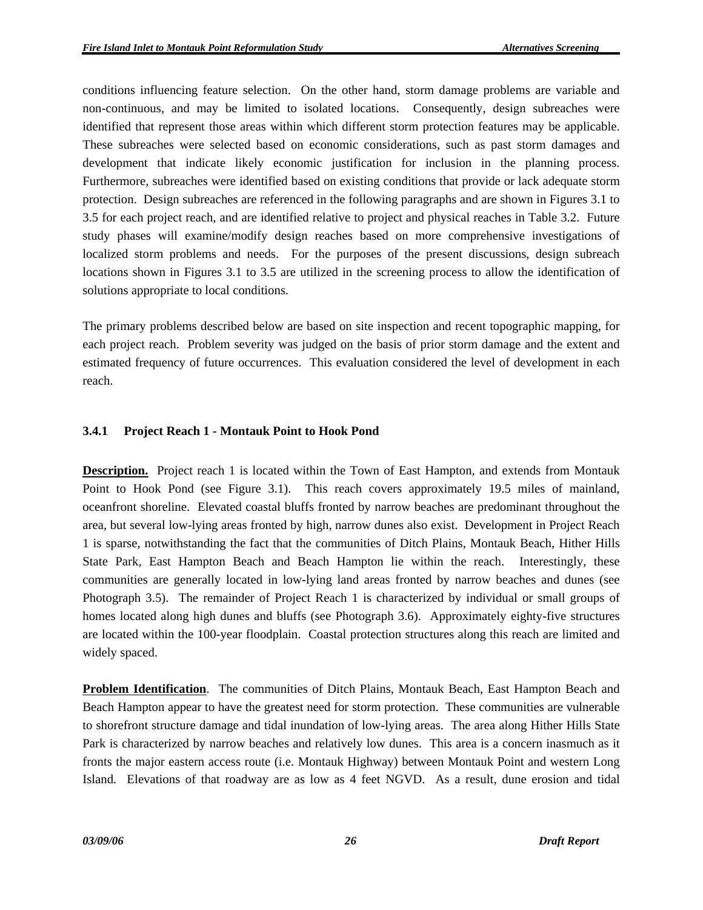conditions influencing feature selection. On the other hand, storm damage problems are variable and non-continuous, and may be limited to isolated locations. Consequently, design subreaches were identified that represent those areas within which different storm protection features may be applicable. These subreaches were selected based on economic considerations, such as past storm damages and development that indicate likely economic justification for inclusion in the planning process. Furthermore, subreaches were identified based on existing conditions that provide or lack adequate storm protection. Design subreaches are referenced in the following paragraphs and are shown in Figures 3.1 to 3.5 for each project reach, and are identified relative to project and physical reaches in Table 3.2. Future study phases will examine/modify design reaches based on more comprehensive investigations of localized storm problems and needs. For the purposes of the present discussions, design subreach locations shown in Figures 3.1 to 3.5 are utilized in the screening process to allow the identification of solutions appropriate to local conditions.

The primary problems described below are based on site inspection and recent topographic mapping, for each project reach. Problem severity was judged on the basis of prior storm damage and the extent and estimated frequency of future occurrences. This evaluation considered the level of development in each reach.

### 3.4.1 Project Reach 1 - Montauk Point to Hook Pond

**Description.** Project reach 1 is located within the Town of East Hampton, and extends from Montauk Point to Hook Pond (see Figure 3.1). This reach covers approximately 19.5 miles of mainland, oceanfront shoreline. Elevated coastal bluffs fronted by narrow beaches are predominant throughout the area, but several low-lying areas fronted by high, narrow dunes also exist. Development in Project Reach 1 is sparse, notwithstanding the fact that the communities of Ditch Plains, Montauk Beach, Hither Hills State Park, East Hampton Beach and Beach Hampton lie within the reach. Interestingly, these communities are generally located in low-lying land areas fronted by narrow beaches and dunes (see Photograph 3.5). The remainder of Project Reach 1 is characterized by individual or small groups of homes located along high dunes and bluffs (see Photograph 3.6). Approximately eighty-five structures are located within the 100-year floodplain. Coastal protection structures along this reach are limited and widely spaced.

**Problem Identification**. The communities of Ditch Plains, Montauk Beach, East Hampton Beach and Beach Hampton appear to have the greatest need for storm protection. These communities are vulnerable to shorefront structure damage and tidal inundation of low-lying areas. The area along Hither Hills State Park is characterized by narrow beaches and relatively low dunes. This area is a concern inasmuch as it fronts the major eastern access route (i.e. Montauk Highway) between Montauk Point and western Long Island. Elevations of that roadway are as low as 4 feet NGVD. As a result, dune erosion and tidal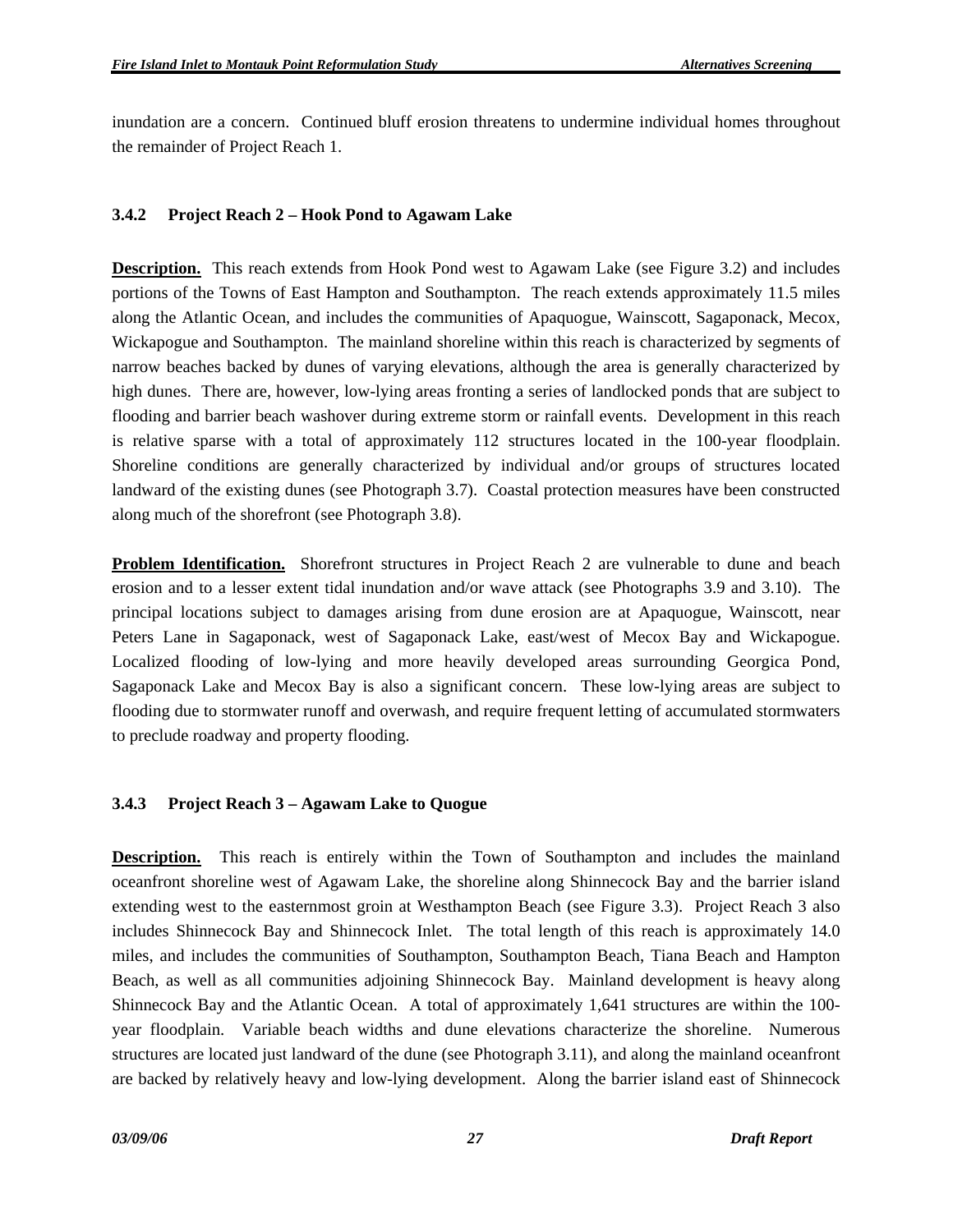inundation are a concern. Continued bluff erosion threatens to undermine individual homes throughout the remainder of Project Reach 1.

### 3.4.2 Project Reach 2 – Hook Pond to Agawam Lake

**Description.** This reach extends from Hook Pond west to Agawam Lake (see Figure 3.2) and includes portions of the Towns of East Hampton and Southampton. The reach extends approximately 11.5 miles along the Atlantic Ocean, and includes the communities of Apaquogue, Wainscott, Sagaponack, Mecox, Wickapogue and Southampton. The mainland shoreline within this reach is characterized by segments of narrow beaches backed by dunes of varying elevations, although the area is generally characterized by high dunes. There are, however, low-lying areas fronting a series of landlocked ponds that are subject to flooding and barrier beach washover during extreme storm or rainfall events. Development in this reach is relative sparse with a total of approximately 112 structures located in the 100-year floodplain. Shoreline conditions are generally characterized by individual and/or groups of structures located landward of the existing dunes (see Photograph 3.7). Coastal protection measures have been constructed along much of the shorefront (see Photograph 3.8).

**Problem Identification.** Shorefront structures in Project Reach 2 are vulnerable to dune and beach erosion and to a lesser extent tidal inundation and/or wave attack (see Photographs 3.9 and 3.10). The principal locations subject to damages arising from dune erosion are at Apaquogue, Wainscott, near Peters Lane in Sagaponack, west of Sagaponack Lake, east/west of Mecox Bay and Wickapogue. Localized flooding of low-lying and more heavily developed areas surrounding Georgica Pond, Sagaponack Lake and Mecox Bay is also a significant concern. These low-lying areas are subject to flooding due to stormwater runoff and overwash, and require frequent letting of accumulated stormwaters to preclude roadway and property flooding.

### 3.4.3 Project Reach 3 – Agawam Lake to Quogue

**Description.** This reach is entirely within the Town of Southampton and includes the mainland oceanfront shoreline west of Agawam Lake, the shoreline along Shinnecock Bay and the barrier island extending west to the easternmost groin at Westhampton Beach (see Figure 3.3). Project Reach 3 also includes Shinnecock Bay and Shinnecock Inlet. The total length of this reach is approximately 14.0 miles, and includes the communities of Southampton, Southampton Beach, Tiana Beach and Hampton Beach, as well as all communities adjoining Shinnecock Bay. Mainland development is heavy along Shinnecock Bay and the Atlantic Ocean. A total of approximately 1,641 structures are within the 100-year floodplain. Variable beach widths and dune elevations characterize the shoreline. Numerous structures are located just landward of the dune (see Photograph 3.11), and along the mainland oceanfront are backed by relatively heavy and low-lying development. Along the barrier island east of Shinnecock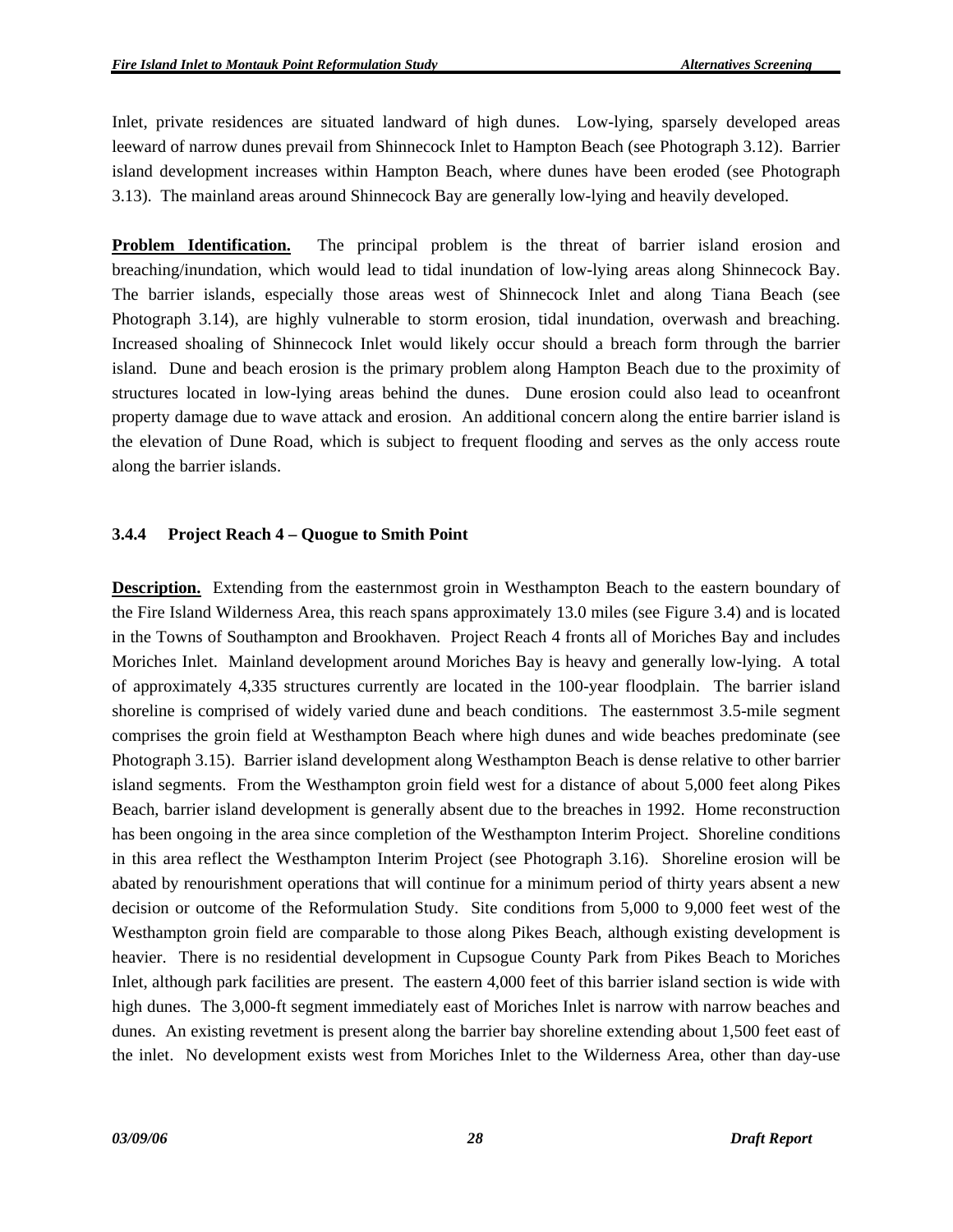Inlet, private residences are situated landward of high dunes. Low-lying, sparsely developed areas leeward of narrow dunes prevail from Shinnecock Inlet to Hampton Beach (see Photograph 3.12). Barrier island development increases within Hampton Beach, where dunes have been eroded (see Photograph 3.13). The mainland areas around Shinnecock Bay are generally low-lying and heavily developed.

**Problem Identification.** The principal problem is the threat of barrier island erosion and breaching/inundation, which would lead to tidal inundation of low-lying areas along Shinnecock Bay. The barrier islands, especially those areas west of Shinnecock Inlet and along Tiana Beach (see Photograph 3.14), are highly vulnerable to storm erosion, tidal inundation, overwash and breaching. Increased shoaling of Shinnecock Inlet would likely occur should a breach form through the barrier island. Dune and beach erosion is the primary problem along Hampton Beach due to the proximity of structures located in low-lying areas behind the dunes. Dune erosion could also lead to oceanfront property damage due to wave attack and erosion. An additional concern along the entire barrier island is the elevation of Dune Road, which is subject to frequent flooding and serves as the only access route along the barrier islands.

### 3.4.4 Project Reach 4 – Quogue to Smith Point

**Description.** Extending from the easternmost groin in Westhampton Beach to the eastern boundary of the Fire Island Wilderness Area, this reach spans approximately 13.0 miles (see Figure 3.4) and is located in the Towns of Southampton and Brookhaven. Project Reach 4 fronts all of Moriches Bay and includes Moriches Inlet. Mainland development around Moriches Bay is heavy and generally low-lying. A total of approximately 4,335 structures currently are located in the 100-year floodplain. The barrier island shoreline is comprised of widely varied dune and beach conditions. The easternmost 3.5-mile segment comprises the groin field at Westhampton Beach where high dunes and wide beaches predominate (see Photograph 3.15). Barrier island development along Westhampton Beach is dense relative to other barrier island segments. From the Westhampton groin field west for a distance of about 5,000 feet along Pikes Beach, barrier island development is generally absent due to the breaches in 1992. Home reconstruction has been ongoing in the area since completion of the Westhampton Interim Project. Shoreline conditions in this area reflect the Westhampton Interim Project (see Photograph 3.16). Shoreline erosion will be abated by renourishment operations that will continue for a minimum period of thirty years absent a new decision or outcome of the Reformulation Study. Site conditions from 5,000 to 9,000 feet west of the Westhampton groin field are comparable to those along Pikes Beach, although existing development is heavier. There is no residential development in Cupsogue County Park from Pikes Beach to Moriches Inlet, although park facilities are present. The eastern 4,000 feet of this barrier island section is wide with high dunes. The 3,000-ft segment immediately east of Moriches Inlet is narrow with narrow beaches and dunes. An existing revetment is present along the barrier bay shoreline extending about 1,500 feet east of the inlet. No development exists west from Moriches Inlet to the Wilderness Area, other than day-use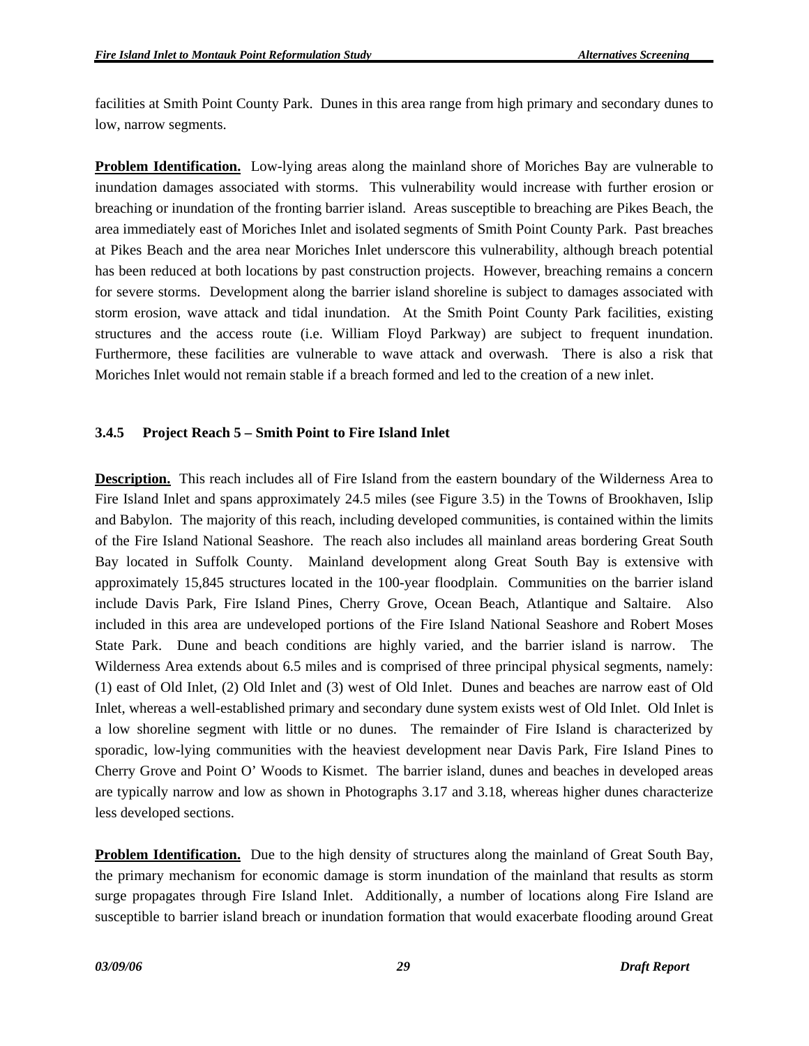facilities at Smith Point County Park. Dunes in this area range from high primary and secondary dunes to low, narrow segments.

**Problem Identification.** Low-lying areas along the mainland shore of Moriches Bay are vulnerable to inundation damages associated with storms. This vulnerability would increase with further erosion or breaching or inundation of the fronting barrier island. Areas susceptible to breaching are Pikes Beach, the area immediately east of Moriches Inlet and isolated segments of Smith Point County Park. Past breaches at Pikes Beach and the area near Moriches Inlet underscore this vulnerability, although breach potential has been reduced at both locations by past construction projects. However, breaching remains a concern for severe storms. Development along the barrier island shoreline is subject to damages associated with storm erosion, wave attack and tidal inundation. At the Smith Point County Park facilities, existing structures and the access route (i.e. William Floyd Parkway) are subject to frequent inundation. Furthermore, these facilities are vulnerable to wave attack and overwash. There is also a risk that Moriches Inlet would not remain stable if a breach formed and led to the creation of a new inlet.

### 3.4.5 Project Reach 5 – Smith Point to Fire Island Inlet

**Description.** This reach includes all of Fire Island from the eastern boundary of the Wilderness Area to Fire Island Inlet and spans approximately 24.5 miles (see Figure 3.5) in the Towns of Brookhaven, Islip and Babylon. The majority of this reach, including developed communities, is contained within the limits of the Fire Island National Seashore. The reach also includes all mainland areas bordering Great South Bay located in Suffolk County. Mainland development along Great South Bay is extensive with approximately 15,845 structures located in the 100-year floodplain. Communities on the barrier island include Davis Park, Fire Island Pines, Cherry Grove, Ocean Beach, Atlantique and Saltaire. Also included in this area are undeveloped portions of the Fire Island National Seashore and Robert Moses State Park. Dune and beach conditions are highly varied, and the barrier island is narrow. The Wilderness Area extends about 6.5 miles and is comprised of three principal physical segments, namely: (1) east of Old Inlet, (2) Old Inlet and (3) west of Old Inlet. Dunes and beaches are narrow east of Old Inlet, whereas a well-established primary and secondary dune system exists west of Old Inlet. Old Inlet is a low shoreline segment with little or no dunes. The remainder of Fire Island is characterized by sporadic, low-lying communities with the heaviest development near Davis Park, Fire Island Pines to Cherry Grove and Point O' Woods to Kismet. The barrier island, dunes and beaches in developed areas are typically narrow and low as shown in Photographs 3.17 and 3.18, whereas higher dunes characterize less developed sections.

**Problem Identification.** Due to the high density of structures along the mainland of Great South Bay, the primary mechanism for economic damage is storm inundation of the mainland that results as storm surge propagates through Fire Island Inlet. Additionally, a number of locations along Fire Island are susceptible to barrier island breach or inundation formation that would exacerbate flooding around Great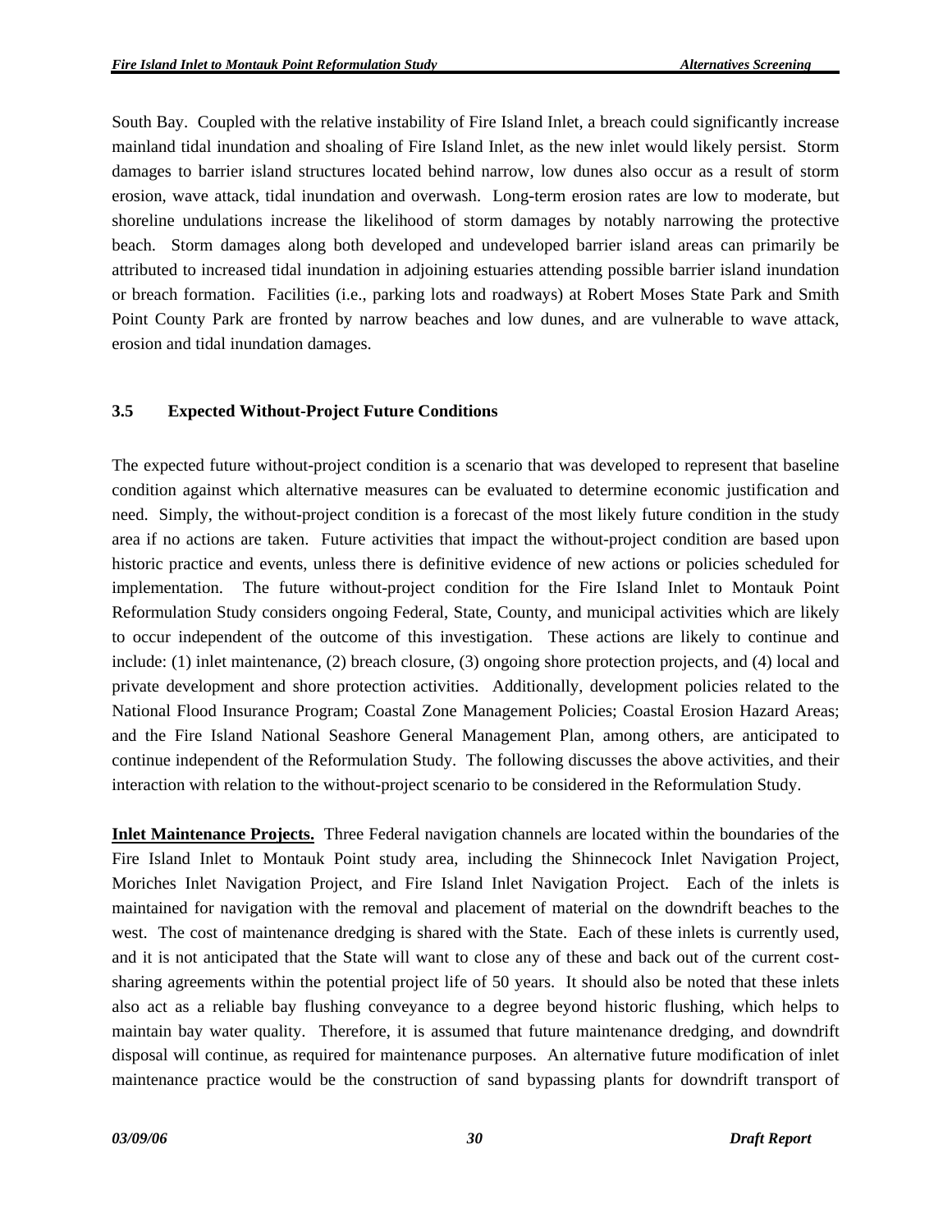South Bay. Coupled with the relative instability of Fire Island Inlet, a breach could significantly increase mainland tidal inundation and shoaling of Fire Island Inlet, as the new inlet would likely persist. Storm damages to barrier island structures located behind narrow, low dunes also occur as a result of storm erosion, wave attack, tidal inundation and overwash. Long-term erosion rates are low to moderate, but shoreline undulations increase the likelihood of storm damages by notably narrowing the protective beach. Storm damages along both developed and undeveloped barrier island areas can primarily be attributed to increased tidal inundation in adjoining estuaries attending possible barrier island inundation or breach formation. Facilities (i.e., parking lots and roadways) at Robert Moses State Park and Smith Point County Park are fronted by narrow beaches and low dunes, and are vulnerable to wave attack, erosion and tidal inundation damages.

### 3.5 Expected Without-Project Future Conditions

The expected future without-project condition is a scenario that was developed to represent that baseline condition against which alternative measures can be evaluated to determine economic justification and need. Simply, the without-project condition is a forecast of the most likely future condition in the study area if no actions are taken. Future activities that impact the without-project condition are based upon historic practice and events, unless there is definitive evidence of new actions or policies scheduled for implementation. The future without-project condition for the Fire Island Inlet to Montauk Point Reformulation Study considers ongoing Federal, State, County, and municipal activities which are likely to occur independent of the outcome of this investigation. These actions are likely to continue and include: (1) inlet maintenance, (2) breach closure, (3) ongoing shore protection projects, and (4) local and private development and shore protection activities. Additionally, development policies related to the National Flood Insurance Program; Coastal Zone Management Policies; Coastal Erosion Hazard Areas; and the Fire Island National Seashore General Management Plan, among others, are anticipated to continue independent of the Reformulation Study. The following discusses the above activities, and their interaction with relation to the without-project scenario to be considered in the Reformulation Study.

**Inlet Maintenance Projects.** Three Federal navigation channels are located within the boundaries of the Fire Island Inlet to Montauk Point study area, including the Shinnecock Inlet Navigation Project, Moriches Inlet Navigation Project, and Fire Island Inlet Navigation Project. Each of the inlets is maintained for navigation with the removal and placement of material on the downdrift beaches to the west. The cost of maintenance dredging is shared with the State. Each of these inlets is currently used, and it is not anticipated that the State will want to close any of these and back out of the current cost-sharing agreements within the potential project life of 50 years. It should also be noted that these inlets also act as a reliable bay flushing conveyance to a degree beyond historic flushing, which helps to maintain bay water quality. Therefore, it is assumed that future maintenance dredging, and downdrift disposal will continue, as required for maintenance purposes. An alternative future modification of inlet maintenance practice would be the construction of sand bypassing plants for downdrift transport of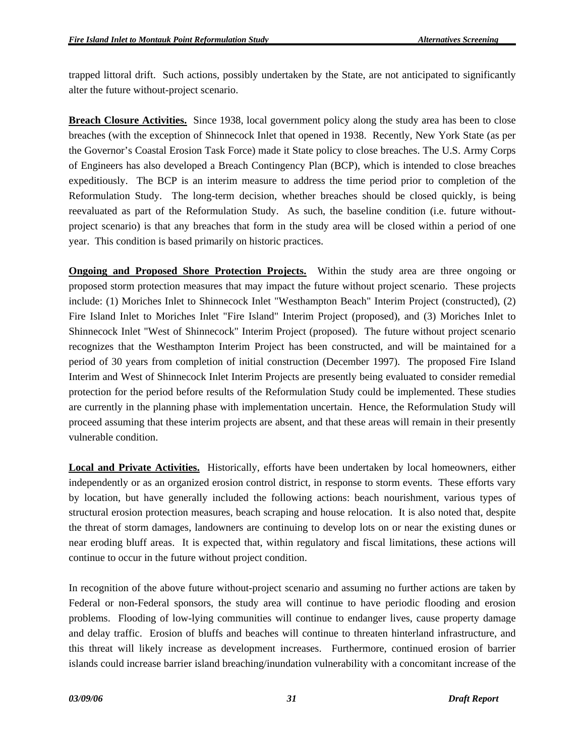trapped littoral drift. Such actions, possibly undertaken by the State, are not anticipated to significantly alter the future without-project scenario.

**Breach Closure Activities.** Since 1938, local government policy along the study area has been to close breaches (with the exception of Shinnecock Inlet that opened in 1938. Recently, New York State (as per the Governor's Coastal Erosion Task Force) made it State policy to close breaches. The U.S. Army Corps of Engineers has also developed a Breach Contingency Plan (BCP), which is intended to close breaches expeditiously. The BCP is an interim measure to address the time period prior to completion of the Reformulation Study. The long-term decision, whether breaches should be closed quickly, is being reevaluated as part of the Reformulation Study. As such, the baseline condition (i.e. future without-project scenario) is that any breaches that form in the study area will be closed within a period of one year. This condition is based primarily on historic practices.

**Ongoing and Proposed Shore Protection Projects.** Within the study area are three ongoing or proposed storm protection measures that may impact the future without project scenario. These projects include: (1) Moriches Inlet to Shinnecock Inlet "Westhampton Beach" Interim Project (constructed), (2) Fire Island Inlet to Moriches Inlet "Fire Island" Interim Project (proposed), and (3) Moriches Inlet to Shinnecock Inlet "West of Shinnecock" Interim Project (proposed). The future without project scenario recognizes that the Westhampton Interim Project has been constructed, and will be maintained for a period of 30 years from completion of initial construction (December 1997). The proposed Fire Island Interim and West of Shinnecock Inlet Interim Projects are presently being evaluated to consider remedial protection for the period before results of the Reformulation Study could be implemented. These studies are currently in the planning phase with implementation uncertain. Hence, the Reformulation Study will proceed assuming that these interim projects are absent, and that these areas will remain in their presently vulnerable condition.

**Local and Private Activities.** Historically, efforts have been undertaken by local homeowners, either independently or as an organized erosion control district, in response to storm events. These efforts vary by location, but have generally included the following actions: beach nourishment, various types of structural erosion protection measures, beach scraping and house relocation. It is also noted that, despite the threat of storm damages, landowners are continuing to develop lots on or near the existing dunes or near eroding bluff areas. It is expected that, within regulatory and fiscal limitations, these actions will continue to occur in the future without project condition.

In recognition of the above future without-project scenario and assuming no further actions are taken by Federal or non-Federal sponsors, the study area will continue to have periodic flooding and erosion problems. Flooding of low-lying communities will continue to endanger lives, cause property damage and delay traffic. Erosion of bluffs and beaches will continue to threaten hinterland infrastructure, and this threat will likely increase as development increases. Furthermore, continued erosion of barrier islands could increase barrier island breaching/inundation vulnerability with a concomitant increase of the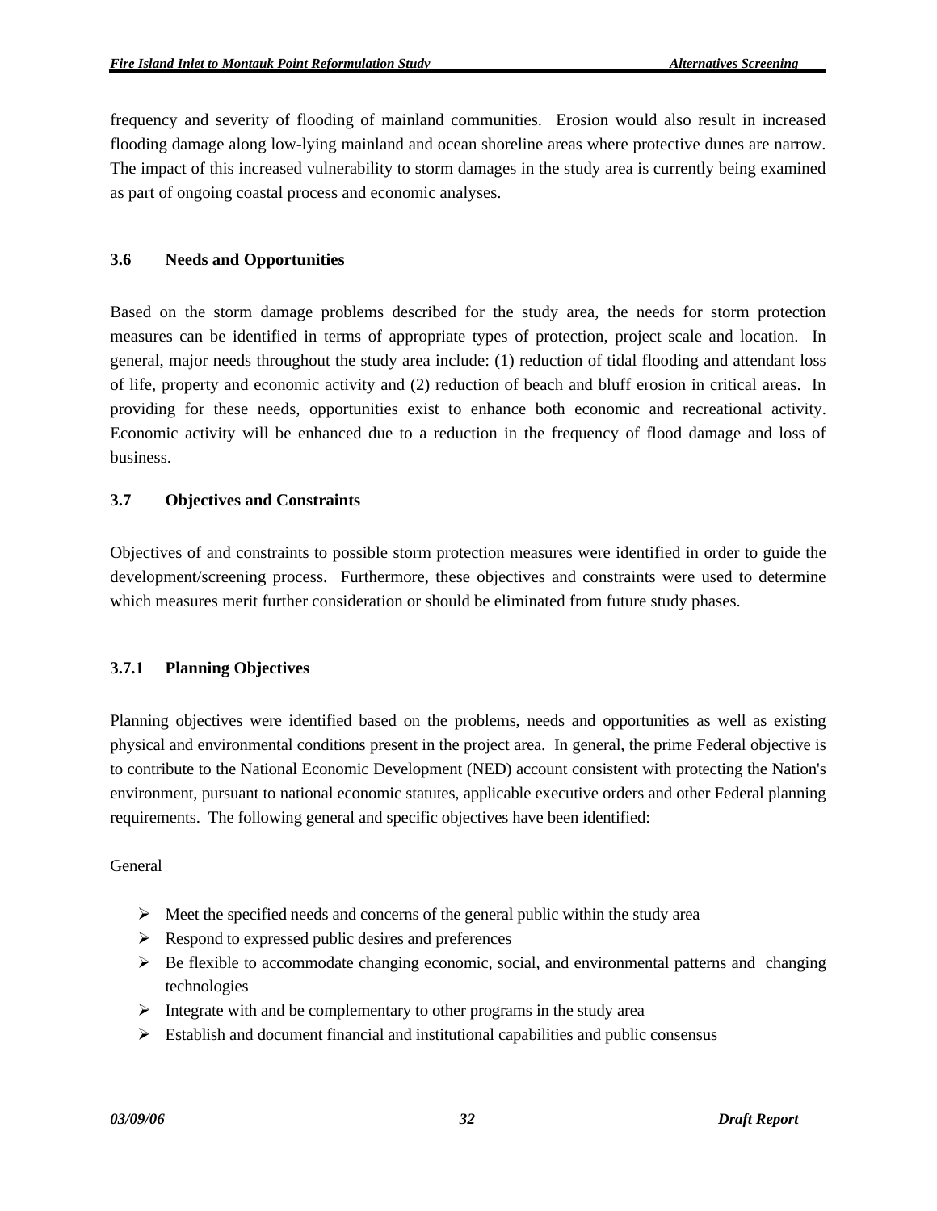frequency and severity of flooding of mainland communities. Erosion would also result in increased flooding damage along low-lying mainland and ocean shoreline areas where protective dunes are narrow. The impact of this increased vulnerability to storm damages in the study area is currently being examined as part of ongoing coastal process and economic analyses.

### 3.6 Needs and Opportunities

Based on the storm damage problems described for the study area, the needs for storm protection measures can be identified in terms of appropriate types of protection, project scale and location. In general, major needs throughout the study area include: (1) reduction of tidal flooding and attendant loss of life, property and economic activity and (2) reduction of beach and bluff erosion in critical areas. In providing for these needs, opportunities exist to enhance both economic and recreational activity. Economic activity will be enhanced due to a reduction in the frequency of flood damage and loss of business.

### 3.7 Objectives and Constraints

Objectives of and constraints to possible storm protection measures were identified in order to guide the development/screening process. Furthermore, these objectives and constraints were used to determine which measures merit further consideration or should be eliminated from future study phases.

#### 3.7.1 Planning Objectives

Planning objectives were identified based on the problems, needs and opportunities as well as existing physical and environmental conditions present in the project area. In general, the prime Federal objective is to contribute to the National Economic Development (NED) account consistent with protecting the Nation's environment, pursuant to national economic statutes, applicable executive orders and other Federal planning requirements. The following general and specific objectives have been identified:

<u>General</u>

- Meet the specified needs and concerns of the general public within the study area
- Respond to expressed public desires and preferences
- Be flexible to accommodate changing economic, social, and environmental patterns and changing technologies
- Integrate with and be complementary to other programs in the study area
- Establish and document financial and institutional capabilities and public consensus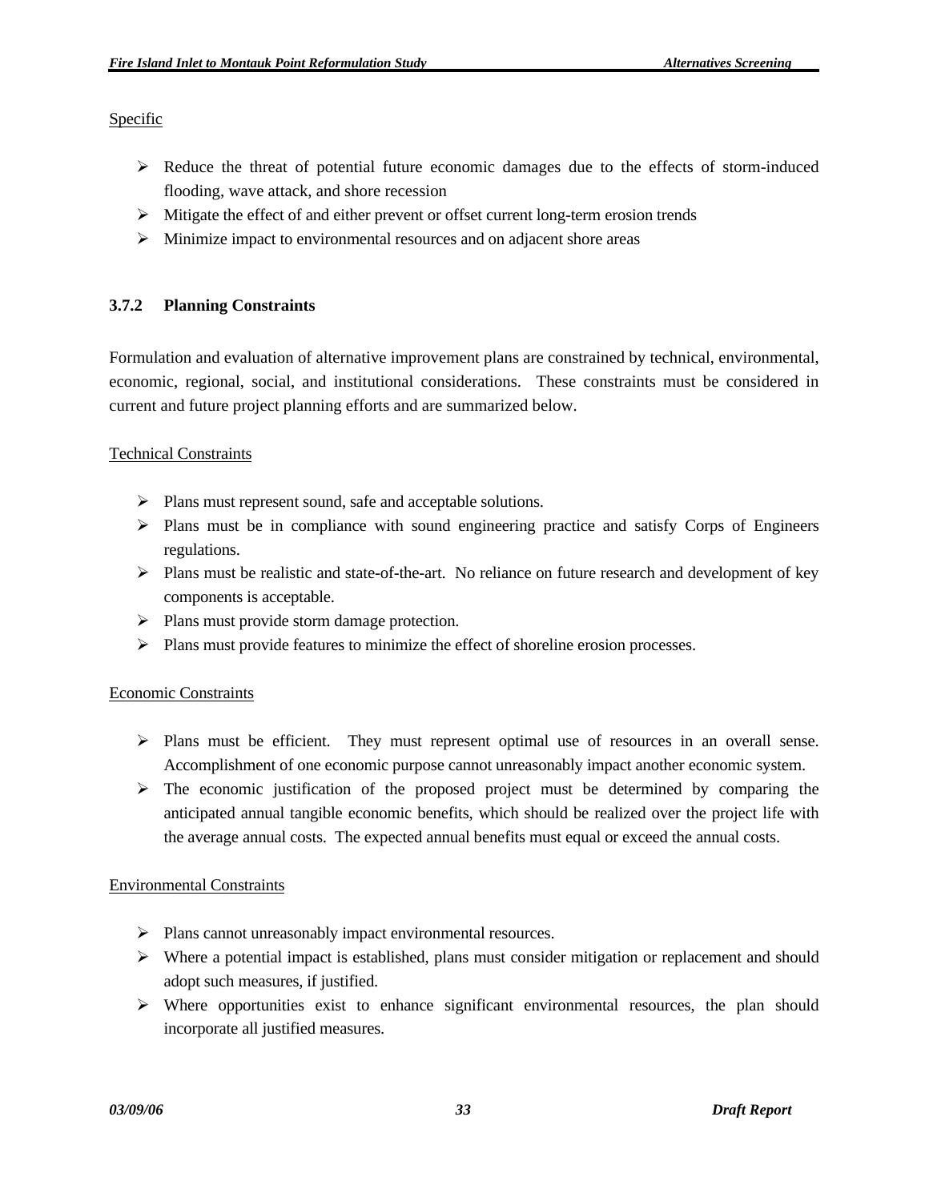Specific

- Reduce the threat of potential future economic damages due to the effects of storm-induced flooding, wave attack, and shore recession
- Mitigate the effect of and either prevent or offset current long-term erosion trends
- Minimize impact to environmental resources and on adjacent shore areas

### 3.7.2 Planning Constraints

Formulation and evaluation of alternative improvement plans are constrained by technical, environmental, economic, regional, social, and institutional considerations. These constraints must be considered in current and future project planning efforts and are summarized below.

Technical Constraints

- Plans must represent sound, safe and acceptable solutions.
- Plans must be in compliance with sound engineering practice and satisfy Corps of Engineers regulations.
- Plans must be realistic and state-of-the-art. No reliance on future research and development of key components is acceptable.
- Plans must provide storm damage protection.
- Plans must provide features to minimize the effect of shoreline erosion processes.

Economic Constraints

- Plans must be efficient. They must represent optimal use of resources in an overall sense. Accomplishment of one economic purpose cannot unreasonably impact another economic system.
- The economic justification of the proposed project must be determined by comparing the anticipated annual tangible economic benefits, which should be realized over the project life with the average annual costs. The expected annual benefits must equal or exceed the annual costs.

Environmental Constraints

- Plans cannot unreasonably impact environmental resources.
- Where a potential impact is established, plans must consider mitigation or replacement and should adopt such measures, if justified.
- Where opportunities exist to enhance significant environmental resources, the plan should incorporate all justified measures.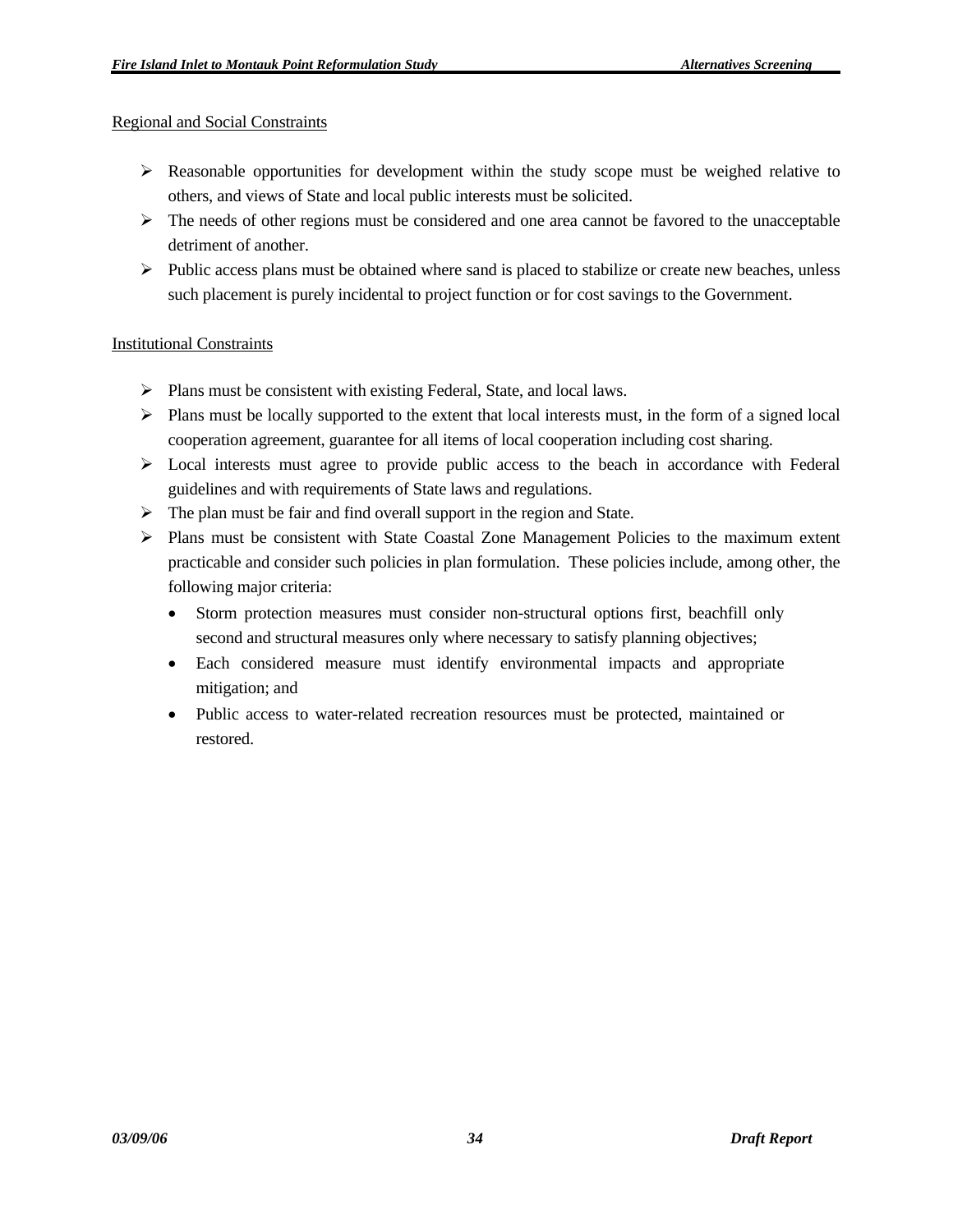Regional and Social Constraints

- Reasonable opportunities for development within the study scope must be weighed relative to others, and views of State and local public interests must be solicited.
- The needs of other regions must be considered and one area cannot be favored to the unacceptable detriment of another.
- Public access plans must be obtained where sand is placed to stabilize or create new beaches, unless such placement is purely incidental to project function or for cost savings to the Government.

Institutional Constraints

- Plans must be consistent with existing Federal, State, and local laws.
- Plans must be locally supported to the extent that local interests must, in the form of a signed local cooperation agreement, guarantee for all items of local cooperation including cost sharing.
- Local interests must agree to provide public access to the beach in accordance with Federal guidelines and with requirements of State laws and regulations.
- The plan must be fair and find overall support in the region and State.
- Plans must be consistent with State Coastal Zone Management Policies to the maximum extent practicable and consider such policies in plan formulation. These policies include, among other, the following major criteria:
  - Storm protection measures must consider non-structural options first, beachfill only second and structural measures only where necessary to satisfy planning objectives;
  - Each considered measure must identify environmental impacts and appropriate mitigation; and
  - Public access to water-related recreation resources must be protected, maintained or restored.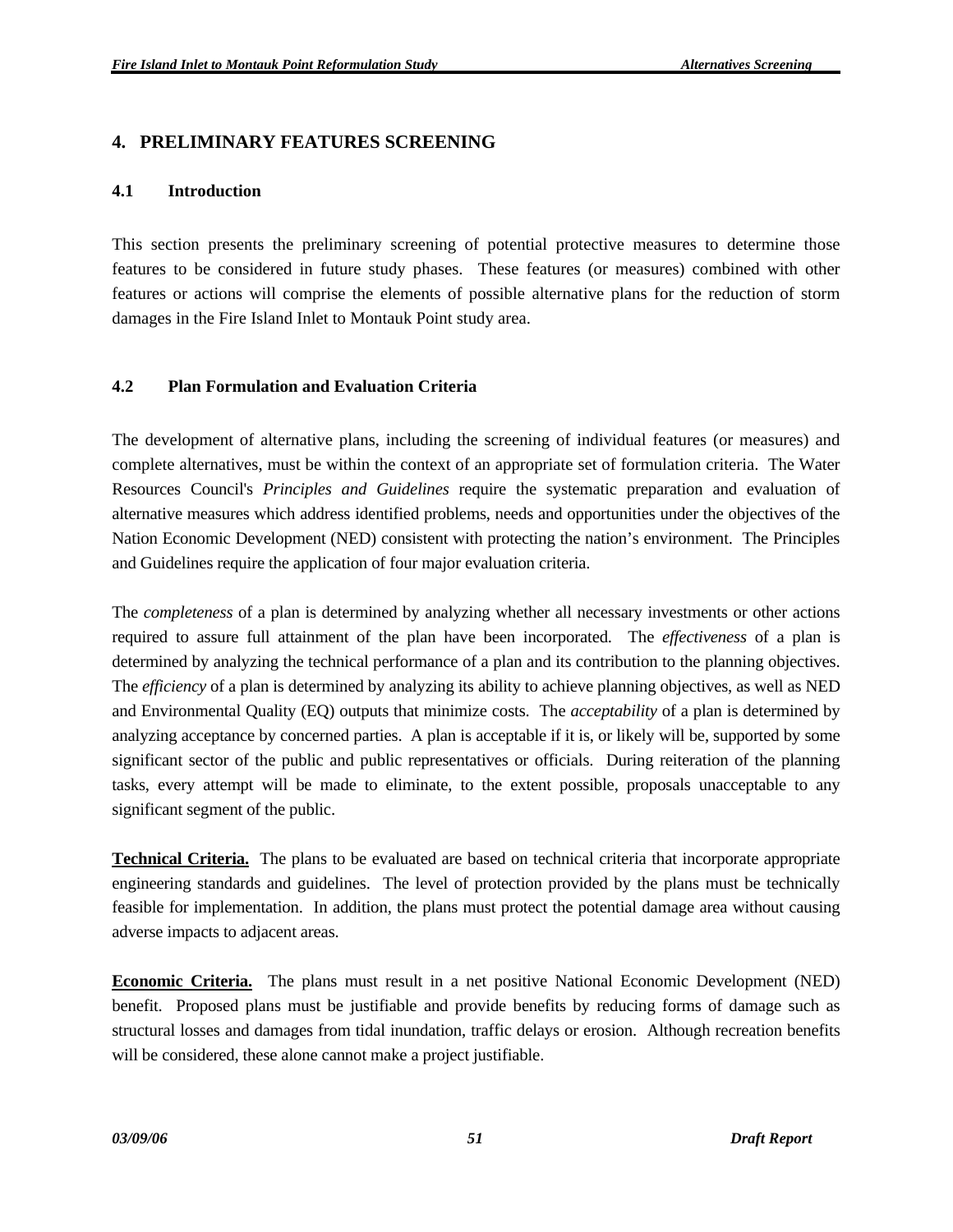## 4. PRELIMINARY FEATURES SCREENING

### 4.1 Introduction

This section presents the preliminary screening of potential protective measures to determine those features to be considered in future study phases. These features (or measures) combined with other features or actions will comprise the elements of possible alternative plans for the reduction of storm damages in the Fire Island Inlet to Montauk Point study area.

### 4.2 Plan Formulation and Evaluation Criteria

The development of alternative plans, including the screening of individual features (or measures) and complete alternatives, must be within the context of an appropriate set of formulation criteria. The Water Resources Council's *Principles and Guidelines* require the systematic preparation and evaluation of alternative measures which address identified problems, needs and opportunities under the objectives of the Nation Economic Development (NED) consistent with protecting the nation's environment. The Principles and Guidelines require the application of four major evaluation criteria.

The *completeness* of a plan is determined by analyzing whether all necessary investments or other actions required to assure full attainment of the plan have been incorporated. The *effectiveness* of a plan is determined by analyzing the technical performance of a plan and its contribution to the planning objectives. The *efficiency* of a plan is determined by analyzing its ability to achieve planning objectives, as well as NED and Environmental Quality (EQ) outputs that minimize costs. The *acceptability* of a plan is determined by analyzing acceptance by concerned parties. A plan is acceptable if it is, or likely will be, supported by some significant sector of the public and public representatives or officials. During reiteration of the planning tasks, every attempt will be made to eliminate, to the extent possible, proposals unacceptable to any significant segment of the public.

**Technical Criteria.** The plans to be evaluated are based on technical criteria that incorporate appropriate engineering standards and guidelines. The level of protection provided by the plans must be technically feasible for implementation. In addition, the plans must protect the potential damage area without causing adverse impacts to adjacent areas.

**Economic Criteria.** The plans must result in a net positive National Economic Development (NED) benefit. Proposed plans must be justifiable and provide benefits by reducing forms of damage such as structural losses and damages from tidal inundation, traffic delays or erosion. Although recreation benefits will be considered, these alone cannot make a project justifiable.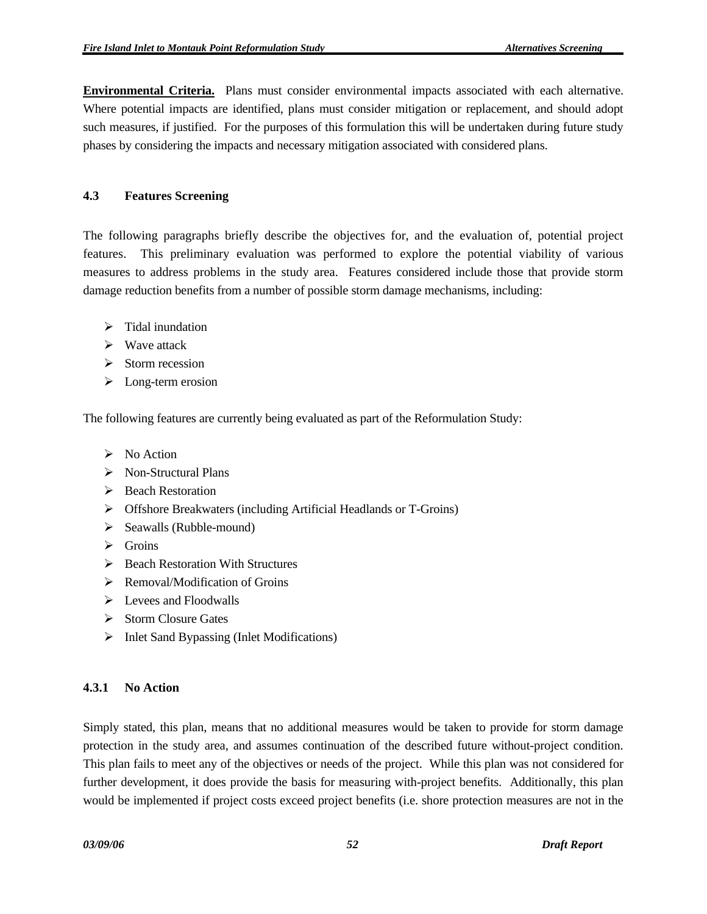**Environmental Criteria.** Plans must consider environmental impacts associated with each alternative. Where potential impacts are identified, plans must consider mitigation or replacement, and should adopt such measures, if justified. For the purposes of this formulation this will be undertaken during future study phases by considering the impacts and necessary mitigation associated with considered plans.

### 4.3 Features Screening

The following paragraphs briefly describe the objectives for, and the evaluation of, potential project features. This preliminary evaluation was performed to explore the potential viability of various measures to address problems in the study area. Features considered include those that provide storm damage reduction benefits from a number of possible storm damage mechanisms, including:

- Tidal inundation
- Wave attack
- Storm recession
- Long-term erosion

The following features are currently being evaluated as part of the Reformulation Study:

- No Action
- Non-Structural Plans
- Beach Restoration
- Offshore Breakwaters (including Artificial Headlands or T-Groins)
- Seawalls (Rubble-mound)
- Groins
- Beach Restoration With Structures
- Removal/Modification of Groins
- Levees and Floodwalls
- Storm Closure Gates
- Inlet Sand Bypassing (Inlet Modifications)

#### 4.3.1 No Action

Simply stated, this plan, means that no additional measures would be taken to provide for storm damage protection in the study area, and assumes continuation of the described future without-project condition. This plan fails to meet any of the objectives or needs of the project. While this plan was not considered for further development, it does provide the basis for measuring with-project benefits. Additionally, this plan would be implemented if project costs exceed project benefits (i.e. shore protection measures are not in the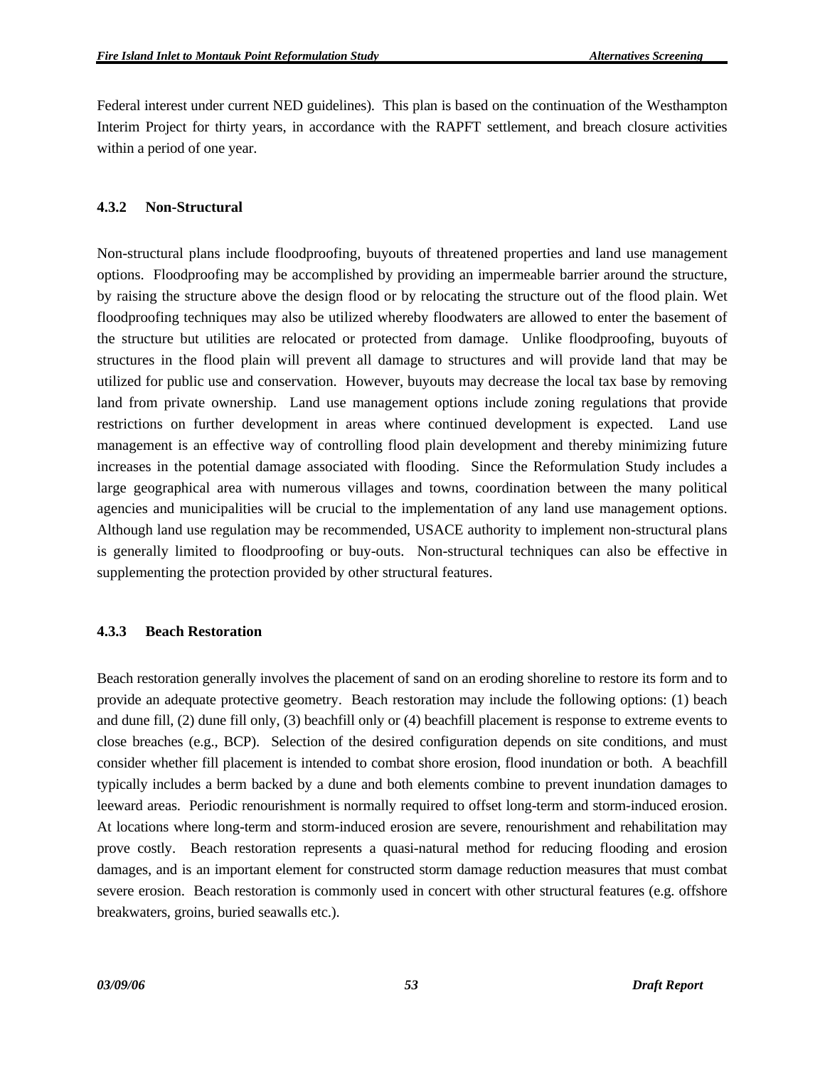Federal interest under current NED guidelines). This plan is based on the continuation of the Westhampton Interim Project for thirty years, in accordance with the RAPFT settlement, and breach closure activities within a period of one year.

### 4.3.2 Non-Structural

Non-structural plans include floodproofing, buyouts of threatened properties and land use management options. Floodproofing may be accomplished by providing an impermeable barrier around the structure, by raising the structure above the design flood or by relocating the structure out of the flood plain. Wet floodproofing techniques may also be utilized whereby floodwaters are allowed to enter the basement of the structure but utilities are relocated or protected from damage. Unlike floodproofing, buyouts of structures in the flood plain will prevent all damage to structures and will provide land that may be utilized for public use and conservation. However, buyouts may decrease the local tax base by removing land from private ownership. Land use management options include zoning regulations that provide restrictions on further development in areas where continued development is expected. Land use management is an effective way of controlling flood plain development and thereby minimizing future increases in the potential damage associated with flooding. Since the Reformulation Study includes a large geographical area with numerous villages and towns, coordination between the many political agencies and municipalities will be crucial to the implementation of any land use management options. Although land use regulation may be recommended, USACE authority to implement non-structural plans is generally limited to floodproofing or buy-outs. Non-structural techniques can also be effective in supplementing the protection provided by other structural features.

### 4.3.3 Beach Restoration

Beach restoration generally involves the placement of sand on an eroding shoreline to restore its form and to provide an adequate protective geometry. Beach restoration may include the following options: (1) beach and dune fill, (2) dune fill only, (3) beachfill only or (4) beachfill placement is response to extreme events to close breaches (e.g., BCP). Selection of the desired configuration depends on site conditions, and must consider whether fill placement is intended to combat shore erosion, flood inundation or both. A beachfill typically includes a berm backed by a dune and both elements combine to prevent inundation damages to leeward areas. Periodic renourishment is normally required to offset long-term and storm-induced erosion. At locations where long-term and storm-induced erosion are severe, renourishment and rehabilitation may prove costly. Beach restoration represents a quasi-natural method for reducing flooding and erosion damages, and is an important element for constructed storm damage reduction measures that must combat severe erosion. Beach restoration is commonly used in concert with other structural features (e.g. offshore breakwaters, groins, buried seawalls etc.).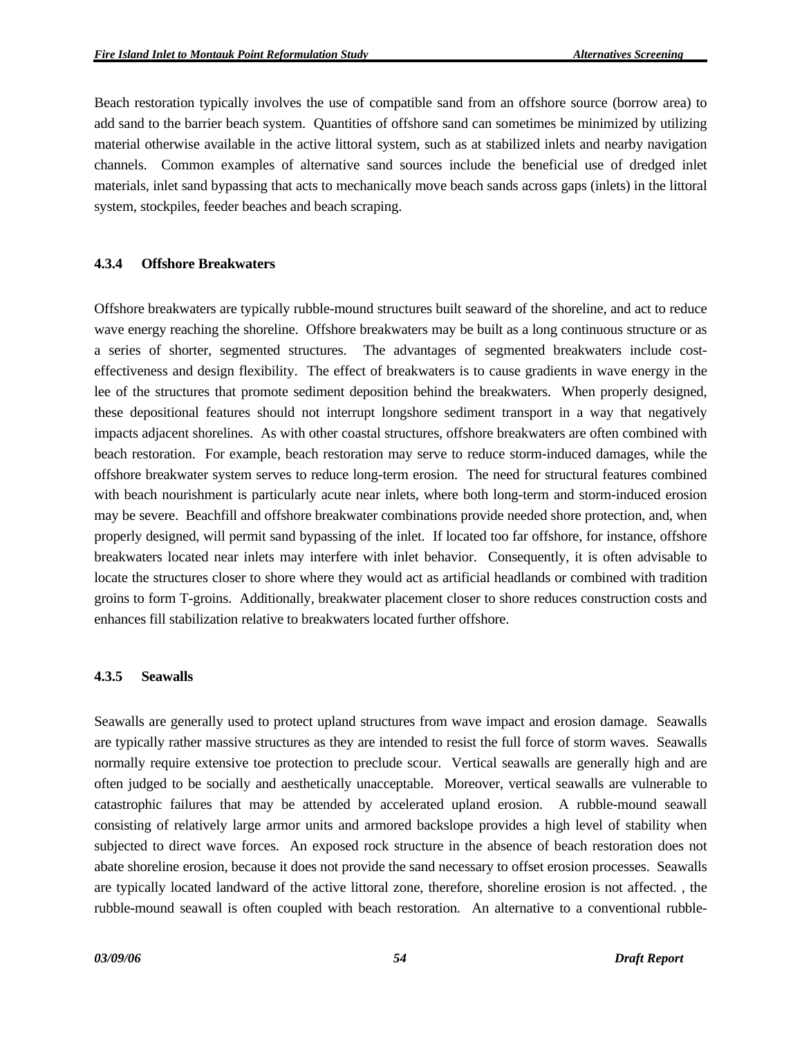Beach restoration typically involves the use of compatible sand from an offshore source (borrow area) to add sand to the barrier beach system. Quantities of offshore sand can sometimes be minimized by utilizing material otherwise available in the active littoral system, such as at stabilized inlets and nearby navigation channels. Common examples of alternative sand sources include the beneficial use of dredged inlet materials, inlet sand bypassing that acts to mechanically move beach sands across gaps (inlets) in the littoral system, stockpiles, feeder beaches and beach scraping.

### 4.3.4 Offshore Breakwaters

Offshore breakwaters are typically rubble-mound structures built seaward of the shoreline, and act to reduce wave energy reaching the shoreline. Offshore breakwaters may be built as a long continuous structure or as a series of shorter, segmented structures. The advantages of segmented breakwaters include cost-effectiveness and design flexibility. The effect of breakwaters is to cause gradients in wave energy in the lee of the structures that promote sediment deposition behind the breakwaters. When properly designed, these depositional features should not interrupt longshore sediment transport in a way that negatively impacts adjacent shorelines. As with other coastal structures, offshore breakwaters are often combined with beach restoration. For example, beach restoration may serve to reduce storm-induced damages, while the offshore breakwater system serves to reduce long-term erosion. The need for structural features combined with beach nourishment is particularly acute near inlets, where both long-term and storm-induced erosion may be severe. Beachfill and offshore breakwater combinations provide needed shore protection, and, when properly designed, will permit sand bypassing of the inlet. If located too far offshore, for instance, offshore breakwaters located near inlets may interfere with inlet behavior. Consequently, it is often advisable to locate the structures closer to shore where they would act as artificial headlands or combined with tradition groins to form T-groins. Additionally, breakwater placement closer to shore reduces construction costs and enhances fill stabilization relative to breakwaters located further offshore.

### 4.3.5 Seawalls

Seawalls are generally used to protect upland structures from wave impact and erosion damage. Seawalls are typically rather massive structures as they are intended to resist the full force of storm waves. Seawalls normally require extensive toe protection to preclude scour. Vertical seawalls are generally high and are often judged to be socially and aesthetically unacceptable. Moreover, vertical seawalls are vulnerable to catastrophic failures that may be attended by accelerated upland erosion. A rubble-mound seawall consisting of relatively large armor units and armored backslope provides a high level of stability when subjected to direct wave forces. An exposed rock structure in the absence of beach restoration does not abate shoreline erosion, because it does not provide the sand necessary to offset erosion processes. Seawalls are typically located landward of the active littoral zone, therefore, shoreline erosion is not affected. , the rubble-mound seawall is often coupled with beach restoration. An alternative to a conventional rubble-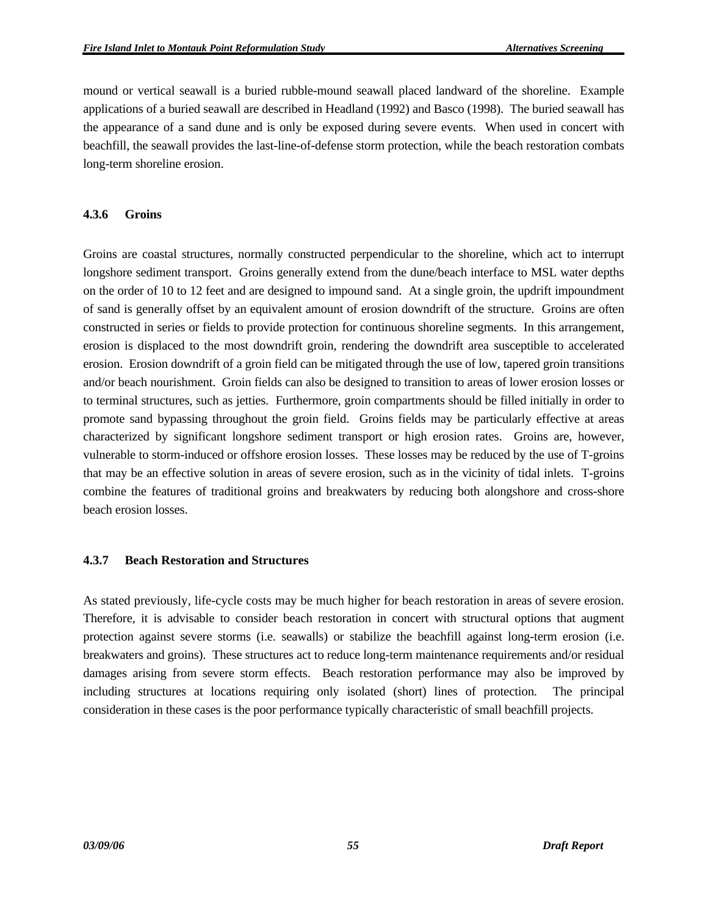mound or vertical seawall is a buried rubble-mound seawall placed landward of the shoreline. Example applications of a buried seawall are described in Headland (1992) and Basco (1998). The buried seawall has the appearance of a sand dune and is only be exposed during severe events. When used in concert with beachfill, the seawall provides the last-line-of-defense storm protection, while the beach restoration combats long-term shoreline erosion.

### 4.3.6 Groins

Groins are coastal structures, normally constructed perpendicular to the shoreline, which act to interrupt longshore sediment transport. Groins generally extend from the dune/beach interface to MSL water depths on the order of 10 to 12 feet and are designed to impound sand. At a single groin, the updrift impoundment of sand is generally offset by an equivalent amount of erosion downdrift of the structure. Groins are often constructed in series or fields to provide protection for continuous shoreline segments. In this arrangement, erosion is displaced to the most downdrift groin, rendering the downdrift area susceptible to accelerated erosion. Erosion downdrift of a groin field can be mitigated through the use of low, tapered groin transitions and/or beach nourishment. Groin fields can also be designed to transition to areas of lower erosion losses or to terminal structures, such as jetties. Furthermore, groin compartments should be filled initially in order to promote sand bypassing throughout the groin field. Groins fields may be particularly effective at areas characterized by significant longshore sediment transport or high erosion rates. Groins are, however, vulnerable to storm-induced or offshore erosion losses. These losses may be reduced by the use of T-groins that may be an effective solution in areas of severe erosion, such as in the vicinity of tidal inlets. T-groins combine the features of traditional groins and breakwaters by reducing both alongshore and cross-shore beach erosion losses.

### 4.3.7 Beach Restoration and Structures

As stated previously, life-cycle costs may be much higher for beach restoration in areas of severe erosion. Therefore, it is advisable to consider beach restoration in concert with structural options that augment protection against severe storms (i.e. seawalls) or stabilize the beachfill against long-term erosion (i.e. breakwaters and groins). These structures act to reduce long-term maintenance requirements and/or residual damages arising from severe storm effects. Beach restoration performance may also be improved by including structures at locations requiring only isolated (short) lines of protection. The principal consideration in these cases is the poor performance typically characteristic of small beachfill projects.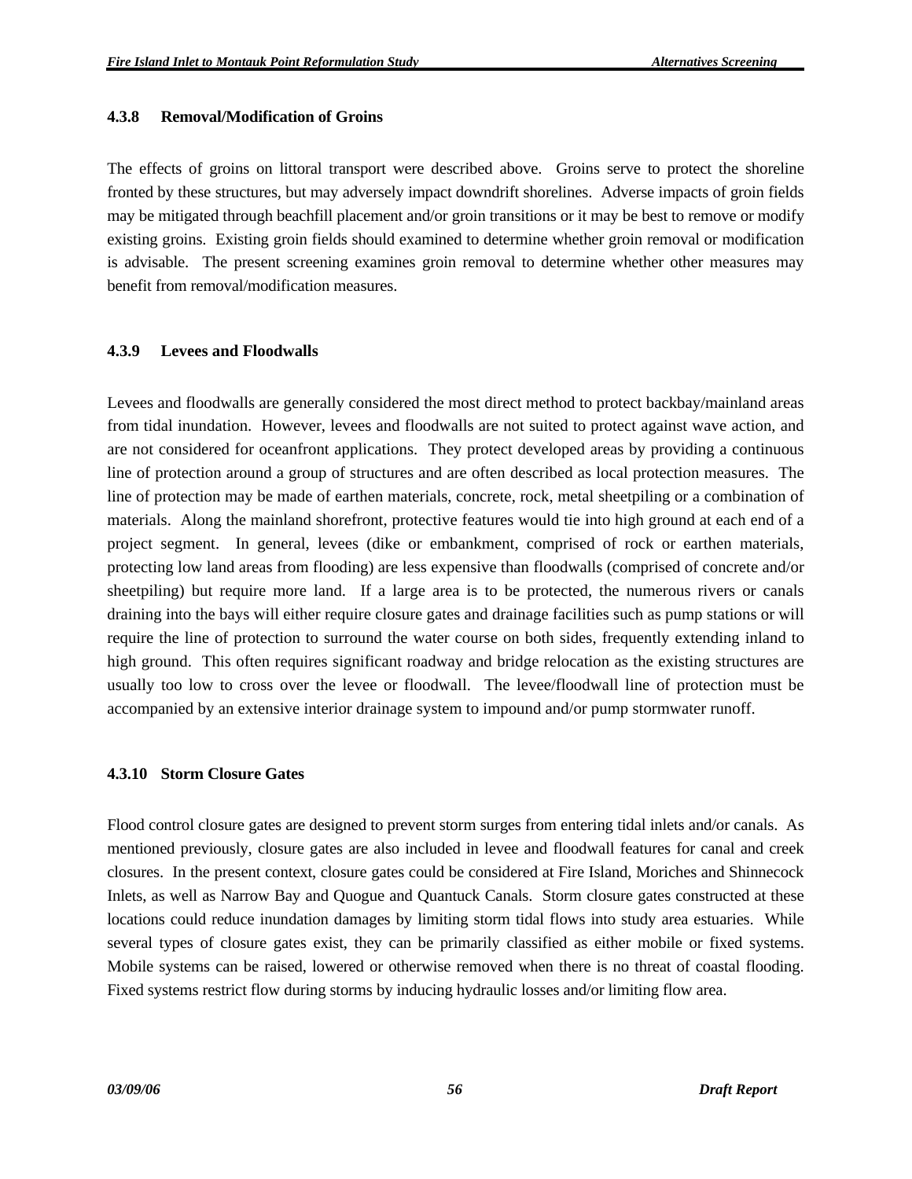#### 4.3.8 Removal/Modification of Groins

The effects of groins on littoral transport were described above. Groins serve to protect the shoreline fronted by these structures, but may adversely impact downdrift shorelines. Adverse impacts of groin fields may be mitigated through beachfill placement and/or groin transitions or it may be best to remove or modify existing groins. Existing groin fields should examined to determine whether groin removal or modification is advisable. The present screening examines groin removal to determine whether other measures may benefit from removal/modification measures.

#### 4.3.9 Levees and Floodwalls

Levees and floodwalls are generally considered the most direct method to protect backbay/mainland areas from tidal inundation. However, levees and floodwalls are not suited to protect against wave action, and are not considered for oceanfront applications. They protect developed areas by providing a continuous line of protection around a group of structures and are often described as local protection measures. The line of protection may be made of earthen materials, concrete, rock, metal sheetpiling or a combination of materials. Along the mainland shorefront, protective features would tie into high ground at each end of a project segment. In general, levees (dike or embankment, comprised of rock or earthen materials, protecting low land areas from flooding) are less expensive than floodwalls (comprised of concrete and/or sheetpiling) but require more land. If a large area is to be protected, the numerous rivers or canals draining into the bays will either require closure gates and drainage facilities such as pump stations or will require the line of protection to surround the water course on both sides, frequently extending inland to high ground. This often requires significant roadway and bridge relocation as the existing structures are usually too low to cross over the levee or floodwall. The levee/floodwall line of protection must be accompanied by an extensive interior drainage system to impound and/or pump stormwater runoff.

#### 4.3.10 Storm Closure Gates

Flood control closure gates are designed to prevent storm surges from entering tidal inlets and/or canals. As mentioned previously, closure gates are also included in levee and floodwall features for canal and creek closures. In the present context, closure gates could be considered at Fire Island, Moriches and Shinnecock Inlets, as well as Narrow Bay and Quogue and Quantuck Canals. Storm closure gates constructed at these locations could reduce inundation damages by limiting storm tidal flows into study area estuaries. While several types of closure gates exist, they can be primarily classified as either mobile or fixed systems. Mobile systems can be raised, lowered or otherwise removed when there is no threat of coastal flooding. Fixed systems restrict flow during storms by inducing hydraulic losses and/or limiting flow area.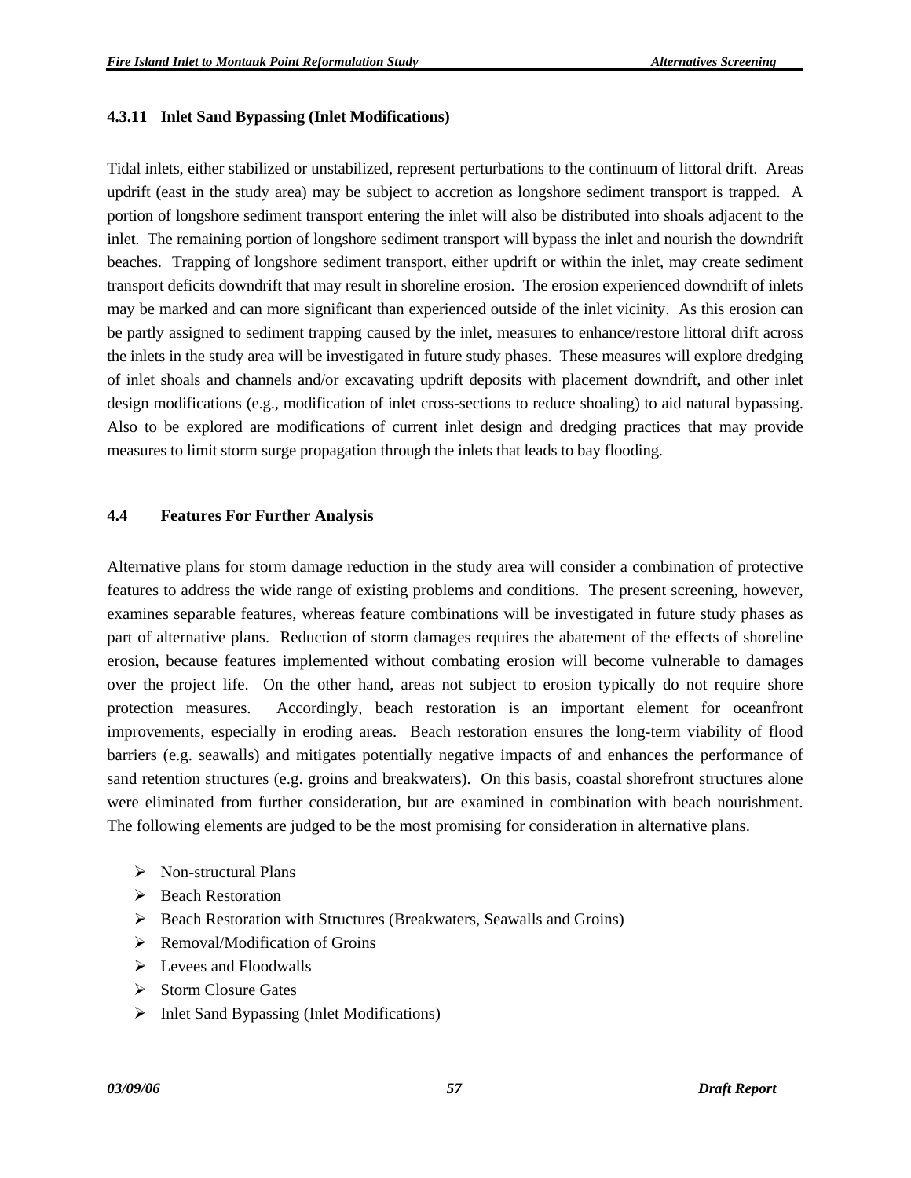### 4.3.11 Inlet Sand Bypassing (Inlet Modifications)

Tidal inlets, either stabilized or unstabilized, represent perturbations to the continuum of littoral drift. Areas updrift (east in the study area) may be subject to accretion as longshore sediment transport is trapped. A portion of longshore sediment transport entering the inlet will also be distributed into shoals adjacent to the inlet. The remaining portion of longshore sediment transport will bypass the inlet and nourish the downdrift beaches. Trapping of longshore sediment transport, either updrift or within the inlet, may create sediment transport deficits downdrift that may result in shoreline erosion. The erosion experienced downdrift of inlets may be marked and can more significant than experienced outside of the inlet vicinity. As this erosion can be partly assigned to sediment trapping caused by the inlet, measures to enhance/restore littoral drift across the inlets in the study area will be investigated in future study phases. These measures will explore dredging of inlet shoals and channels and/or excavating updrift deposits with placement downdrift, and other inlet design modifications (e.g., modification of inlet cross-sections to reduce shoaling) to aid natural bypassing. Also to be explored are modifications of current inlet design and dredging practices that may provide measures to limit storm surge propagation through the inlets that leads to bay flooding.

## 4.4 Features For Further Analysis

Alternative plans for storm damage reduction in the study area will consider a combination of protective features to address the wide range of existing problems and conditions. The present screening, however, examines separable features, whereas feature combinations will be investigated in future study phases as part of alternative plans. Reduction of storm damages requires the abatement of the effects of shoreline erosion, because features implemented without combating erosion will become vulnerable to damages over the project life. On the other hand, areas not subject to erosion typically do not require shore protection measures. Accordingly, beach restoration is an important element for oceanfront improvements, especially in eroding areas. Beach restoration ensures the long-term viability of flood barriers (e.g. seawalls) and mitigates potentially negative impacts of and enhances the performance of sand retention structures (e.g. groins and breakwaters). On this basis, coastal shorefront structures alone were eliminated from further consideration, but are examined in combination with beach nourishment. The following elements are judged to be the most promising for consideration in alternative plans.

- Non-structural Plans
- Beach Restoration
- Beach Restoration with Structures (Breakwaters, Seawalls and Groins)
- Removal/Modification of Groins
- Levees and Floodwalls
- Storm Closure Gates
- Inlet Sand Bypassing (Inlet Modifications)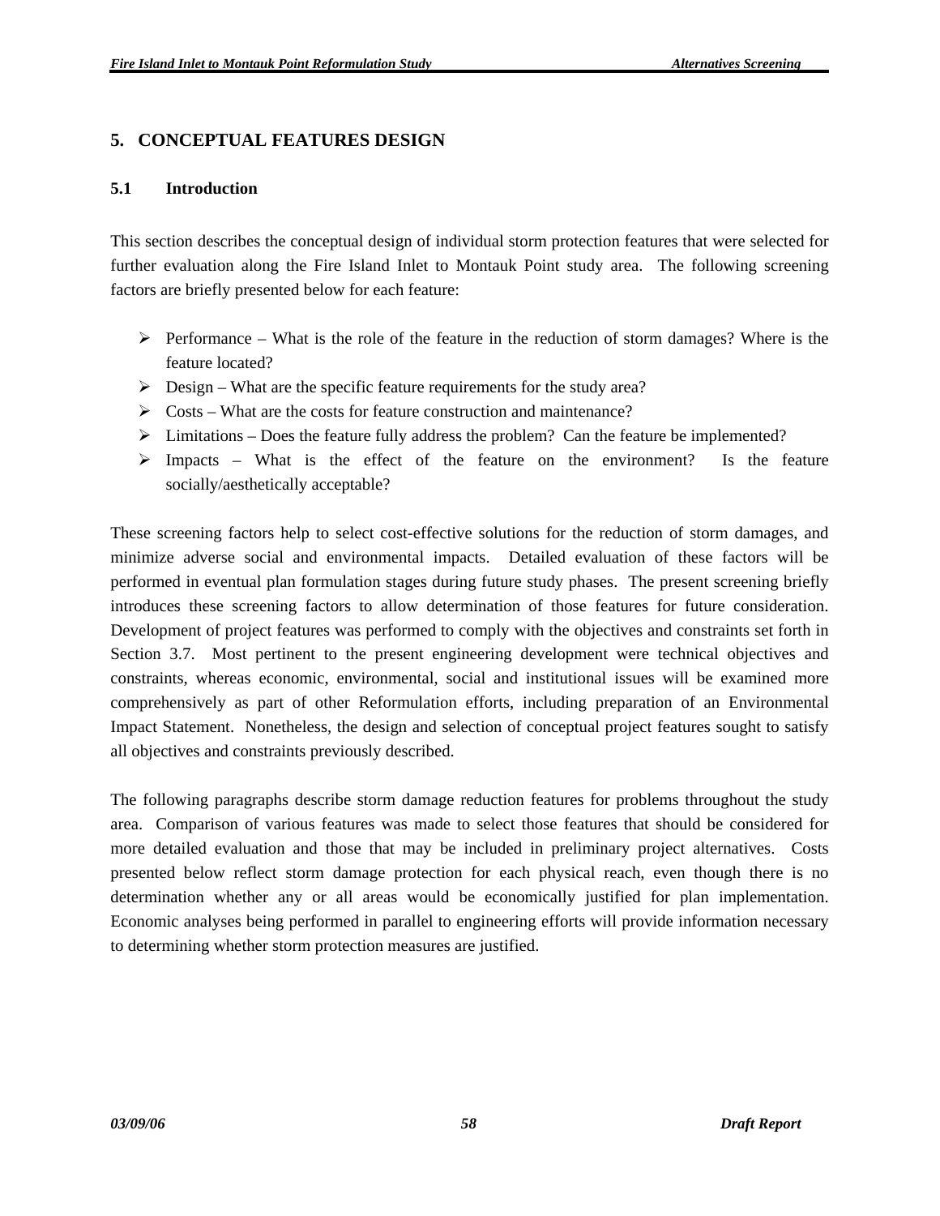## 5. CONCEPTUAL FEATURES DESIGN

### 5.1 Introduction

This section describes the conceptual design of individual storm protection features that were selected for further evaluation along the Fire Island Inlet to Montauk Point study area. The following screening factors are briefly presented below for each feature:

- Performance – What is the role of the feature in the reduction of storm damages? Where is the feature located?
- Design – What are the specific feature requirements for the study area?
- Costs – What are the costs for feature construction and maintenance?
- Limitations – Does the feature fully address the problem? Can the feature be implemented?
- Impacts – What is the effect of the feature on the environment? Is the feature socially/aesthetically acceptable?

These screening factors help to select cost-effective solutions for the reduction of storm damages, and minimize adverse social and environmental impacts. Detailed evaluation of these factors will be performed in eventual plan formulation stages during future study phases. The present screening briefly introduces these screening factors to allow determination of those features for future consideration. Development of project features was performed to comply with the objectives and constraints set forth in Section 3.7. Most pertinent to the present engineering development were technical objectives and constraints, whereas economic, environmental, social and institutional issues will be examined more comprehensively as part of other Reformulation efforts, including preparation of an Environmental Impact Statement. Nonetheless, the design and selection of conceptual project features sought to satisfy all objectives and constraints previously described.

The following paragraphs describe storm damage reduction features for problems throughout the study area. Comparison of various features was made to select those features that should be considered for more detailed evaluation and those that may be included in preliminary project alternatives. Costs presented below reflect storm damage protection for each physical reach, even though there is no determination whether any or all areas would be economically justified for plan implementation. Economic analyses being performed in parallel to engineering efforts will provide information necessary to determining whether storm protection measures are justified.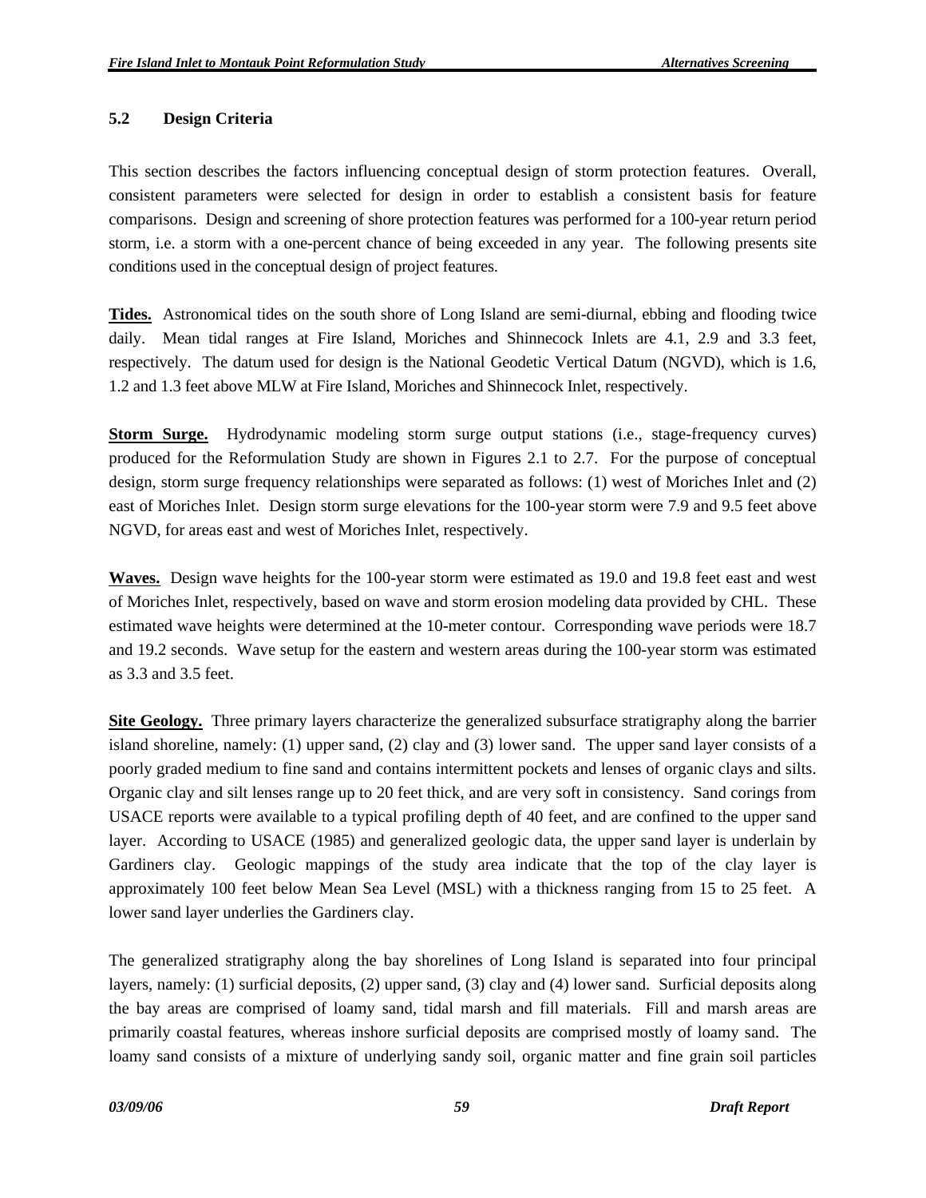### 5.2 Design Criteria

This section describes the factors influencing conceptual design of storm protection features. Overall, consistent parameters were selected for design in order to establish a consistent basis for feature comparisons. Design and screening of shore protection features was performed for a 100-year return period storm, i.e. a storm with a one-percent chance of being exceeded in any year. The following presents site conditions used in the conceptual design of project features.

**Tides.** Astronomical tides on the south shore of Long Island are semi-diurnal, ebbing and flooding twice daily. Mean tidal ranges at Fire Island, Moriches and Shinnecock Inlets are 4.1, 2.9 and 3.3 feet, respectively. The datum used for design is the National Geodetic Vertical Datum (NGVD), which is 1.6, 1.2 and 1.3 feet above MLW at Fire Island, Moriches and Shinnecock Inlet, respectively.

**Storm Surge.** Hydrodynamic modeling storm surge output stations (i.e., stage-frequency curves) produced for the Reformulation Study are shown in Figures 2.1 to 2.7. For the purpose of conceptual design, storm surge frequency relationships were separated as follows: (1) west of Moriches Inlet and (2) east of Moriches Inlet. Design storm surge elevations for the 100-year storm were 7.9 and 9.5 feet above NGVD, for areas east and west of Moriches Inlet, respectively.

**Waves.** Design wave heights for the 100-year storm were estimated as 19.0 and 19.8 feet east and west of Moriches Inlet, respectively, based on wave and storm erosion modeling data provided by CHL. These estimated wave heights were determined at the 10-meter contour. Corresponding wave periods were 18.7 and 19.2 seconds. Wave setup for the eastern and western areas during the 100-year storm was estimated as 3.3 and 3.5 feet.

**Site Geology.** Three primary layers characterize the generalized subsurface stratigraphy along the barrier island shoreline, namely: (1) upper sand, (2) clay and (3) lower sand. The upper sand layer consists of a poorly graded medium to fine sand and contains intermittent pockets and lenses of organic clays and silts. Organic clay and silt lenses range up to 20 feet thick, and are very soft in consistency. Sand corings from USACE reports were available to a typical profiling depth of 40 feet, and are confined to the upper sand layer. According to USACE (1985) and generalized geologic data, the upper sand layer is underlain by Gardiners clay. Geologic mappings of the study area indicate that the top of the clay layer is approximately 100 feet below Mean Sea Level (MSL) with a thickness ranging from 15 to 25 feet. A lower sand layer underlies the Gardiners clay.

The generalized stratigraphy along the bay shorelines of Long Island is separated into four principal layers, namely: (1) surficial deposits, (2) upper sand, (3) clay and (4) lower sand. Surficial deposits along the bay areas are comprised of loamy sand, tidal marsh and fill materials. Fill and marsh areas are primarily coastal features, whereas inshore surficial deposits are comprised mostly of loamy sand. The loamy sand consists of a mixture of underlying sandy soil, organic matter and fine grain soil particles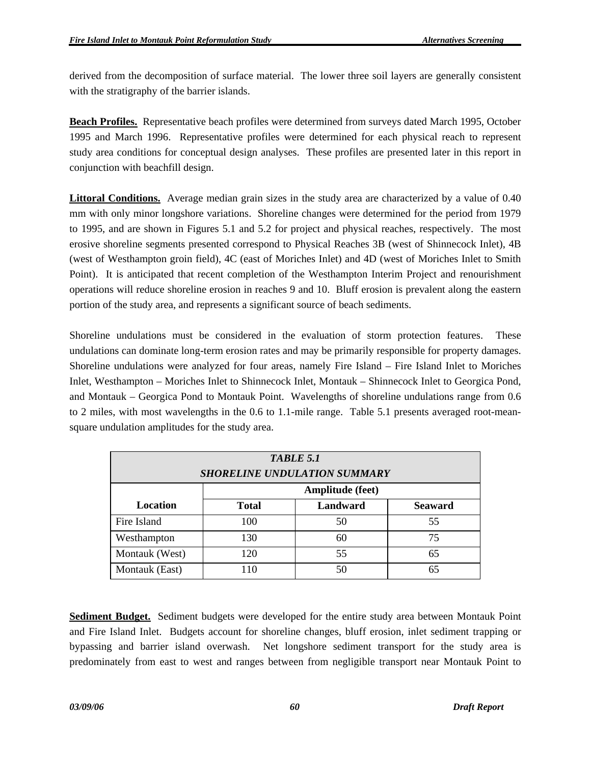derived from the decomposition of surface material. The lower three soil layers are generally consistent with the stratigraphy of the barrier islands.

**Beach Profiles.** Representative beach profiles were determined from surveys dated March 1995, October 1995 and March 1996. Representative profiles were determined for each physical reach to represent study area conditions for conceptual design analyses. These profiles are presented later in this report in conjunction with beachfill design.

**Littoral Conditions.** Average median grain sizes in the study area are characterized by a value of 0.40 mm with only minor longshore variations. Shoreline changes were determined for the period from 1979 to 1995, and are shown in Figures 5.1 and 5.2 for project and physical reaches, respectively. The most erosive shoreline segments presented correspond to Physical Reaches 3B (west of Shinnecock Inlet), 4B (west of Westhampton groin field), 4C (east of Moriches Inlet) and 4D (west of Moriches Inlet to Smith Point). It is anticipated that recent completion of the Westhampton Interim Project and renourishment operations will reduce shoreline erosion in reaches 9 and 10. Bluff erosion is prevalent along the eastern portion of the study area, and represents a significant source of beach sediments.

Shoreline undulations must be considered in the evaluation of storm protection features. These undulations can dominate long-term erosion rates and may be primarily responsible for property damages. Shoreline undulations were analyzed for four areas, namely Fire Island – Fire Island Inlet to Moriches Inlet, Westhampton – Moriches Inlet to Shinnecock Inlet, Montauk – Shinnecock Inlet to Georgica Pond, and Montauk – Georgica Pond to Montauk Point. Wavelengths of shoreline undulations range from 0.6 to 2 miles, with most wavelengths in the 0.6 to 1.1-mile range. Table 5.1 presents averaged root-mean-square undulation amplitudes for the study area.

***TABLE 5.1***
***SHORELINE UNDULATION SUMMARY***

| | Amplitude (feet) | | |
|---|---|---|---|
| **Location** | **Total** | **Landward** | **Seaward** |
| Fire Island | 100 | 50 | 55 |
| Westhampton | 130 | 60 | 75 |
| Montauk (West) | 120 | 55 | 65 |
| Montauk (East) | 110 | 50 | 65 |

**Sediment Budget.** Sediment budgets were developed for the entire study area between Montauk Point and Fire Island Inlet. Budgets account for shoreline changes, bluff erosion, inlet sediment trapping or bypassing and barrier island overwash. Net longshore sediment transport for the study area is predominately from east to west and ranges between from negligible transport near Montauk Point to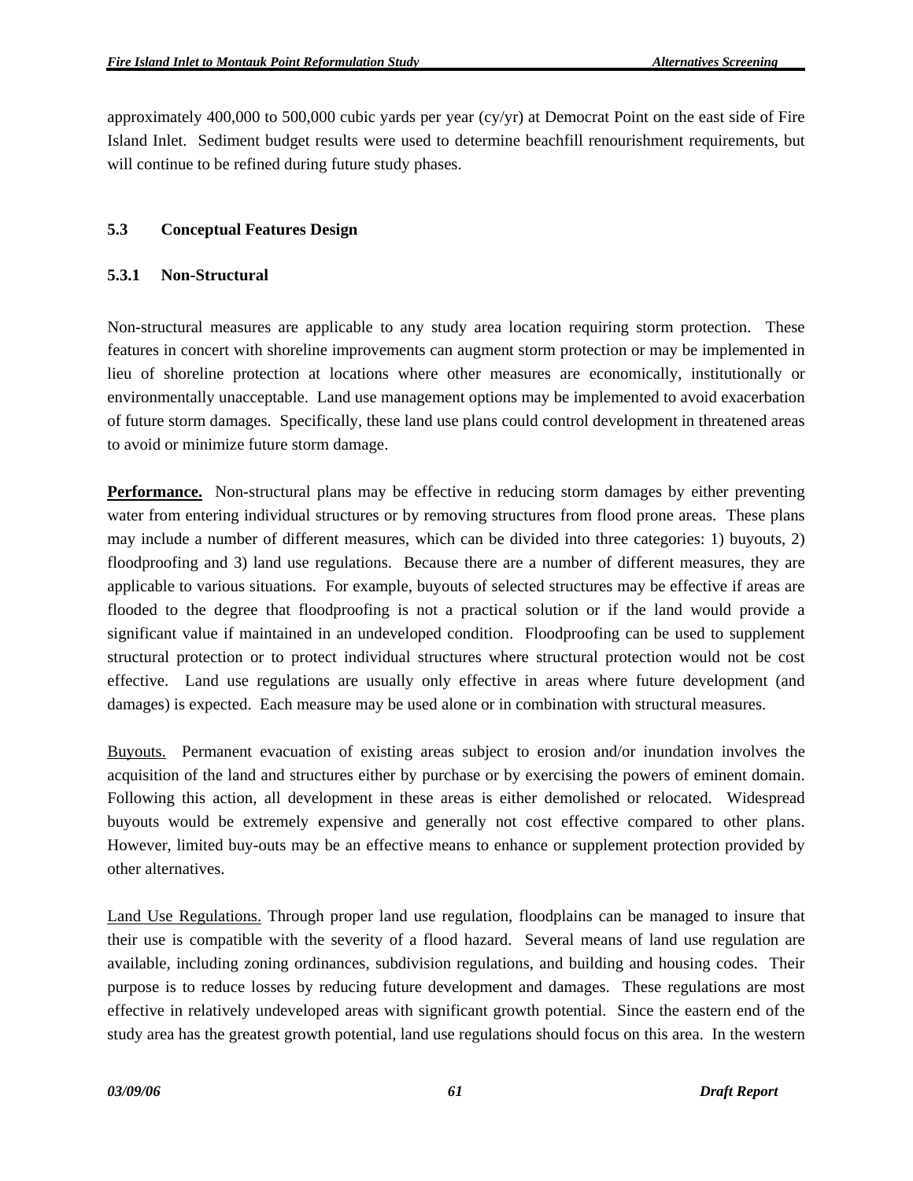approximately 400,000 to 500,000 cubic yards per year (cy/yr) at Democrat Point on the east side of Fire Island Inlet. Sediment budget results were used to determine beachfill renourishment requirements, but will continue to be refined during future study phases.

### 5.3 Conceptual Features Design

#### 5.3.1 Non-Structural

Non-structural measures are applicable to any study area location requiring storm protection. These features in concert with shoreline improvements can augment storm protection or may be implemented in lieu of shoreline protection at locations where other measures are economically, institutionally or environmentally unacceptable. Land use management options may be implemented to avoid exacerbation of future storm damages. Specifically, these land use plans could control development in threatened areas to avoid or minimize future storm damage.

**Performance.** Non-structural plans may be effective in reducing storm damages by either preventing water from entering individual structures or by removing structures from flood prone areas. These plans may include a number of different measures, which can be divided into three categories: 1) buyouts, 2) floodproofing and 3) land use regulations. Because there are a number of different measures, they are applicable to various situations. For example, buyouts of selected structures may be effective if areas are flooded to the degree that floodproofing is not a practical solution or if the land would provide a significant value if maintained in an undeveloped condition. Floodproofing can be used to supplement structural protection or to protect individual structures where structural protection would not be cost effective. Land use regulations are usually only effective in areas where future development (and damages) is expected. Each measure may be used alone or in combination with structural measures.

Buyouts. Permanent evacuation of existing areas subject to erosion and/or inundation involves the acquisition of the land and structures either by purchase or by exercising the powers of eminent domain. Following this action, all development in these areas is either demolished or relocated. Widespread buyouts would be extremely expensive and generally not cost effective compared to other plans. However, limited buy-outs may be an effective means to enhance or supplement protection provided by other alternatives.

Land Use Regulations. Through proper land use regulation, floodplains can be managed to insure that their use is compatible with the severity of a flood hazard. Several means of land use regulation are available, including zoning ordinances, subdivision regulations, and building and housing codes. Their purpose is to reduce losses by reducing future development and damages. These regulations are most effective in relatively undeveloped areas with significant growth potential. Since the eastern end of the study area has the greatest growth potential, land use regulations should focus on this area. In the western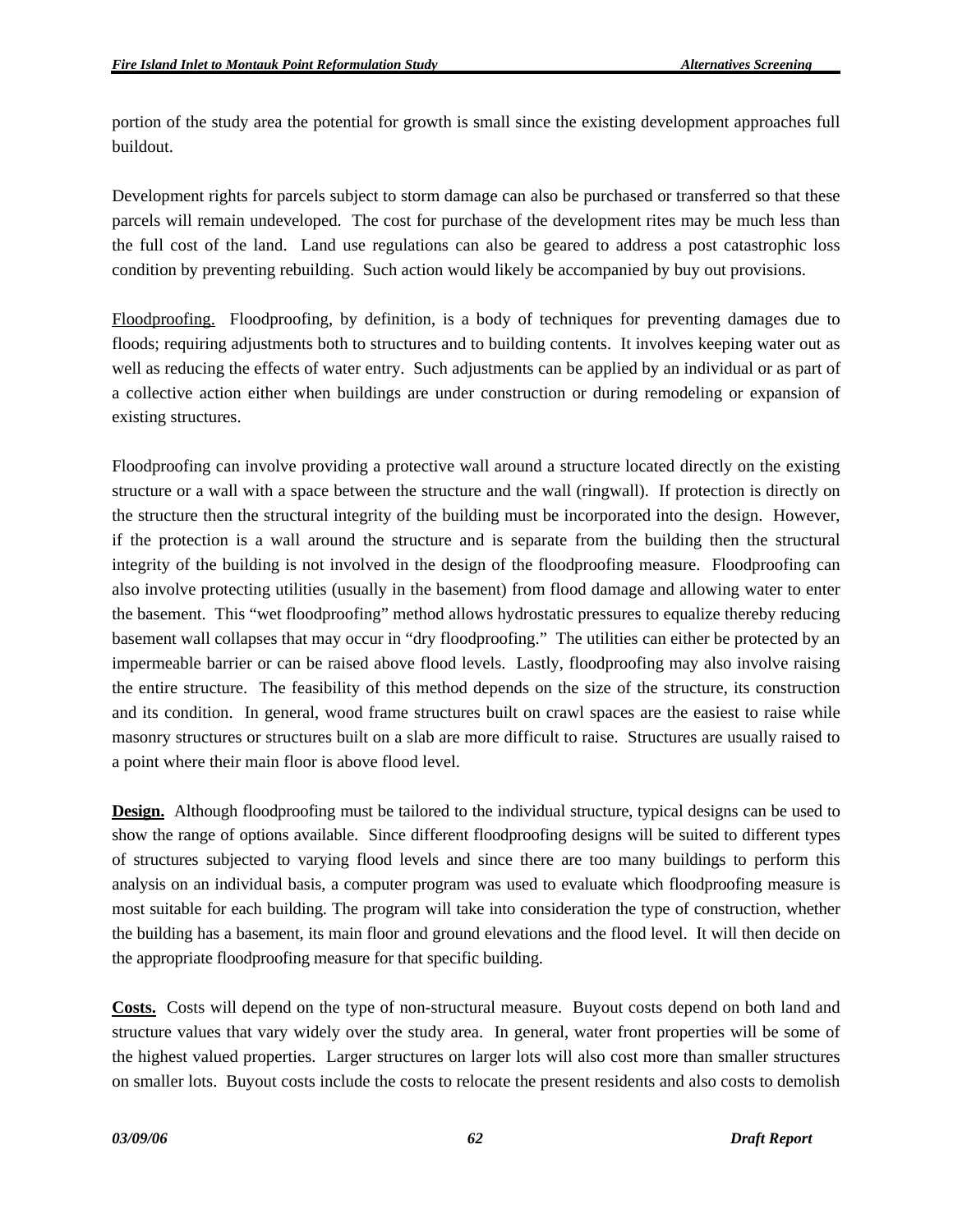portion of the study area the potential for growth is small since the existing development approaches full buildout.

Development rights for parcels subject to storm damage can also be purchased or transferred so that these parcels will remain undeveloped. The cost for purchase of the development rites may be much less than the full cost of the land. Land use regulations can also be geared to address a post catastrophic loss condition by preventing rebuilding. Such action would likely be accompanied by buy out provisions.

Floodproofing. Floodproofing, by definition, is a body of techniques for preventing damages due to floods; requiring adjustments both to structures and to building contents. It involves keeping water out as well as reducing the effects of water entry. Such adjustments can be applied by an individual or as part of a collective action either when buildings are under construction or during remodeling or expansion of existing structures.

Floodproofing can involve providing a protective wall around a structure located directly on the existing structure or a wall with a space between the structure and the wall (ringwall). If protection is directly on the structure then the structural integrity of the building must be incorporated into the design. However, if the protection is a wall around the structure and is separate from the building then the structural integrity of the building is not involved in the design of the floodproofing measure. Floodproofing can also involve protecting utilities (usually in the basement) from flood damage and allowing water to enter the basement. This "wet floodproofing" method allows hydrostatic pressures to equalize thereby reducing basement wall collapses that may occur in "dry floodproofing." The utilities can either be protected by an impermeable barrier or can be raised above flood levels. Lastly, floodproofing may also involve raising the entire structure. The feasibility of this method depends on the size of the structure, its construction and its condition. In general, wood frame structures built on crawl spaces are the easiest to raise while masonry structures or structures built on a slab are more difficult to raise. Structures are usually raised to a point where their main floor is above flood level.

**Design.** Although floodproofing must be tailored to the individual structure, typical designs can be used to show the range of options available. Since different floodproofing designs will be suited to different types of structures subjected to varying flood levels and since there are too many buildings to perform this analysis on an individual basis, a computer program was used to evaluate which floodproofing measure is most suitable for each building. The program will take into consideration the type of construction, whether the building has a basement, its main floor and ground elevations and the flood level. It will then decide on the appropriate floodproofing measure for that specific building.

**Costs.** Costs will depend on the type of non-structural measure. Buyout costs depend on both land and structure values that vary widely over the study area. In general, water front properties will be some of the highest valued properties. Larger structures on larger lots will also cost more than smaller structures on smaller lots. Buyout costs include the costs to relocate the present residents and also costs to demolish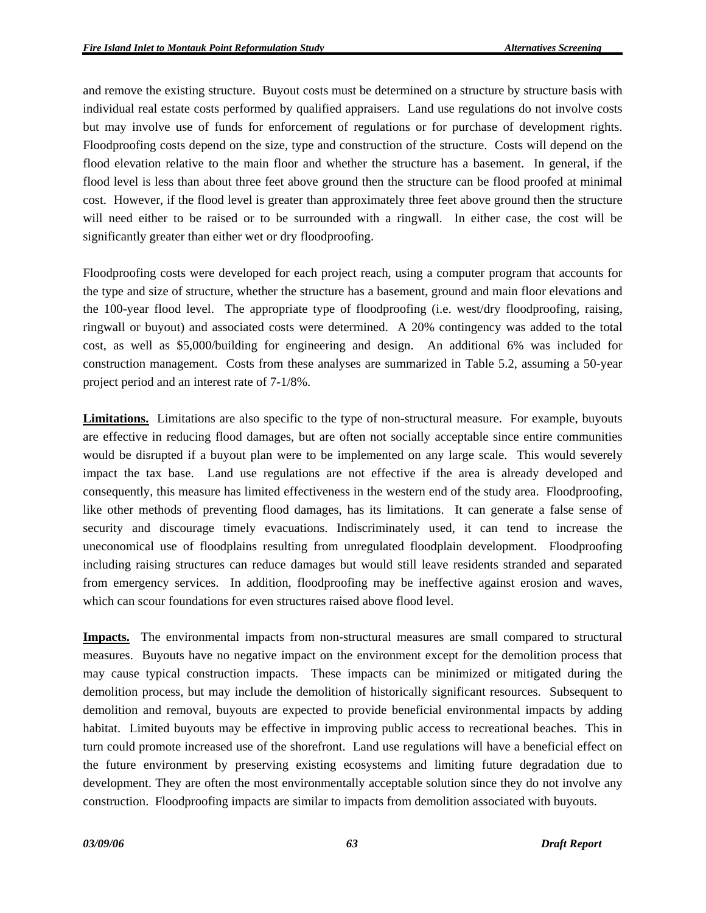and remove the existing structure. Buyout costs must be determined on a structure by structure basis with individual real estate costs performed by qualified appraisers. Land use regulations do not involve costs but may involve use of funds for enforcement of regulations or for purchase of development rights. Floodproofing costs depend on the size, type and construction of the structure. Costs will depend on the flood elevation relative to the main floor and whether the structure has a basement. In general, if the flood level is less than about three feet above ground then the structure can be flood proofed at minimal cost. However, if the flood level is greater than approximately three feet above ground then the structure will need either to be raised or to be surrounded with a ringwall. In either case, the cost will be significantly greater than either wet or dry floodproofing.

Floodproofing costs were developed for each project reach, using a computer program that accounts for the type and size of structure, whether the structure has a basement, ground and main floor elevations and the 100-year flood level. The appropriate type of floodproofing (i.e. west/dry floodproofing, raising, ringwall or buyout) and associated costs were determined. A 20% contingency was added to the total cost, as well as $5,000/building for engineering and design. An additional 6% was included for construction management. Costs from these analyses are summarized in Table 5.2, assuming a 50-year project period and an interest rate of 7-1/8%.

**Limitations.** Limitations are also specific to the type of non-structural measure. For example, buyouts are effective in reducing flood damages, but are often not socially acceptable since entire communities would be disrupted if a buyout plan were to be implemented on any large scale. This would severely impact the tax base. Land use regulations are not effective if the area is already developed and consequently, this measure has limited effectiveness in the western end of the study area. Floodproofing, like other methods of preventing flood damages, has its limitations. It can generate a false sense of security and discourage timely evacuations. Indiscriminately used, it can tend to increase the uneconomical use of floodplains resulting from unregulated floodplain development. Floodproofing including raising structures can reduce damages but would still leave residents stranded and separated from emergency services. In addition, floodproofing may be ineffective against erosion and waves, which can scour foundations for even structures raised above flood level.

**Impacts.** The environmental impacts from non-structural measures are small compared to structural measures. Buyouts have no negative impact on the environment except for the demolition process that may cause typical construction impacts. These impacts can be minimized or mitigated during the demolition process, but may include the demolition of historically significant resources. Subsequent to demolition and removal, buyouts are expected to provide beneficial environmental impacts by adding habitat. Limited buyouts may be effective in improving public access to recreational beaches. This in turn could promote increased use of the shorefront. Land use regulations will have a beneficial effect on the future environment by preserving existing ecosystems and limiting future degradation due to development. They are often the most environmentally acceptable solution since they do not involve any construction. Floodproofing impacts are similar to impacts from demolition associated with buyouts.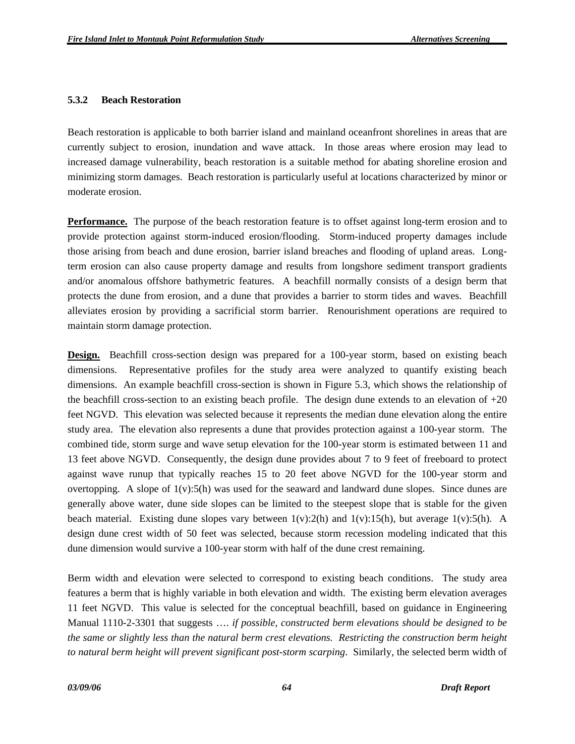### 5.3.2 Beach Restoration

Beach restoration is applicable to both barrier island and mainland oceanfront shorelines in areas that are currently subject to erosion, inundation and wave attack. In those areas where erosion may lead to increased damage vulnerability, beach restoration is a suitable method for abating shoreline erosion and minimizing storm damages. Beach restoration is particularly useful at locations characterized by minor or moderate erosion.

**Performance.** The purpose of the beach restoration feature is to offset against long-term erosion and to provide protection against storm-induced erosion/flooding. Storm-induced property damages include those arising from beach and dune erosion, barrier island breaches and flooding of upland areas. Long-term erosion can also cause property damage and results from longshore sediment transport gradients and/or anomalous offshore bathymetric features. A beachfill normally consists of a design berm that protects the dune from erosion, and a dune that provides a barrier to storm tides and waves. Beachfill alleviates erosion by providing a sacrificial storm barrier. Renourishment operations are required to maintain storm damage protection.

**Design.** Beachfill cross-section design was prepared for a 100-year storm, based on existing beach dimensions. Representative profiles for the study area were analyzed to quantify existing beach dimensions. An example beachfill cross-section is shown in Figure 5.3, which shows the relationship of the beachfill cross-section to an existing beach profile. The design dune extends to an elevation of +20 feet NGVD. This elevation was selected because it represents the median dune elevation along the entire study area. The elevation also represents a dune that provides protection against a 100-year storm. The combined tide, storm surge and wave setup elevation for the 100-year storm is estimated between 11 and 13 feet above NGVD. Consequently, the design dune provides about 7 to 9 feet of freeboard to protect against wave runup that typically reaches 15 to 20 feet above NGVD for the 100-year storm and overtopping. A slope of 1(v):5(h) was used for the seaward and landward dune slopes. Since dunes are generally above water, dune side slopes can be limited to the steepest slope that is stable for the given beach material. Existing dune slopes vary between 1(v):2(h) and 1(v):15(h), but average 1(v):5(h). A design dune crest width of 50 feet was selected, because storm recession modeling indicated that this dune dimension would survive a 100-year storm with half of the dune crest remaining.

Berm width and elevation were selected to correspond to existing beach conditions. The study area features a berm that is highly variable in both elevation and width. The existing berm elevation averages 11 feet NGVD. This value is selected for the conceptual beachfill, based on guidance in Engineering Manual 1110-2-3301 that suggests …. *if possible, constructed berm elevations should be designed to be the same or slightly less than the natural berm crest elevations. Restricting the construction berm height to natural berm height will prevent significant post-storm scarping*. Similarly, the selected berm width of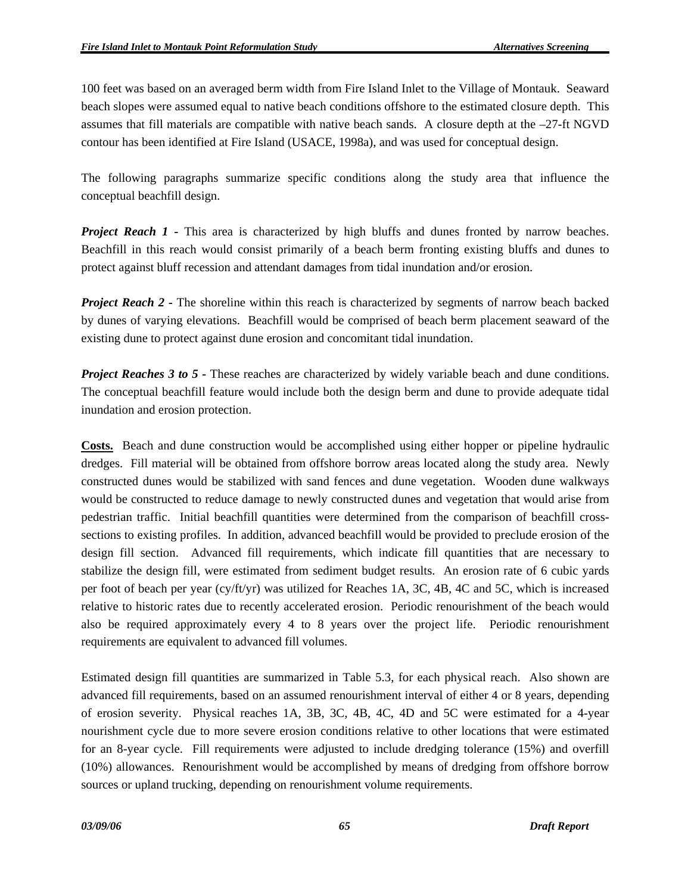100 feet was based on an averaged berm width from Fire Island Inlet to the Village of Montauk. Seaward beach slopes were assumed equal to native beach conditions offshore to the estimated closure depth. This assumes that fill materials are compatible with native beach sands. A closure depth at the –27-ft NGVD contour has been identified at Fire Island (USACE, 1998a), and was used for conceptual design.

The following paragraphs summarize specific conditions along the study area that influence the conceptual beachfill design.

***Project Reach 1*** - This area is characterized by high bluffs and dunes fronted by narrow beaches. Beachfill in this reach would consist primarily of a beach berm fronting existing bluffs and dunes to protect against bluff recession and attendant damages from tidal inundation and/or erosion.

***Project Reach 2*** - The shoreline within this reach is characterized by segments of narrow beach backed by dunes of varying elevations. Beachfill would be comprised of beach berm placement seaward of the existing dune to protect against dune erosion and concomitant tidal inundation.

***Project Reaches 3 to 5*** - These reaches are characterized by widely variable beach and dune conditions. The conceptual beachfill feature would include both the design berm and dune to provide adequate tidal inundation and erosion protection.

**Costs.** Beach and dune construction would be accomplished using either hopper or pipeline hydraulic dredges. Fill material will be obtained from offshore borrow areas located along the study area. Newly constructed dunes would be stabilized with sand fences and dune vegetation. Wooden dune walkways would be constructed to reduce damage to newly constructed dunes and vegetation that would arise from pedestrian traffic. Initial beachfill quantities were determined from the comparison of beachfill cross-sections to existing profiles. In addition, advanced beachfill would be provided to preclude erosion of the design fill section. Advanced fill requirements, which indicate fill quantities that are necessary to stabilize the design fill, were estimated from sediment budget results. An erosion rate of 6 cubic yards per foot of beach per year (cy/ft/yr) was utilized for Reaches 1A, 3C, 4B, 4C and 5C, which is increased relative to historic rates due to recently accelerated erosion. Periodic renourishment of the beach would also be required approximately every 4 to 8 years over the project life. Periodic renourishment requirements are equivalent to advanced fill volumes.

Estimated design fill quantities are summarized in Table 5.3, for each physical reach. Also shown are advanced fill requirements, based on an assumed renourishment interval of either 4 or 8 years, depending of erosion severity. Physical reaches 1A, 3B, 3C, 4B, 4C, 4D and 5C were estimated for a 4-year nourishment cycle due to more severe erosion conditions relative to other locations that were estimated for an 8-year cycle. Fill requirements were adjusted to include dredging tolerance (15%) and overfill (10%) allowances. Renourishment would be accomplished by means of dredging from offshore borrow sources or upland trucking, depending on renourishment volume requirements.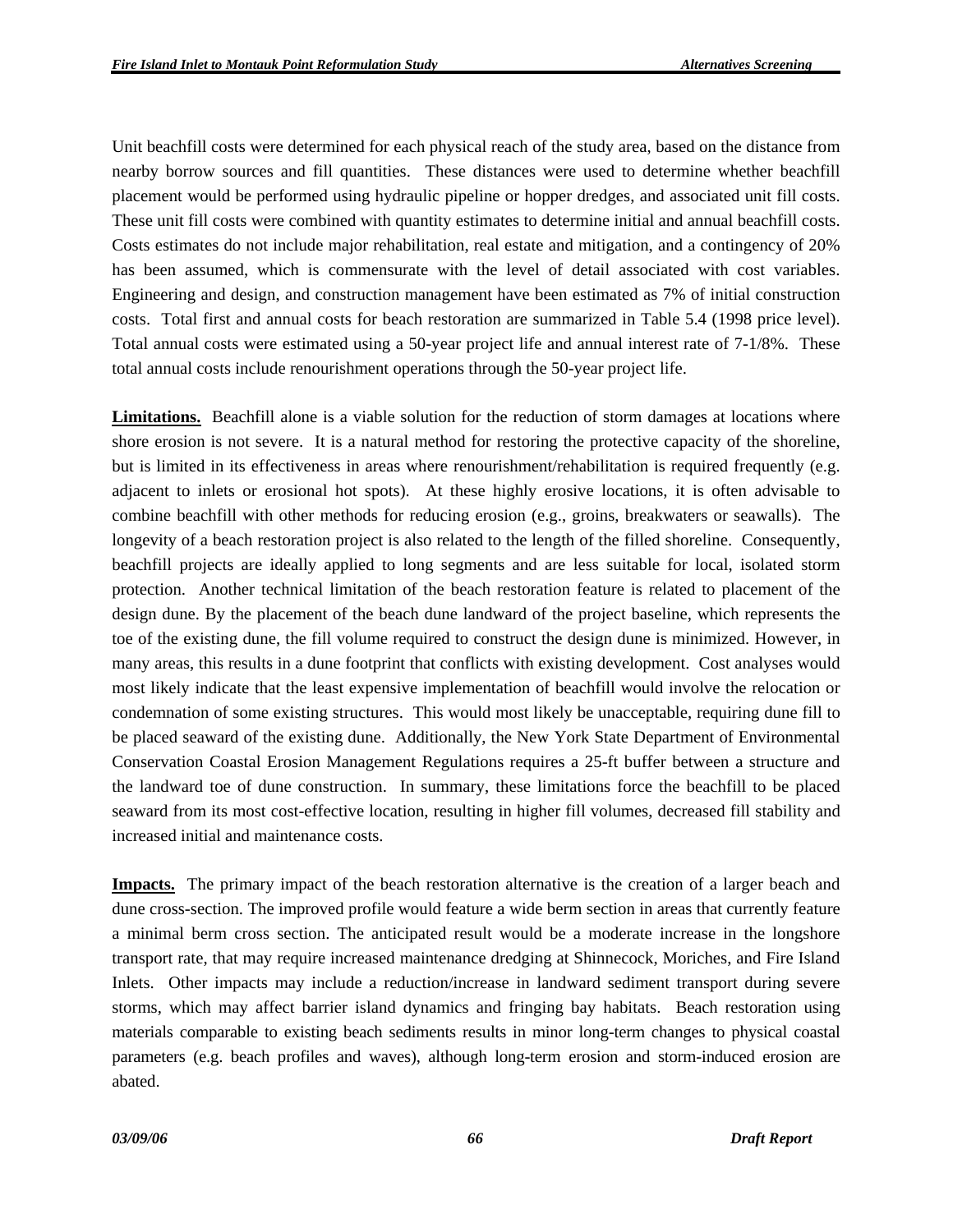Unit beachfill costs were determined for each physical reach of the study area, based on the distance from nearby borrow sources and fill quantities. These distances were used to determine whether beachfill placement would be performed using hydraulic pipeline or hopper dredges, and associated unit fill costs. These unit fill costs were combined with quantity estimates to determine initial and annual beachfill costs. Costs estimates do not include major rehabilitation, real estate and mitigation, and a contingency of 20% has been assumed, which is commensurate with the level of detail associated with cost variables. Engineering and design, and construction management have been estimated as 7% of initial construction costs. Total first and annual costs for beach restoration are summarized in Table 5.4 (1998 price level). Total annual costs were estimated using a 50-year project life and annual interest rate of 7-1/8%. These total annual costs include renourishment operations through the 50-year project life.

**Limitations.** Beachfill alone is a viable solution for the reduction of storm damages at locations where shore erosion is not severe. It is a natural method for restoring the protective capacity of the shoreline, but is limited in its effectiveness in areas where renourishment/rehabilitation is required frequently (e.g. adjacent to inlets or erosional hot spots). At these highly erosive locations, it is often advisable to combine beachfill with other methods for reducing erosion (e.g., groins, breakwaters or seawalls). The longevity of a beach restoration project is also related to the length of the filled shoreline. Consequently, beachfill projects are ideally applied to long segments and are less suitable for local, isolated storm protection. Another technical limitation of the beach restoration feature is related to placement of the design dune. By the placement of the beach dune landward of the project baseline, which represents the toe of the existing dune, the fill volume required to construct the design dune is minimized. However, in many areas, this results in a dune footprint that conflicts with existing development. Cost analyses would most likely indicate that the least expensive implementation of beachfill would involve the relocation or condemnation of some existing structures. This would most likely be unacceptable, requiring dune fill to be placed seaward of the existing dune. Additionally, the New York State Department of Environmental Conservation Coastal Erosion Management Regulations requires a 25-ft buffer between a structure and the landward toe of dune construction. In summary, these limitations force the beachfill to be placed seaward from its most cost-effective location, resulting in higher fill volumes, decreased fill stability and increased initial and maintenance costs.

**Impacts.** The primary impact of the beach restoration alternative is the creation of a larger beach and dune cross-section. The improved profile would feature a wide berm section in areas that currently feature a minimal berm cross section. The anticipated result would be a moderate increase in the longshore transport rate, that may require increased maintenance dredging at Shinnecock, Moriches, and Fire Island Inlets. Other impacts may include a reduction/increase in landward sediment transport during severe storms, which may affect barrier island dynamics and fringing bay habitats. Beach restoration using materials comparable to existing beach sediments results in minor long-term changes to physical coastal parameters (e.g. beach profiles and waves), although long-term erosion and storm-induced erosion are abated.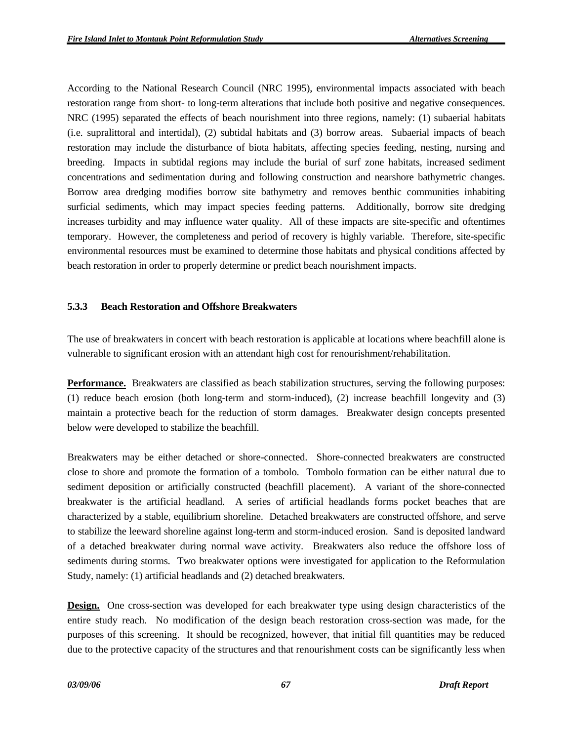According to the National Research Council (NRC 1995), environmental impacts associated with beach restoration range from short- to long-term alterations that include both positive and negative consequences. NRC (1995) separated the effects of beach nourishment into three regions, namely: (1) subaerial habitats (i.e. supralittoral and intertidal), (2) subtidal habitats and (3) borrow areas. Subaerial impacts of beach restoration may include the disturbance of biota habitats, affecting species feeding, nesting, nursing and breeding. Impacts in subtidal regions may include the burial of surf zone habitats, increased sediment concentrations and sedimentation during and following construction and nearshore bathymetric changes. Borrow area dredging modifies borrow site bathymetry and removes benthic communities inhabiting surficial sediments, which may impact species feeding patterns. Additionally, borrow site dredging increases turbidity and may influence water quality. All of these impacts are site-specific and oftentimes temporary. However, the completeness and period of recovery is highly variable. Therefore, site-specific environmental resources must be examined to determine those habitats and physical conditions affected by beach restoration in order to properly determine or predict beach nourishment impacts.

### 5.3.3 Beach Restoration and Offshore Breakwaters

The use of breakwaters in concert with beach restoration is applicable at locations where beachfill alone is vulnerable to significant erosion with an attendant high cost for renourishment/rehabilitation.

**Performance.** Breakwaters are classified as beach stabilization structures, serving the following purposes: (1) reduce beach erosion (both long-term and storm-induced), (2) increase beachfill longevity and (3) maintain a protective beach for the reduction of storm damages. Breakwater design concepts presented below were developed to stabilize the beachfill.

Breakwaters may be either detached or shore-connected. Shore-connected breakwaters are constructed close to shore and promote the formation of a tombolo. Tombolo formation can be either natural due to sediment deposition or artificially constructed (beachfill placement). A variant of the shore-connected breakwater is the artificial headland. A series of artificial headlands forms pocket beaches that are characterized by a stable, equilibrium shoreline. Detached breakwaters are constructed offshore, and serve to stabilize the leeward shoreline against long-term and storm-induced erosion. Sand is deposited landward of a detached breakwater during normal wave activity. Breakwaters also reduce the offshore loss of sediments during storms. Two breakwater options were investigated for application to the Reformulation Study, namely: (1) artificial headlands and (2) detached breakwaters.

**Design.** One cross-section was developed for each breakwater type using design characteristics of the entire study reach. No modification of the design beach restoration cross-section was made, for the purposes of this screening. It should be recognized, however, that initial fill quantities may be reduced due to the protective capacity of the structures and that renourishment costs can be significantly less when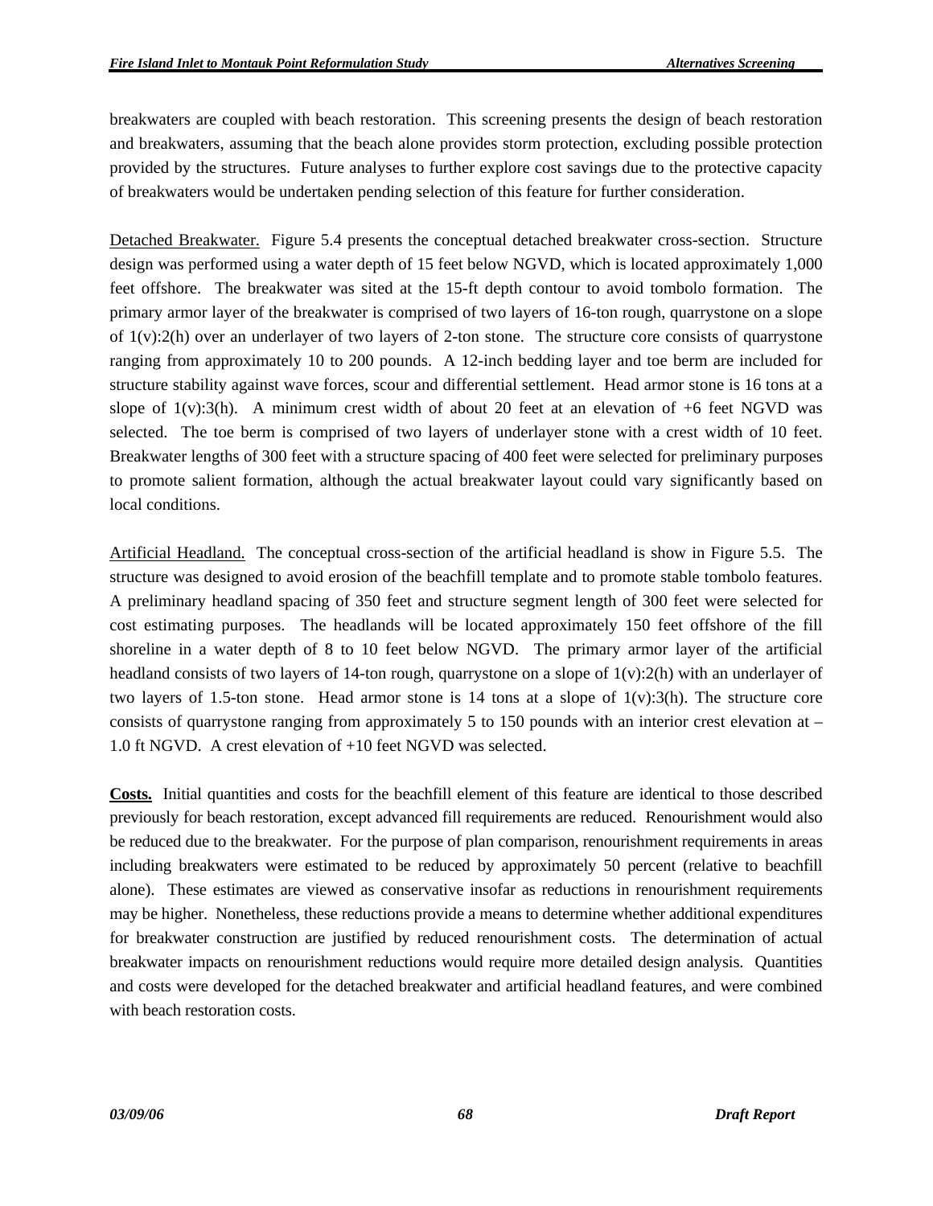breakwaters are coupled with beach restoration. This screening presents the design of beach restoration and breakwaters, assuming that the beach alone provides storm protection, excluding possible protection provided by the structures. Future analyses to further explore cost savings due to the protective capacity of breakwaters would be undertaken pending selection of this feature for further consideration.

Detached Breakwater. Figure 5.4 presents the conceptual detached breakwater cross-section. Structure design was performed using a water depth of 15 feet below NGVD, which is located approximately 1,000 feet offshore. The breakwater was sited at the 15-ft depth contour to avoid tombolo formation. The primary armor layer of the breakwater is comprised of two layers of 16-ton rough, quarrystone on a slope of 1(v):2(h) over an underlayer of two layers of 2-ton stone. The structure core consists of quarrystone ranging from approximately 10 to 200 pounds. A 12-inch bedding layer and toe berm are included for structure stability against wave forces, scour and differential settlement. Head armor stone is 16 tons at a slope of 1(v):3(h). A minimum crest width of about 20 feet at an elevation of +6 feet NGVD was selected. The toe berm is comprised of two layers of underlayer stone with a crest width of 10 feet. Breakwater lengths of 300 feet with a structure spacing of 400 feet were selected for preliminary purposes to promote salient formation, although the actual breakwater layout could vary significantly based on local conditions.

Artificial Headland. The conceptual cross-section of the artificial headland is show in Figure 5.5. The structure was designed to avoid erosion of the beachfill template and to promote stable tombolo features. A preliminary headland spacing of 350 feet and structure segment length of 300 feet were selected for cost estimating purposes. The headlands will be located approximately 150 feet offshore of the fill shoreline in a water depth of 8 to 10 feet below NGVD. The primary armor layer of the artificial headland consists of two layers of 14-ton rough, quarrystone on a slope of 1(v):2(h) with an underlayer of two layers of 1.5-ton stone. Head armor stone is 14 tons at a slope of 1(v):3(h). The structure core consists of quarrystone ranging from approximately 5 to 150 pounds with an interior crest elevation at –1.0 ft NGVD. A crest elevation of +10 feet NGVD was selected.

**Costs.** Initial quantities and costs for the beachfill element of this feature are identical to those described previously for beach restoration, except advanced fill requirements are reduced. Renourishment would also be reduced due to the breakwater. For the purpose of plan comparison, renourishment requirements in areas including breakwaters were estimated to be reduced by approximately 50 percent (relative to beachfill alone). These estimates are viewed as conservative insofar as reductions in renourishment requirements may be higher. Nonetheless, these reductions provide a means to determine whether additional expenditures for breakwater construction are justified by reduced renourishment costs. The determination of actual breakwater impacts on renourishment reductions would require more detailed design analysis. Quantities and costs were developed for the detached breakwater and artificial headland features, and were combined with beach restoration costs.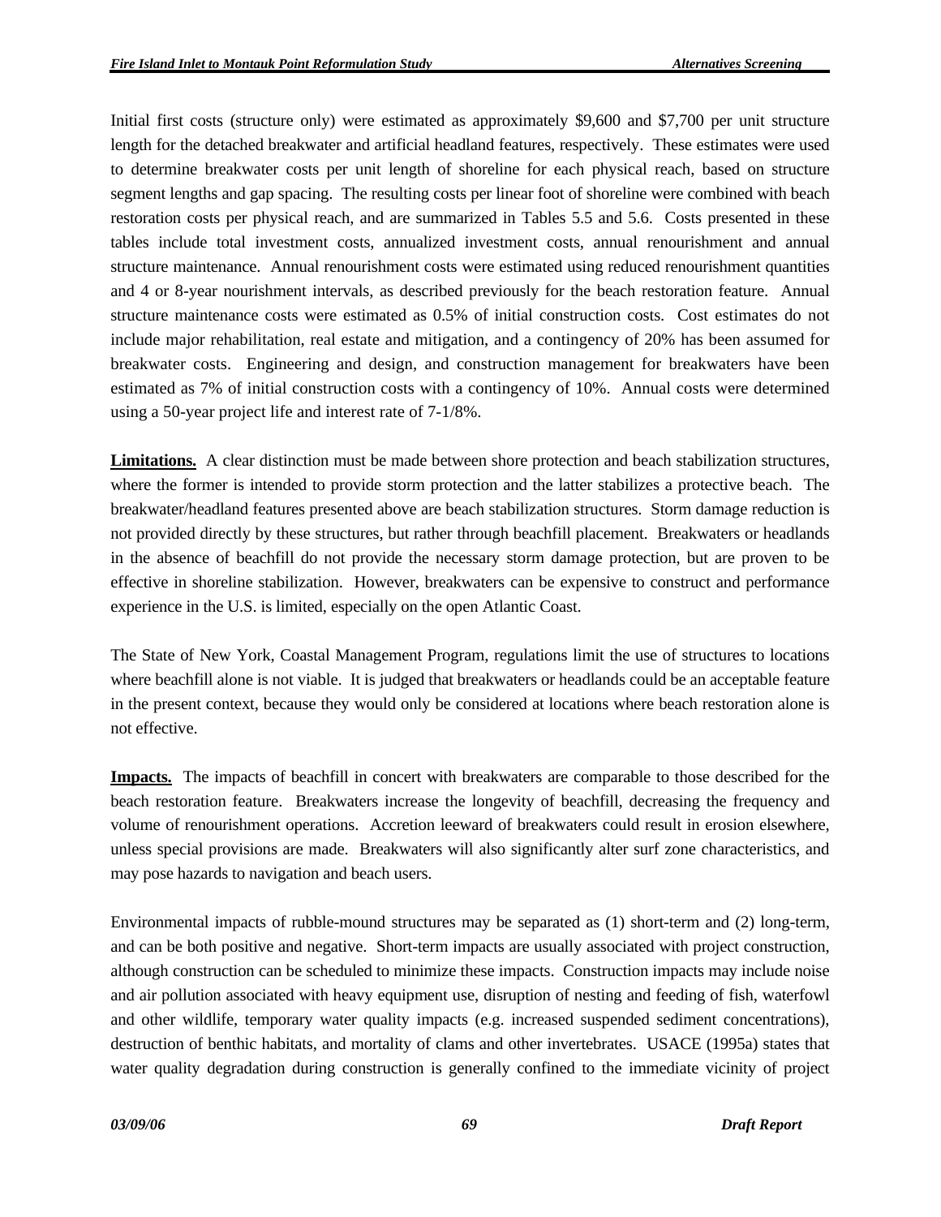Initial first costs (structure only) were estimated as approximately $9,600 and $7,700 per unit structure length for the detached breakwater and artificial headland features, respectively. These estimates were used to determine breakwater costs per unit length of shoreline for each physical reach, based on structure segment lengths and gap spacing. The resulting costs per linear foot of shoreline were combined with beach restoration costs per physical reach, and are summarized in Tables 5.5 and 5.6. Costs presented in these tables include total investment costs, annualized investment costs, annual renourishment and annual structure maintenance. Annual renourishment costs were estimated using reduced renourishment quantities and 4 or 8-year nourishment intervals, as described previously for the beach restoration feature. Annual structure maintenance costs were estimated as 0.5% of initial construction costs. Cost estimates do not include major rehabilitation, real estate and mitigation, and a contingency of 20% has been assumed for breakwater costs. Engineering and design, and construction management for breakwaters have been estimated as 7% of initial construction costs with a contingency of 10%. Annual costs were determined using a 50-year project life and interest rate of 7-1/8%.

**Limitations.** A clear distinction must be made between shore protection and beach stabilization structures, where the former is intended to provide storm protection and the latter stabilizes a protective beach. The breakwater/headland features presented above are beach stabilization structures. Storm damage reduction is not provided directly by these structures, but rather through beachfill placement. Breakwaters or headlands in the absence of beachfill do not provide the necessary storm damage protection, but are proven to be effective in shoreline stabilization. However, breakwaters can be expensive to construct and performance experience in the U.S. is limited, especially on the open Atlantic Coast.

The State of New York, Coastal Management Program, regulations limit the use of structures to locations where beachfill alone is not viable. It is judged that breakwaters or headlands could be an acceptable feature in the present context, because they would only be considered at locations where beach restoration alone is not effective.

**Impacts.** The impacts of beachfill in concert with breakwaters are comparable to those described for the beach restoration feature. Breakwaters increase the longevity of beachfill, decreasing the frequency and volume of renourishment operations. Accretion leeward of breakwaters could result in erosion elsewhere, unless special provisions are made. Breakwaters will also significantly alter surf zone characteristics, and may pose hazards to navigation and beach users.

Environmental impacts of rubble-mound structures may be separated as (1) short-term and (2) long-term, and can be both positive and negative. Short-term impacts are usually associated with project construction, although construction can be scheduled to minimize these impacts. Construction impacts may include noise and air pollution associated with heavy equipment use, disruption of nesting and feeding of fish, waterfowl and other wildlife, temporary water quality impacts (e.g. increased suspended sediment concentrations), destruction of benthic habitats, and mortality of clams and other invertebrates. USACE (1995a) states that water quality degradation during construction is generally confined to the immediate vicinity of project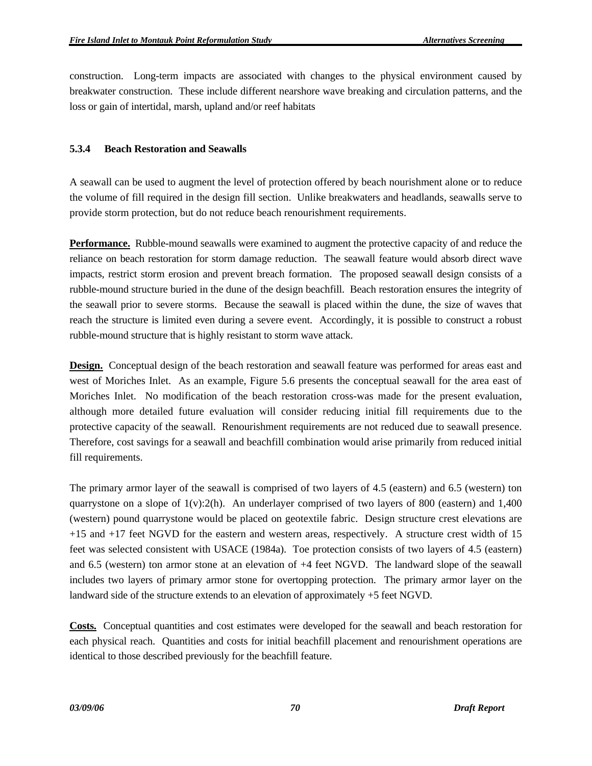construction. Long-term impacts are associated with changes to the physical environment caused by breakwater construction. These include different nearshore wave breaking and circulation patterns, and the loss or gain of intertidal, marsh, upland and/or reef habitats

### 5.3.4 Beach Restoration and Seawalls

A seawall can be used to augment the level of protection offered by beach nourishment alone or to reduce the volume of fill required in the design fill section. Unlike breakwaters and headlands, seawalls serve to provide storm protection, but do not reduce beach renourishment requirements.

**Performance.** Rubble-mound seawalls were examined to augment the protective capacity of and reduce the reliance on beach restoration for storm damage reduction. The seawall feature would absorb direct wave impacts, restrict storm erosion and prevent breach formation. The proposed seawall design consists of a rubble-mound structure buried in the dune of the design beachfill. Beach restoration ensures the integrity of the seawall prior to severe storms. Because the seawall is placed within the dune, the size of waves that reach the structure is limited even during a severe event. Accordingly, it is possible to construct a robust rubble-mound structure that is highly resistant to storm wave attack.

**Design.** Conceptual design of the beach restoration and seawall feature was performed for areas east and west of Moriches Inlet. As an example, Figure 5.6 presents the conceptual seawall for the area east of Moriches Inlet. No modification of the beach restoration cross-was made for the present evaluation, although more detailed future evaluation will consider reducing initial fill requirements due to the protective capacity of the seawall. Renourishment requirements are not reduced due to seawall presence. Therefore, cost savings for a seawall and beachfill combination would arise primarily from reduced initial fill requirements.

The primary armor layer of the seawall is comprised of two layers of 4.5 (eastern) and 6.5 (western) ton quarrystone on a slope of 1(v):2(h). An underlayer comprised of two layers of 800 (eastern) and 1,400 (western) pound quarrystone would be placed on geotextile fabric. Design structure crest elevations are +15 and +17 feet NGVD for the eastern and western areas, respectively. A structure crest width of 15 feet was selected consistent with USACE (1984a). Toe protection consists of two layers of 4.5 (eastern) and 6.5 (western) ton armor stone at an elevation of +4 feet NGVD. The landward slope of the seawall includes two layers of primary armor stone for overtopping protection. The primary armor layer on the landward side of the structure extends to an elevation of approximately +5 feet NGVD.

**Costs.** Conceptual quantities and cost estimates were developed for the seawall and beach restoration for each physical reach. Quantities and costs for initial beachfill placement and renourishment operations are identical to those described previously for the beachfill feature.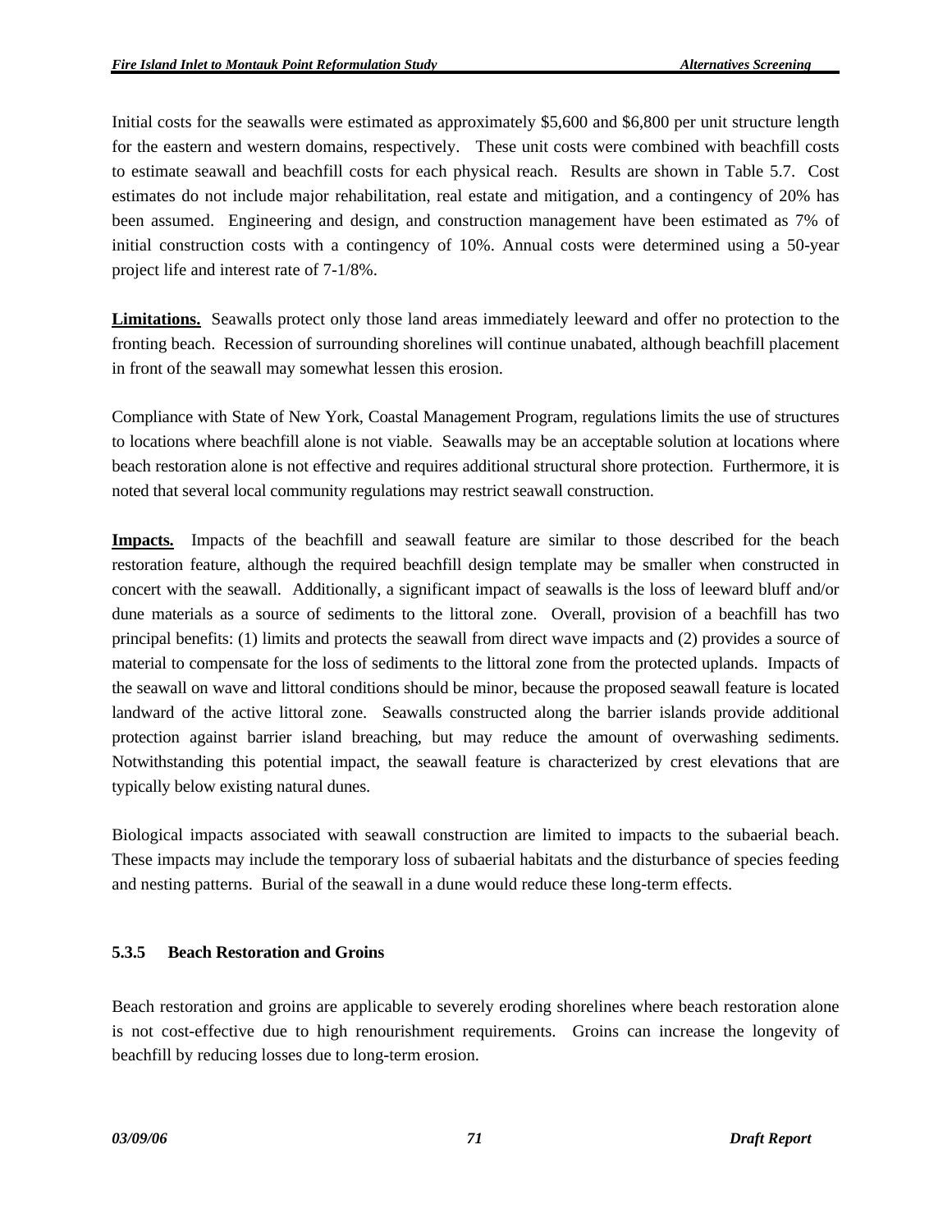Initial costs for the seawalls were estimated as approximately $5,600 and $6,800 per unit structure length for the eastern and western domains, respectively. These unit costs were combined with beachfill costs to estimate seawall and beachfill costs for each physical reach. Results are shown in Table 5.7. Cost estimates do not include major rehabilitation, real estate and mitigation, and a contingency of 20% has been assumed. Engineering and design, and construction management have been estimated as 7% of initial construction costs with a contingency of 10%. Annual costs were determined using a 50-year project life and interest rate of 7-1/8%.

**Limitations.** Seawalls protect only those land areas immediately leeward and offer no protection to the fronting beach. Recession of surrounding shorelines will continue unabated, although beachfill placement in front of the seawall may somewhat lessen this erosion.

Compliance with State of New York, Coastal Management Program, regulations limits the use of structures to locations where beachfill alone is not viable. Seawalls may be an acceptable solution at locations where beach restoration alone is not effective and requires additional structural shore protection. Furthermore, it is noted that several local community regulations may restrict seawall construction.

**Impacts.** Impacts of the beachfill and seawall feature are similar to those described for the beach restoration feature, although the required beachfill design template may be smaller when constructed in concert with the seawall. Additionally, a significant impact of seawalls is the loss of leeward bluff and/or dune materials as a source of sediments to the littoral zone. Overall, provision of a beachfill has two principal benefits: (1) limits and protects the seawall from direct wave impacts and (2) provides a source of material to compensate for the loss of sediments to the littoral zone from the protected uplands. Impacts of the seawall on wave and littoral conditions should be minor, because the proposed seawall feature is located landward of the active littoral zone. Seawalls constructed along the barrier islands provide additional protection against barrier island breaching, but may reduce the amount of overwashing sediments. Notwithstanding this potential impact, the seawall feature is characterized by crest elevations that are typically below existing natural dunes.

Biological impacts associated with seawall construction are limited to impacts to the subaerial beach. These impacts may include the temporary loss of subaerial habitats and the disturbance of species feeding and nesting patterns. Burial of the seawall in a dune would reduce these long-term effects.

### 5.3.5 Beach Restoration and Groins

Beach restoration and groins are applicable to severely eroding shorelines where beach restoration alone is not cost-effective due to high renourishment requirements. Groins can increase the longevity of beachfill by reducing losses due to long-term erosion.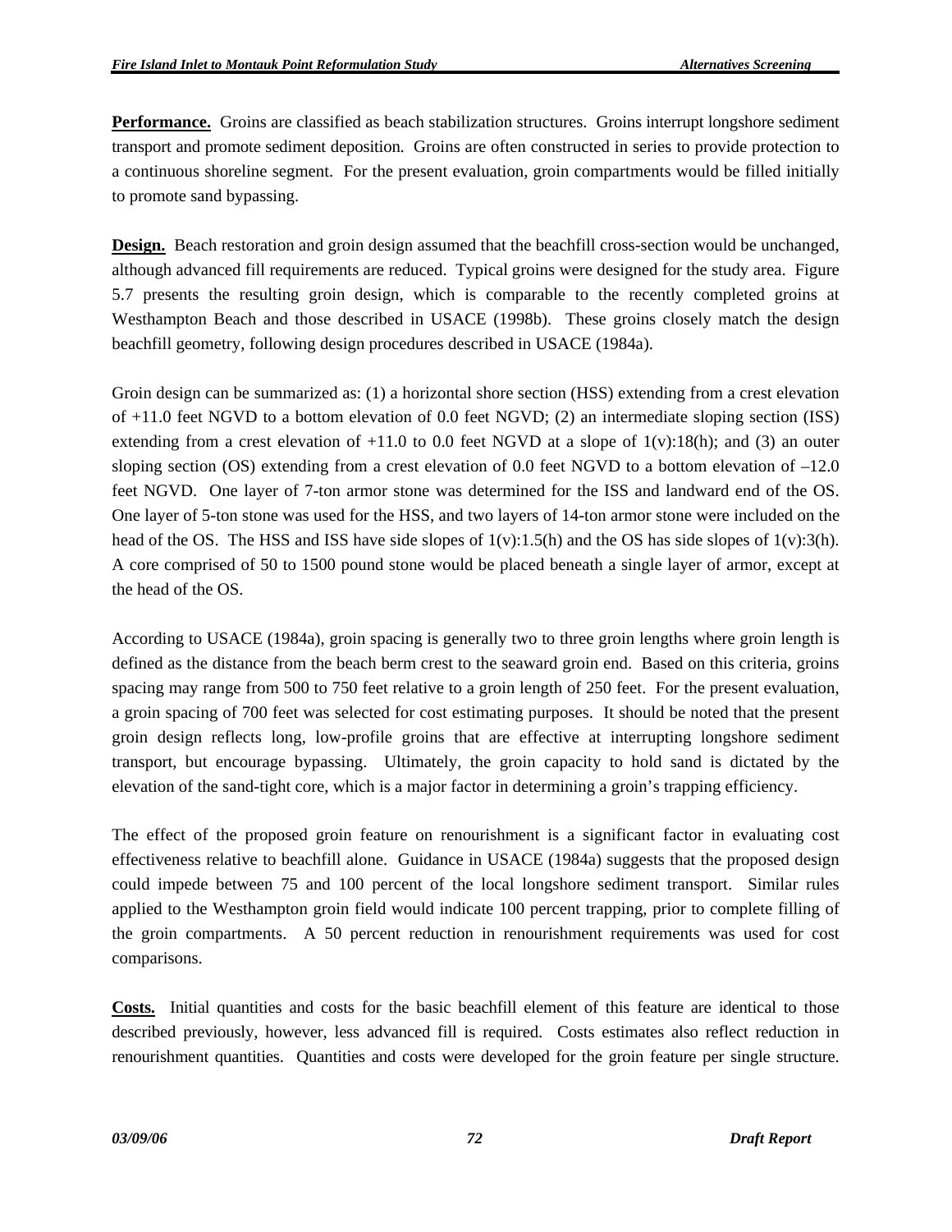**Performance.** Groins are classified as beach stabilization structures. Groins interrupt longshore sediment transport and promote sediment deposition. Groins are often constructed in series to provide protection to a continuous shoreline segment. For the present evaluation, groin compartments would be filled initially to promote sand bypassing.

**Design.** Beach restoration and groin design assumed that the beachfill cross-section would be unchanged, although advanced fill requirements are reduced. Typical groins were designed for the study area. Figure 5.7 presents the resulting groin design, which is comparable to the recently completed groins at Westhampton Beach and those described in USACE (1998b). These groins closely match the design beachfill geometry, following design procedures described in USACE (1984a).

Groin design can be summarized as: (1) a horizontal shore section (HSS) extending from a crest elevation of +11.0 feet NGVD to a bottom elevation of 0.0 feet NGVD; (2) an intermediate sloping section (ISS) extending from a crest elevation of +11.0 to 0.0 feet NGVD at a slope of 1(v):18(h); and (3) an outer sloping section (OS) extending from a crest elevation of 0.0 feet NGVD to a bottom elevation of –12.0 feet NGVD. One layer of 7-ton armor stone was determined for the ISS and landward end of the OS. One layer of 5-ton stone was used for the HSS, and two layers of 14-ton armor stone were included on the head of the OS. The HSS and ISS have side slopes of 1(v):1.5(h) and the OS has side slopes of 1(v):3(h). A core comprised of 50 to 1500 pound stone would be placed beneath a single layer of armor, except at the head of the OS.

According to USACE (1984a), groin spacing is generally two to three groin lengths where groin length is defined as the distance from the beach berm crest to the seaward groin end. Based on this criteria, groins spacing may range from 500 to 750 feet relative to a groin length of 250 feet. For the present evaluation, a groin spacing of 700 feet was selected for cost estimating purposes. It should be noted that the present groin design reflects long, low-profile groins that are effective at interrupting longshore sediment transport, but encourage bypassing. Ultimately, the groin capacity to hold sand is dictated by the elevation of the sand-tight core, which is a major factor in determining a groin's trapping efficiency.

The effect of the proposed groin feature on renourishment is a significant factor in evaluating cost effectiveness relative to beachfill alone. Guidance in USACE (1984a) suggests that the proposed design could impede between 75 and 100 percent of the local longshore sediment transport. Similar rules applied to the Westhampton groin field would indicate 100 percent trapping, prior to complete filling of the groin compartments. A 50 percent reduction in renourishment requirements was used for cost comparisons.

**Costs.** Initial quantities and costs for the basic beachfill element of this feature are identical to those described previously, however, less advanced fill is required. Costs estimates also reflect reduction in renourishment quantities. Quantities and costs were developed for the groin feature per single structure.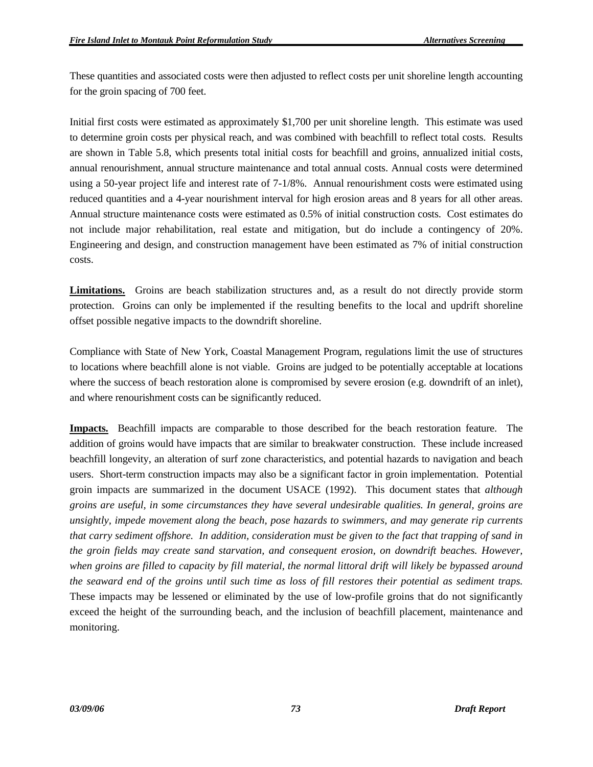These quantities and associated costs were then adjusted to reflect costs per unit shoreline length accounting for the groin spacing of 700 feet.

Initial first costs were estimated as approximately $1,700 per unit shoreline length. This estimate was used to determine groin costs per physical reach, and was combined with beachfill to reflect total costs. Results are shown in Table 5.8, which presents total initial costs for beachfill and groins, annualized initial costs, annual renourishment, annual structure maintenance and total annual costs. Annual costs were determined using a 50-year project life and interest rate of 7-1/8%. Annual renourishment costs were estimated using reduced quantities and a 4-year nourishment interval for high erosion areas and 8 years for all other areas. Annual structure maintenance costs were estimated as 0.5% of initial construction costs. Cost estimates do not include major rehabilitation, real estate and mitigation, but do include a contingency of 20%. Engineering and design, and construction management have been estimated as 7% of initial construction costs.

**Limitations.** Groins are beach stabilization structures and, as a result do not directly provide storm protection. Groins can only be implemented if the resulting benefits to the local and updrift shoreline offset possible negative impacts to the downdrift shoreline.

Compliance with State of New York, Coastal Management Program, regulations limit the use of structures to locations where beachfill alone is not viable. Groins are judged to be potentially acceptable at locations where the success of beach restoration alone is compromised by severe erosion (e.g. downdrift of an inlet), and where renourishment costs can be significantly reduced.

**Impacts.** Beachfill impacts are comparable to those described for the beach restoration feature. The addition of groins would have impacts that are similar to breakwater construction. These include increased beachfill longevity, an alteration of surf zone characteristics, and potential hazards to navigation and beach users. Short-term construction impacts may also be a significant factor in groin implementation. Potential groin impacts are summarized in the document USACE (1992). This document states that *although groins are useful, in some circumstances they have several undesirable qualities. In general, groins are unsightly, impede movement along the beach, pose hazards to swimmers, and may generate rip currents that carry sediment offshore. In addition, consideration must be given to the fact that trapping of sand in the groin fields may create sand starvation, and consequent erosion, on downdrift beaches. However, when groins are filled to capacity by fill material, the normal littoral drift will likely be bypassed around the seaward end of the groins until such time as loss of fill restores their potential as sediment traps.* These impacts may be lessened or eliminated by the use of low-profile groins that do not significantly exceed the height of the surrounding beach, and the inclusion of beachfill placement, maintenance and monitoring.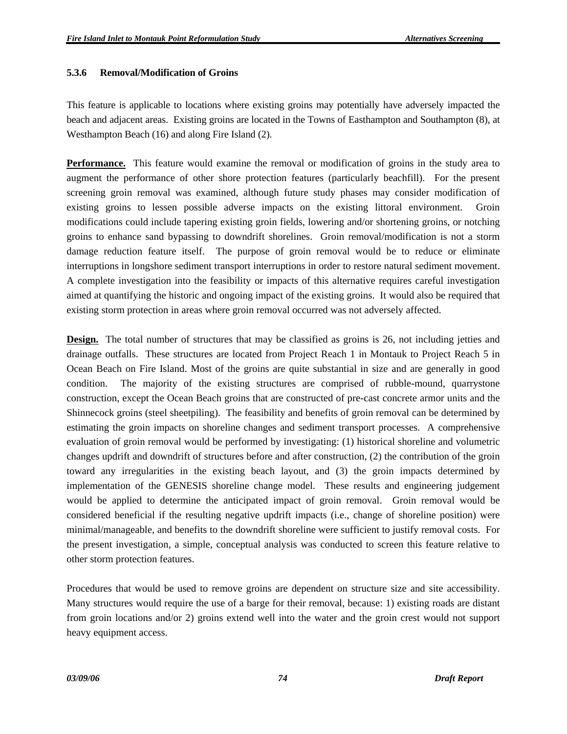### 5.3.6 Removal/Modification of Groins

This feature is applicable to locations where existing groins may potentially have adversely impacted the beach and adjacent areas. Existing groins are located in the Towns of Easthampton and Southampton (8), at Westhampton Beach (16) and along Fire Island (2).

**Performance.** This feature would examine the removal or modification of groins in the study area to augment the performance of other shore protection features (particularly beachfill). For the present screening groin removal was examined, although future study phases may consider modification of existing groins to lessen possible adverse impacts on the existing littoral environment. Groin modifications could include tapering existing groin fields, lowering and/or shortening groins, or notching groins to enhance sand bypassing to downdrift shorelines. Groin removal/modification is not a storm damage reduction feature itself. The purpose of groin removal would be to reduce or eliminate interruptions in longshore sediment transport interruptions in order to restore natural sediment movement. A complete investigation into the feasibility or impacts of this alternative requires careful investigation aimed at quantifying the historic and ongoing impact of the existing groins. It would also be required that existing storm protection in areas where groin removal occurred was not adversely affected.

**Design.** The total number of structures that may be classified as groins is 26, not including jetties and drainage outfalls. These structures are located from Project Reach 1 in Montauk to Project Reach 5 in Ocean Beach on Fire Island. Most of the groins are quite substantial in size and are generally in good condition. The majority of the existing structures are comprised of rubble-mound, quarrystone construction, except the Ocean Beach groins that are constructed of pre-cast concrete armor units and the Shinnecock groins (steel sheetpiling). The feasibility and benefits of groin removal can be determined by estimating the groin impacts on shoreline changes and sediment transport processes. A comprehensive evaluation of groin removal would be performed by investigating: (1) historical shoreline and volumetric changes updrift and downdrift of structures before and after construction, (2) the contribution of the groin toward any irregularities in the existing beach layout, and (3) the groin impacts determined by implementation of the GENESIS shoreline change model. These results and engineering judgement would be applied to determine the anticipated impact of groin removal. Groin removal would be considered beneficial if the resulting negative updrift impacts (i.e., change of shoreline position) were minimal/manageable, and benefits to the downdrift shoreline were sufficient to justify removal costs. For the present investigation, a simple, conceptual analysis was conducted to screen this feature relative to other storm protection features.

Procedures that would be used to remove groins are dependent on structure size and site accessibility. Many structures would require the use of a barge for their removal, because: 1) existing roads are distant from groin locations and/or 2) groins extend well into the water and the groin crest would not support heavy equipment access.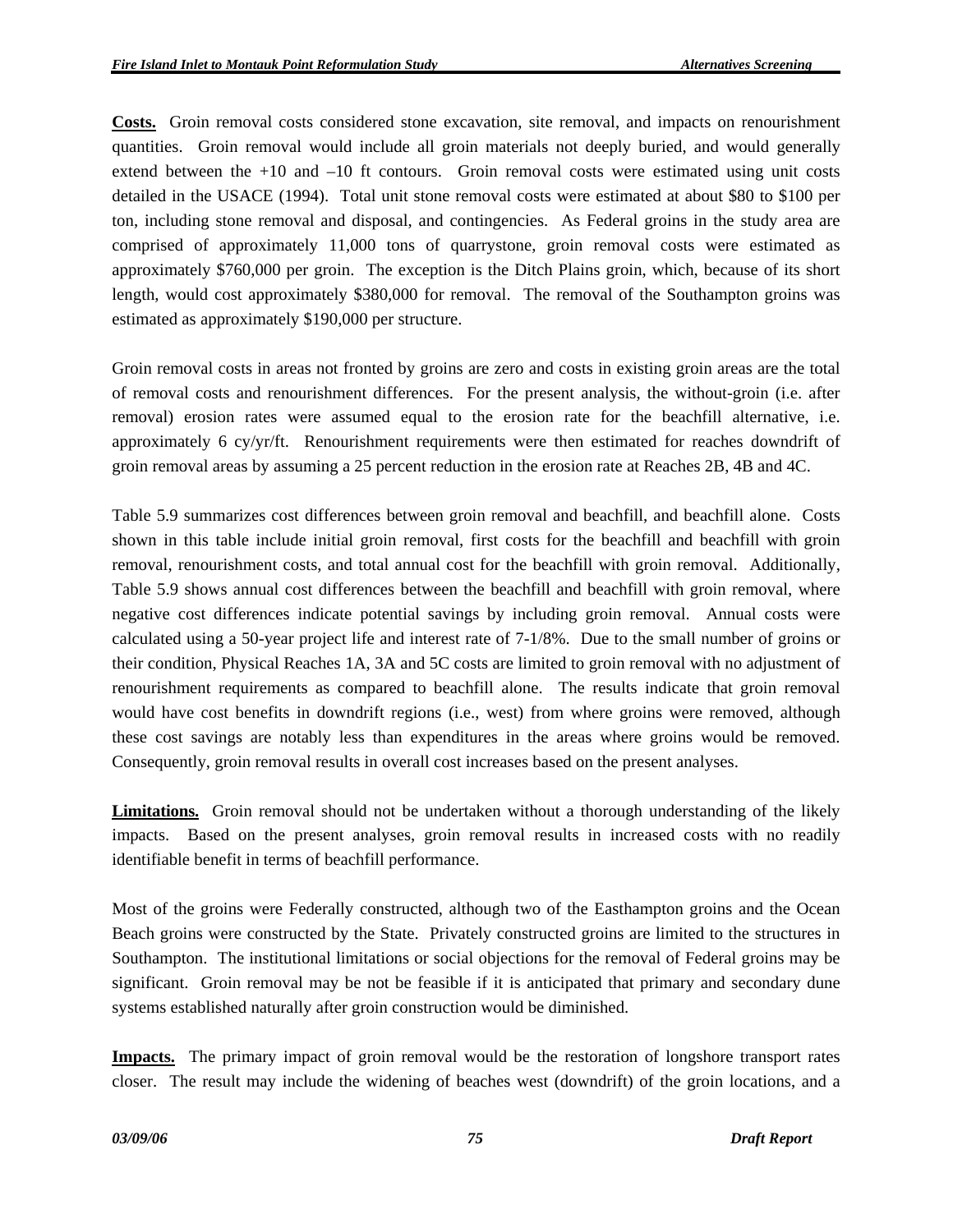**Costs.** Groin removal costs considered stone excavation, site removal, and impacts on renourishment quantities. Groin removal would include all groin materials not deeply buried, and would generally extend between the +10 and –10 ft contours. Groin removal costs were estimated using unit costs detailed in the USACE (1994). Total unit stone removal costs were estimated at about $80 to $100 per ton, including stone removal and disposal, and contingencies. As Federal groins in the study area are comprised of approximately 11,000 tons of quarrystone, groin removal costs were estimated as approximately $760,000 per groin. The exception is the Ditch Plains groin, which, because of its short length, would cost approximately $380,000 for removal. The removal of the Southampton groins was estimated as approximately $190,000 per structure.

Groin removal costs in areas not fronted by groins are zero and costs in existing groin areas are the total of removal costs and renourishment differences. For the present analysis, the without-groin (i.e. after removal) erosion rates were assumed equal to the erosion rate for the beachfill alternative, i.e. approximately 6 cy/yr/ft. Renourishment requirements were then estimated for reaches downdrift of groin removal areas by assuming a 25 percent reduction in the erosion rate at Reaches 2B, 4B and 4C.

Table 5.9 summarizes cost differences between groin removal and beachfill, and beachfill alone. Costs shown in this table include initial groin removal, first costs for the beachfill and beachfill with groin removal, renourishment costs, and total annual cost for the beachfill with groin removal. Additionally, Table 5.9 shows annual cost differences between the beachfill and beachfill with groin removal, where negative cost differences indicate potential savings by including groin removal. Annual costs were calculated using a 50-year project life and interest rate of 7-1/8%. Due to the small number of groins or their condition, Physical Reaches 1A, 3A and 5C costs are limited to groin removal with no adjustment of renourishment requirements as compared to beachfill alone. The results indicate that groin removal would have cost benefits in downdrift regions (i.e., west) from where groins were removed, although these cost savings are notably less than expenditures in the areas where groins would be removed. Consequently, groin removal results in overall cost increases based on the present analyses.

**Limitations.** Groin removal should not be undertaken without a thorough understanding of the likely impacts. Based on the present analyses, groin removal results in increased costs with no readily identifiable benefit in terms of beachfill performance.

Most of the groins were Federally constructed, although two of the Easthampton groins and the Ocean Beach groins were constructed by the State. Privately constructed groins are limited to the structures in Southampton. The institutional limitations or social objections for the removal of Federal groins may be significant. Groin removal may be not be feasible if it is anticipated that primary and secondary dune systems established naturally after groin construction would be diminished.

**Impacts.** The primary impact of groin removal would be the restoration of longshore transport rates closer. The result may include the widening of beaches west (downdrift) of the groin locations, and a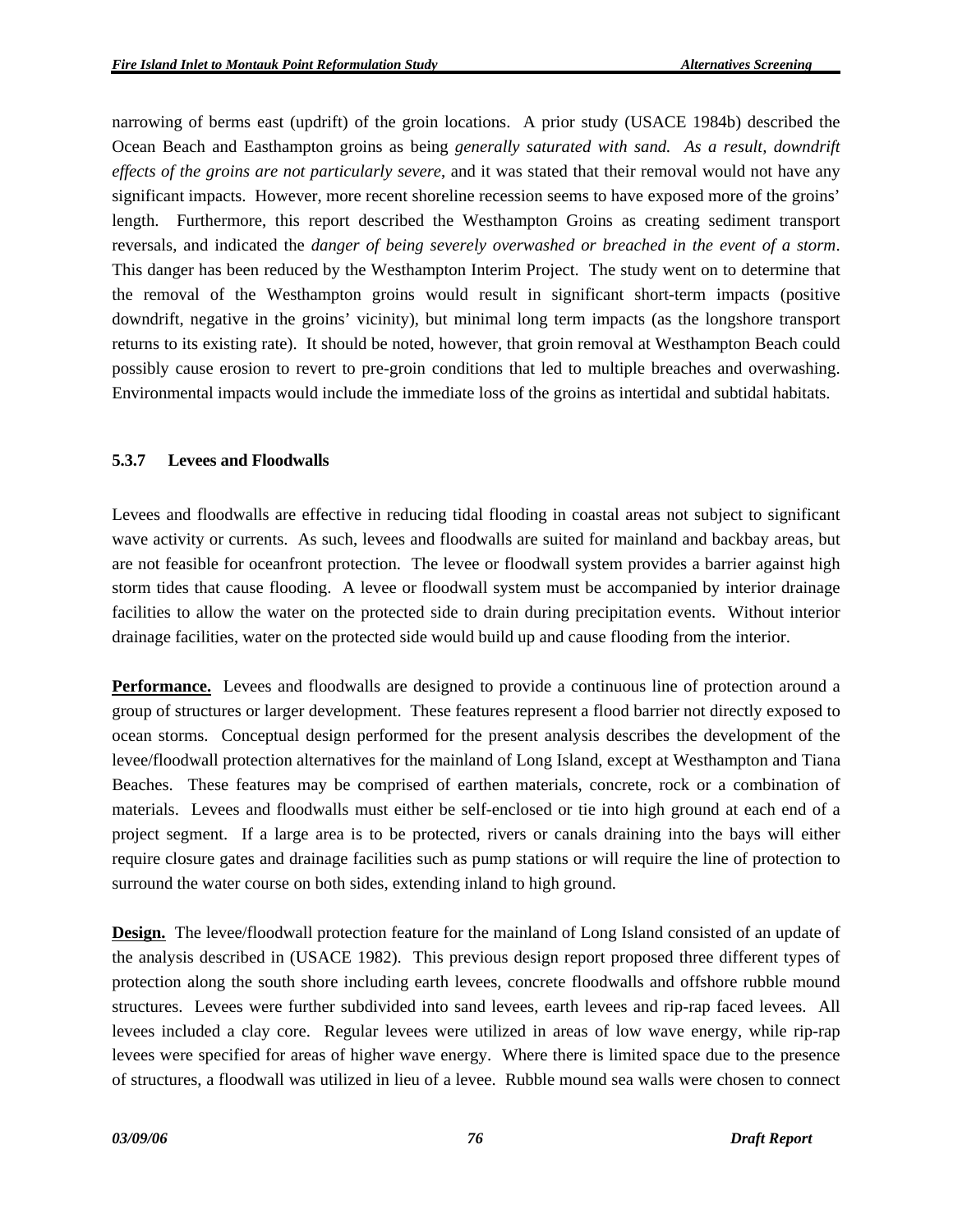narrowing of berms east (updrift) of the groin locations. A prior study (USACE 1984b) described the Ocean Beach and Easthampton groins as being *generally saturated with sand. As a result, downdrift effects of the groins are not particularly severe*, and it was stated that their removal would not have any significant impacts. However, more recent shoreline recession seems to have exposed more of the groins' length. Furthermore, this report described the Westhampton Groins as creating sediment transport reversals, and indicated the *danger of being severely overwashed or breached in the event of a storm*. This danger has been reduced by the Westhampton Interim Project. The study went on to determine that the removal of the Westhampton groins would result in significant short-term impacts (positive downdrift, negative in the groins' vicinity), but minimal long term impacts (as the longshore transport returns to its existing rate). It should be noted, however, that groin removal at Westhampton Beach could possibly cause erosion to revert to pre-groin conditions that led to multiple breaches and overwashing. Environmental impacts would include the immediate loss of the groins as intertidal and subtidal habitats.

#### 5.3.7 Levees and Floodwalls

Levees and floodwalls are effective in reducing tidal flooding in coastal areas not subject to significant wave activity or currents. As such, levees and floodwalls are suited for mainland and backbay areas, but are not feasible for oceanfront protection. The levee or floodwall system provides a barrier against high storm tides that cause flooding. A levee or floodwall system must be accompanied by interior drainage facilities to allow the water on the protected side to drain during precipitation events. Without interior drainage facilities, water on the protected side would build up and cause flooding from the interior.

**Performance.** Levees and floodwalls are designed to provide a continuous line of protection around a group of structures or larger development. These features represent a flood barrier not directly exposed to ocean storms. Conceptual design performed for the present analysis describes the development of the levee/floodwall protection alternatives for the mainland of Long Island, except at Westhampton and Tiana Beaches. These features may be comprised of earthen materials, concrete, rock or a combination of materials. Levees and floodwalls must either be self-enclosed or tie into high ground at each end of a project segment. If a large area is to be protected, rivers or canals draining into the bays will either require closure gates and drainage facilities such as pump stations or will require the line of protection to surround the water course on both sides, extending inland to high ground.

**Design.** The levee/floodwall protection feature for the mainland of Long Island consisted of an update of the analysis described in (USACE 1982). This previous design report proposed three different types of protection along the south shore including earth levees, concrete floodwalls and offshore rubble mound structures. Levees were further subdivided into sand levees, earth levees and rip-rap faced levees. All levees included a clay core. Regular levees were utilized in areas of low wave energy, while rip-rap levees were specified for areas of higher wave energy. Where there is limited space due to the presence of structures, a floodwall was utilized in lieu of a levee. Rubble mound sea walls were chosen to connect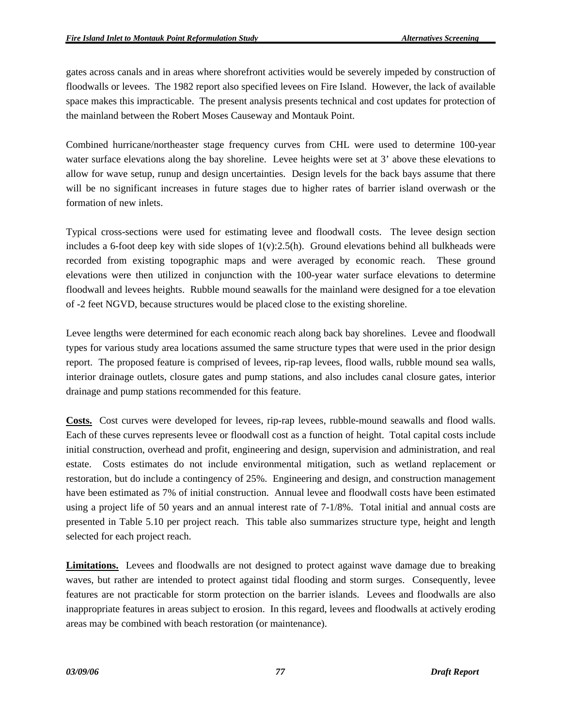gates across canals and in areas where shorefront activities would be severely impeded by construction of floodwalls or levees. The 1982 report also specified levees on Fire Island. However, the lack of available space makes this impracticable. The present analysis presents technical and cost updates for protection of the mainland between the Robert Moses Causeway and Montauk Point.

Combined hurricane/northeaster stage frequency curves from CHL were used to determine 100-year water surface elevations along the bay shoreline. Levee heights were set at 3' above these elevations to allow for wave setup, runup and design uncertainties. Design levels for the back bays assume that there will be no significant increases in future stages due to higher rates of barrier island overwash or the formation of new inlets.

Typical cross-sections were used for estimating levee and floodwall costs. The levee design section includes a 6-foot deep key with side slopes of 1(v):2.5(h). Ground elevations behind all bulkheads were recorded from existing topographic maps and were averaged by economic reach. These ground elevations were then utilized in conjunction with the 100-year water surface elevations to determine floodwall and levees heights. Rubble mound seawalls for the mainland were designed for a toe elevation of -2 feet NGVD, because structures would be placed close to the existing shoreline.

Levee lengths were determined for each economic reach along back bay shorelines. Levee and floodwall types for various study area locations assumed the same structure types that were used in the prior design report. The proposed feature is comprised of levees, rip-rap levees, flood walls, rubble mound sea walls, interior drainage outlets, closure gates and pump stations, and also includes canal closure gates, interior drainage and pump stations recommended for this feature.

**Costs.** Cost curves were developed for levees, rip-rap levees, rubble-mound seawalls and flood walls. Each of these curves represents levee or floodwall cost as a function of height. Total capital costs include initial construction, overhead and profit, engineering and design, supervision and administration, and real estate. Costs estimates do not include environmental mitigation, such as wetland replacement or restoration, but do include a contingency of 25%. Engineering and design, and construction management have been estimated as 7% of initial construction. Annual levee and floodwall costs have been estimated using a project life of 50 years and an annual interest rate of 7-1/8%. Total initial and annual costs are presented in Table 5.10 per project reach. This table also summarizes structure type, height and length selected for each project reach.

**Limitations.** Levees and floodwalls are not designed to protect against wave damage due to breaking waves, but rather are intended to protect against tidal flooding and storm surges. Consequently, levee features are not practicable for storm protection on the barrier islands. Levees and floodwalls are also inappropriate features in areas subject to erosion. In this regard, levees and floodwalls at actively eroding areas may be combined with beach restoration (or maintenance).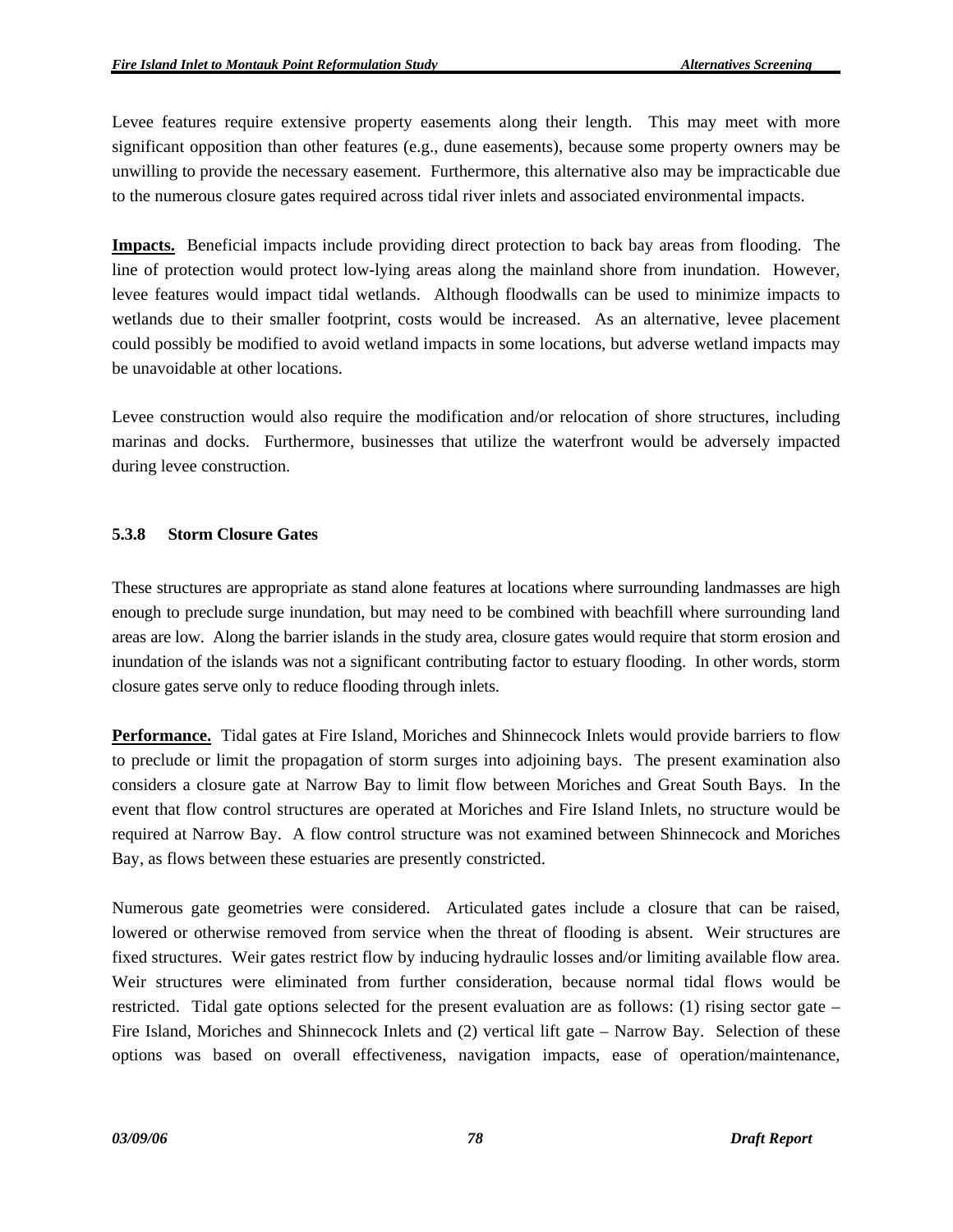Levee features require extensive property easements along their length. This may meet with more significant opposition than other features (e.g., dune easements), because some property owners may be unwilling to provide the necessary easement. Furthermore, this alternative also may be impracticable due to the numerous closure gates required across tidal river inlets and associated environmental impacts.

**Impacts.** Beneficial impacts include providing direct protection to back bay areas from flooding. The line of protection would protect low-lying areas along the mainland shore from inundation. However, levee features would impact tidal wetlands. Although floodwalls can be used to minimize impacts to wetlands due to their smaller footprint, costs would be increased. As an alternative, levee placement could possibly be modified to avoid wetland impacts in some locations, but adverse wetland impacts may be unavoidable at other locations.

Levee construction would also require the modification and/or relocation of shore structures, including marinas and docks. Furthermore, businesses that utilize the waterfront would be adversely impacted during levee construction.

### 5.3.8 Storm Closure Gates

These structures are appropriate as stand alone features at locations where surrounding landmasses are high enough to preclude surge inundation, but may need to be combined with beachfill where surrounding land areas are low. Along the barrier islands in the study area, closure gates would require that storm erosion and inundation of the islands was not a significant contributing factor to estuary flooding. In other words, storm closure gates serve only to reduce flooding through inlets.

**Performance.** Tidal gates at Fire Island, Moriches and Shinnecock Inlets would provide barriers to flow to preclude or limit the propagation of storm surges into adjoining bays. The present examination also considers a closure gate at Narrow Bay to limit flow between Moriches and Great South Bays. In the event that flow control structures are operated at Moriches and Fire Island Inlets, no structure would be required at Narrow Bay. A flow control structure was not examined between Shinnecock and Moriches Bay, as flows between these estuaries are presently constricted.

Numerous gate geometries were considered. Articulated gates include a closure that can be raised, lowered or otherwise removed from service when the threat of flooding is absent. Weir structures are fixed structures. Weir gates restrict flow by inducing hydraulic losses and/or limiting available flow area. Weir structures were eliminated from further consideration, because normal tidal flows would be restricted. Tidal gate options selected for the present evaluation are as follows: (1) rising sector gate – Fire Island, Moriches and Shinnecock Inlets and (2) vertical lift gate – Narrow Bay. Selection of these options was based on overall effectiveness, navigation impacts, ease of operation/maintenance,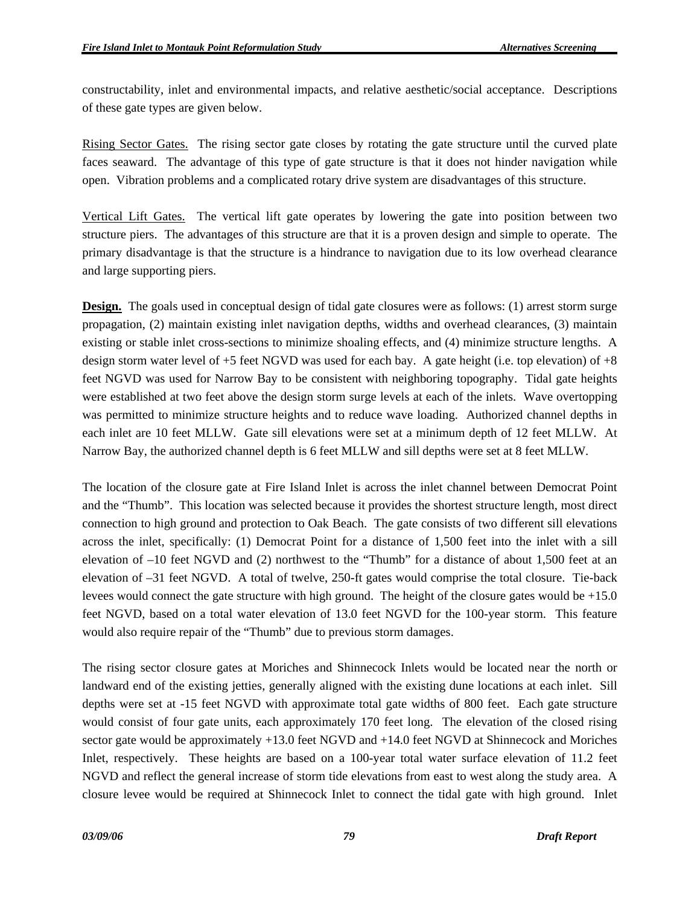constructability, inlet and environmental impacts, and relative aesthetic/social acceptance. Descriptions of these gate types are given below.

Rising Sector Gates. The rising sector gate closes by rotating the gate structure until the curved plate faces seaward. The advantage of this type of gate structure is that it does not hinder navigation while open. Vibration problems and a complicated rotary drive system are disadvantages of this structure.

Vertical Lift Gates. The vertical lift gate operates by lowering the gate into position between two structure piers. The advantages of this structure are that it is a proven design and simple to operate. The primary disadvantage is that the structure is a hindrance to navigation due to its low overhead clearance and large supporting piers.

**Design.** The goals used in conceptual design of tidal gate closures were as follows: (1) arrest storm surge propagation, (2) maintain existing inlet navigation depths, widths and overhead clearances, (3) maintain existing or stable inlet cross-sections to minimize shoaling effects, and (4) minimize structure lengths. A design storm water level of +5 feet NGVD was used for each bay. A gate height (i.e. top elevation) of +8 feet NGVD was used for Narrow Bay to be consistent with neighboring topography. Tidal gate heights were established at two feet above the design storm surge levels at each of the inlets. Wave overtopping was permitted to minimize structure heights and to reduce wave loading. Authorized channel depths in each inlet are 10 feet MLLW. Gate sill elevations were set at a minimum depth of 12 feet MLLW. At Narrow Bay, the authorized channel depth is 6 feet MLLW and sill depths were set at 8 feet MLLW.

The location of the closure gate at Fire Island Inlet is across the inlet channel between Democrat Point and the "Thumb". This location was selected because it provides the shortest structure length, most direct connection to high ground and protection to Oak Beach. The gate consists of two different sill elevations across the inlet, specifically: (1) Democrat Point for a distance of 1,500 feet into the inlet with a sill elevation of –10 feet NGVD and (2) northwest to the "Thumb" for a distance of about 1,500 feet at an elevation of –31 feet NGVD. A total of twelve, 250-ft gates would comprise the total closure. Tie-back levees would connect the gate structure with high ground. The height of the closure gates would be +15.0 feet NGVD, based on a total water elevation of 13.0 feet NGVD for the 100-year storm. This feature would also require repair of the "Thumb" due to previous storm damages.

The rising sector closure gates at Moriches and Shinnecock Inlets would be located near the north or landward end of the existing jetties, generally aligned with the existing dune locations at each inlet. Sill depths were set at -15 feet NGVD with approximate total gate widths of 800 feet. Each gate structure would consist of four gate units, each approximately 170 feet long. The elevation of the closed rising sector gate would be approximately +13.0 feet NGVD and +14.0 feet NGVD at Shinnecock and Moriches Inlet, respectively. These heights are based on a 100-year total water surface elevation of 11.2 feet NGVD and reflect the general increase of storm tide elevations from east to west along the study area. A closure levee would be required at Shinnecock Inlet to connect the tidal gate with high ground. Inlet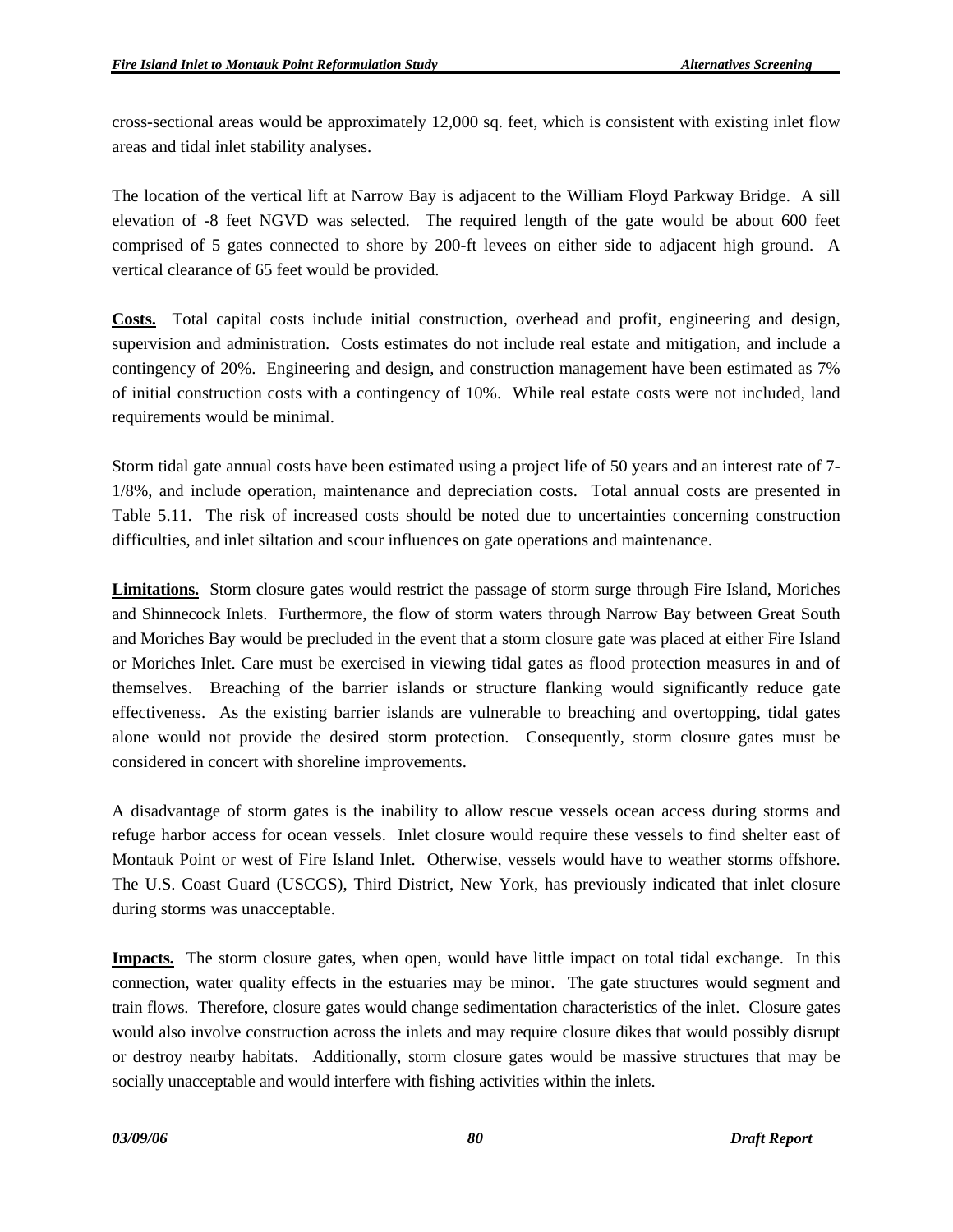cross-sectional areas would be approximately 12,000 sq. feet, which is consistent with existing inlet flow areas and tidal inlet stability analyses.

The location of the vertical lift at Narrow Bay is adjacent to the William Floyd Parkway Bridge. A sill elevation of -8 feet NGVD was selected. The required length of the gate would be about 600 feet comprised of 5 gates connected to shore by 200-ft levees on either side to adjacent high ground. A vertical clearance of 65 feet would be provided.

**Costs.** Total capital costs include initial construction, overhead and profit, engineering and design, supervision and administration. Costs estimates do not include real estate and mitigation, and include a contingency of 20%. Engineering and design, and construction management have been estimated as 7% of initial construction costs with a contingency of 10%. While real estate costs were not included, land requirements would be minimal.

Storm tidal gate annual costs have been estimated using a project life of 50 years and an interest rate of 7-1/8%, and include operation, maintenance and depreciation costs. Total annual costs are presented in Table 5.11. The risk of increased costs should be noted due to uncertainties concerning construction difficulties, and inlet siltation and scour influences on gate operations and maintenance.

**Limitations.** Storm closure gates would restrict the passage of storm surge through Fire Island, Moriches and Shinnecock Inlets. Furthermore, the flow of storm waters through Narrow Bay between Great South and Moriches Bay would be precluded in the event that a storm closure gate was placed at either Fire Island or Moriches Inlet. Care must be exercised in viewing tidal gates as flood protection measures in and of themselves. Breaching of the barrier islands or structure flanking would significantly reduce gate effectiveness. As the existing barrier islands are vulnerable to breaching and overtopping, tidal gates alone would not provide the desired storm protection. Consequently, storm closure gates must be considered in concert with shoreline improvements.

A disadvantage of storm gates is the inability to allow rescue vessels ocean access during storms and refuge harbor access for ocean vessels. Inlet closure would require these vessels to find shelter east of Montauk Point or west of Fire Island Inlet. Otherwise, vessels would have to weather storms offshore. The U.S. Coast Guard (USCGS), Third District, New York, has previously indicated that inlet closure during storms was unacceptable.

**Impacts.** The storm closure gates, when open, would have little impact on total tidal exchange. In this connection, water quality effects in the estuaries may be minor. The gate structures would segment and train flows. Therefore, closure gates would change sedimentation characteristics of the inlet. Closure gates would also involve construction across the inlets and may require closure dikes that would possibly disrupt or destroy nearby habitats. Additionally, storm closure gates would be massive structures that may be socially unacceptable and would interfere with fishing activities within the inlets.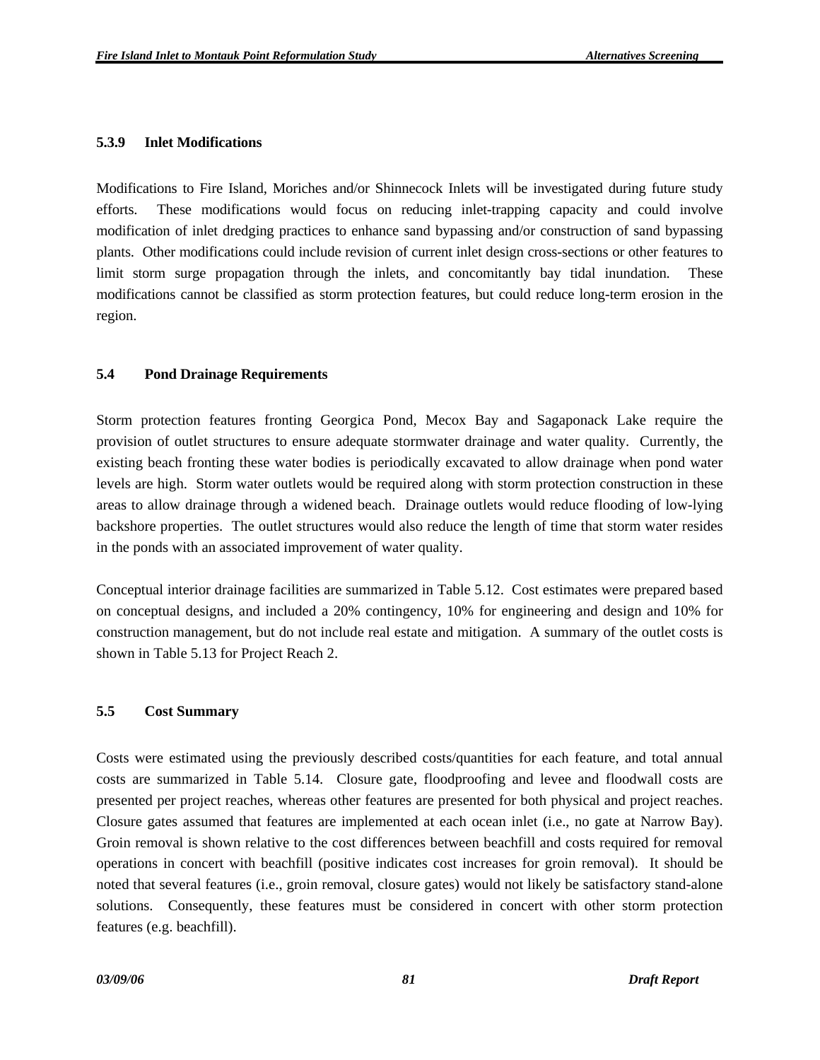### 5.3.9 Inlet Modifications

Modifications to Fire Island, Moriches and/or Shinnecock Inlets will be investigated during future study efforts. These modifications would focus on reducing inlet-trapping capacity and could involve modification of inlet dredging practices to enhance sand bypassing and/or construction of sand bypassing plants. Other modifications could include revision of current inlet design cross-sections or other features to limit storm surge propagation through the inlets, and concomitantly bay tidal inundation. These modifications cannot be classified as storm protection features, but could reduce long-term erosion in the region.

## 5.4 Pond Drainage Requirements

Storm protection features fronting Georgica Pond, Mecox Bay and Sagaponack Lake require the provision of outlet structures to ensure adequate stormwater drainage and water quality. Currently, the existing beach fronting these water bodies is periodically excavated to allow drainage when pond water levels are high. Storm water outlets would be required along with storm protection construction in these areas to allow drainage through a widened beach. Drainage outlets would reduce flooding of low-lying backshore properties. The outlet structures would also reduce the length of time that storm water resides in the ponds with an associated improvement of water quality.

Conceptual interior drainage facilities are summarized in Table 5.12. Cost estimates were prepared based on conceptual designs, and included a 20% contingency, 10% for engineering and design and 10% for construction management, but do not include real estate and mitigation. A summary of the outlet costs is shown in Table 5.13 for Project Reach 2.

## 5.5 Cost Summary

Costs were estimated using the previously described costs/quantities for each feature, and total annual costs are summarized in Table 5.14. Closure gate, floodproofing and levee and floodwall costs are presented per project reaches, whereas other features are presented for both physical and project reaches. Closure gates assumed that features are implemented at each ocean inlet (i.e., no gate at Narrow Bay). Groin removal is shown relative to the cost differences between beachfill and costs required for removal operations in concert with beachfill (positive indicates cost increases for groin removal). It should be noted that several features (i.e., groin removal, closure gates) would not likely be satisfactory stand-alone solutions. Consequently, these features must be considered in concert with other storm protection features (e.g. beachfill).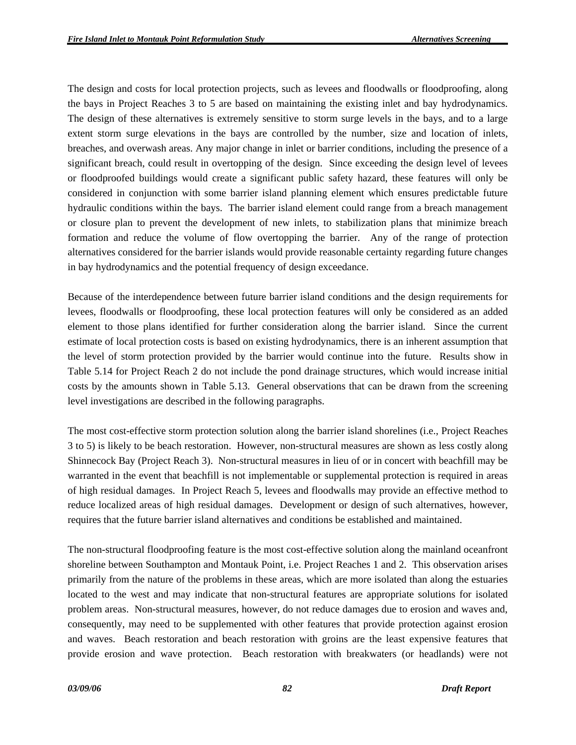The design and costs for local protection projects, such as levees and floodwalls or floodproofing, along the bays in Project Reaches 3 to 5 are based on maintaining the existing inlet and bay hydrodynamics. The design of these alternatives is extremely sensitive to storm surge levels in the bays, and to a large extent storm surge elevations in the bays are controlled by the number, size and location of inlets, breaches, and overwash areas. Any major change in inlet or barrier conditions, including the presence of a significant breach, could result in overtopping of the design. Since exceeding the design level of levees or floodproofed buildings would create a significant public safety hazard, these features will only be considered in conjunction with some barrier island planning element which ensures predictable future hydraulic conditions within the bays. The barrier island element could range from a breach management or closure plan to prevent the development of new inlets, to stabilization plans that minimize breach formation and reduce the volume of flow overtopping the barrier. Any of the range of protection alternatives considered for the barrier islands would provide reasonable certainty regarding future changes in bay hydrodynamics and the potential frequency of design exceedance.

Because of the interdependence between future barrier island conditions and the design requirements for levees, floodwalls or floodproofing, these local protection features will only be considered as an added element to those plans identified for further consideration along the barrier island. Since the current estimate of local protection costs is based on existing hydrodynamics, there is an inherent assumption that the level of storm protection provided by the barrier would continue into the future. Results show in Table 5.14 for Project Reach 2 do not include the pond drainage structures, which would increase initial costs by the amounts shown in Table 5.13. General observations that can be drawn from the screening level investigations are described in the following paragraphs.

The most cost-effective storm protection solution along the barrier island shorelines (i.e., Project Reaches 3 to 5) is likely to be beach restoration. However, non-structural measures are shown as less costly along Shinnecock Bay (Project Reach 3). Non-structural measures in lieu of or in concert with beachfill may be warranted in the event that beachfill is not implementable or supplemental protection is required in areas of high residual damages. In Project Reach 5, levees and floodwalls may provide an effective method to reduce localized areas of high residual damages. Development or design of such alternatives, however, requires that the future barrier island alternatives and conditions be established and maintained.

The non-structural floodproofing feature is the most cost-effective solution along the mainland oceanfront shoreline between Southampton and Montauk Point, i.e. Project Reaches 1 and 2. This observation arises primarily from the nature of the problems in these areas, which are more isolated than along the estuaries located to the west and may indicate that non-structural features are appropriate solutions for isolated problem areas. Non-structural measures, however, do not reduce damages due to erosion and waves and, consequently, may need to be supplemented with other features that provide protection against erosion and waves. Beach restoration and beach restoration with groins are the least expensive features that provide erosion and wave protection. Beach restoration with breakwaters (or headlands) were not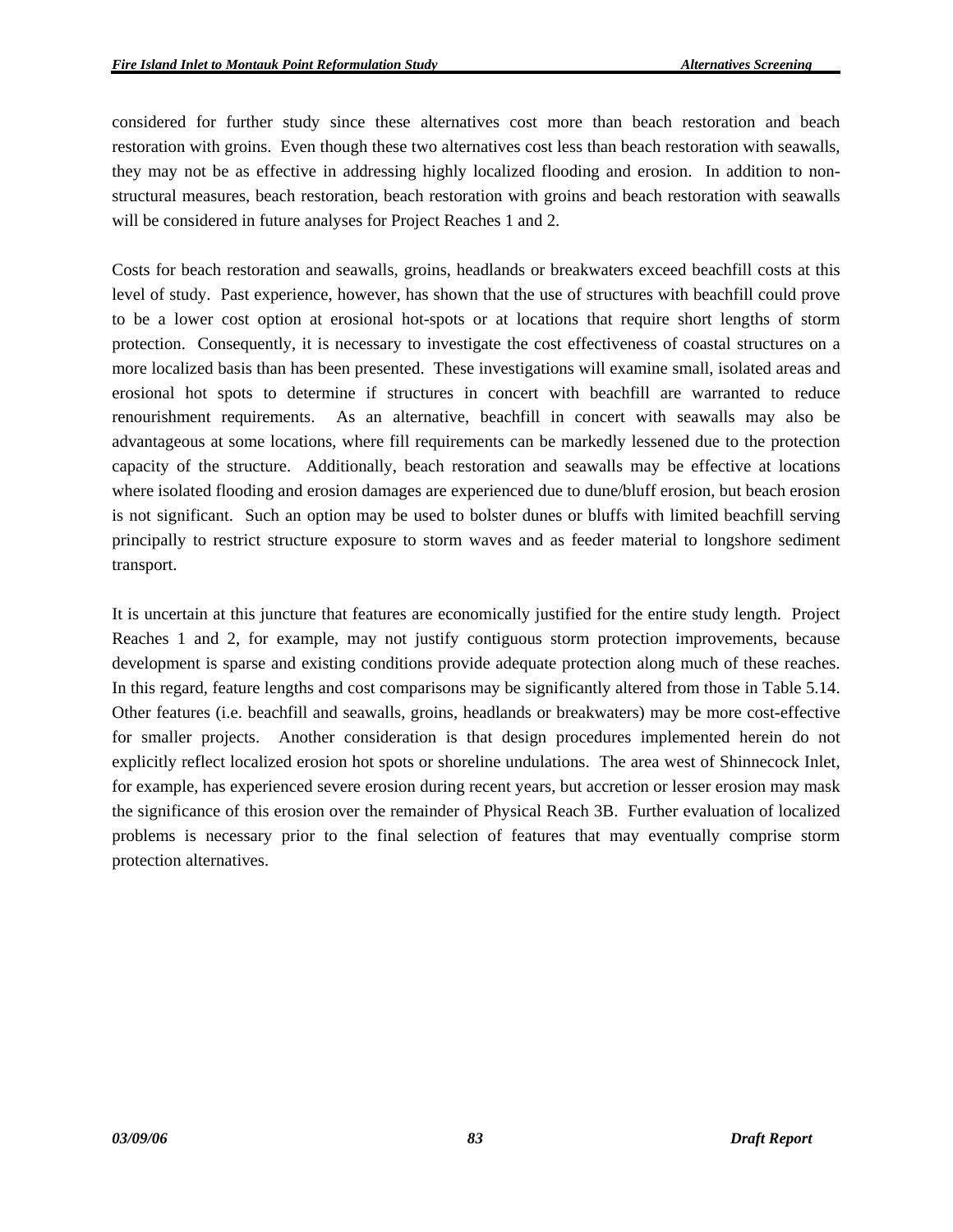considered for further study since these alternatives cost more than beach restoration and beach restoration with groins. Even though these two alternatives cost less than beach restoration with seawalls, they may not be as effective in addressing highly localized flooding and erosion. In addition to non-structural measures, beach restoration, beach restoration with groins and beach restoration with seawalls will be considered in future analyses for Project Reaches 1 and 2.

Costs for beach restoration and seawalls, groins, headlands or breakwaters exceed beachfill costs at this level of study. Past experience, however, has shown that the use of structures with beachfill could prove to be a lower cost option at erosional hot-spots or at locations that require short lengths of storm protection. Consequently, it is necessary to investigate the cost effectiveness of coastal structures on a more localized basis than has been presented. These investigations will examine small, isolated areas and erosional hot spots to determine if structures in concert with beachfill are warranted to reduce renourishment requirements. As an alternative, beachfill in concert with seawalls may also be advantageous at some locations, where fill requirements can be markedly lessened due to the protection capacity of the structure. Additionally, beach restoration and seawalls may be effective at locations where isolated flooding and erosion damages are experienced due to dune/bluff erosion, but beach erosion is not significant. Such an option may be used to bolster dunes or bluffs with limited beachfill serving principally to restrict structure exposure to storm waves and as feeder material to longshore sediment transport.

It is uncertain at this juncture that features are economically justified for the entire study length. Project Reaches 1 and 2, for example, may not justify contiguous storm protection improvements, because development is sparse and existing conditions provide adequate protection along much of these reaches. In this regard, feature lengths and cost comparisons may be significantly altered from those in Table 5.14. Other features (i.e. beachfill and seawalls, groins, headlands or breakwaters) may be more cost-effective for smaller projects. Another consideration is that design procedures implemented herein do not explicitly reflect localized erosion hot spots or shoreline undulations. The area west of Shinnecock Inlet, for example, has experienced severe erosion during recent years, but accretion or lesser erosion may mask the significance of this erosion over the remainder of Physical Reach 3B. Further evaluation of localized problems is necessary prior to the final selection of features that may eventually comprise storm protection alternatives.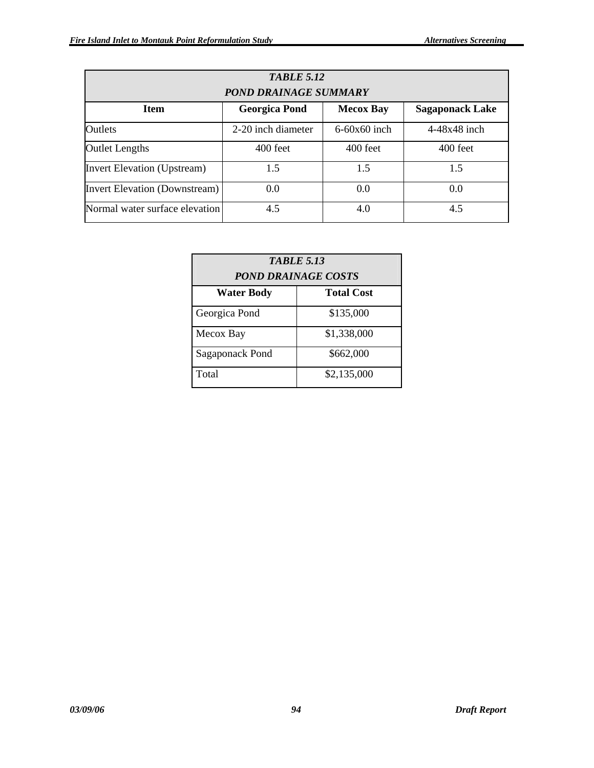**TABLE 5.12**
**POND DRAINAGE SUMMARY**

| Item | Georgica Pond | Mecox Bay | Sagaponack Lake |
|---|---|---|---|
| Outlets | 2-20 inch diameter | 6-60x60 inch | 4-48x48 inch |
| Outlet Lengths | 400 feet | 400 feet | 400 feet |
| Invert Elevation (Upstream) | 1.5 | 1.5 | 1.5 |
| Invert Elevation (Downstream) | 0.0 | 0.0 | 0.0 |
| Normal water surface elevation | 4.5 | 4.0 | 4.5 |

**TABLE 5.13**
**POND DRAINAGE COSTS**

| Water Body | Total Cost |
|---|---|
| Georgica Pond | \$135,000 |
| Mecox Bay | \$1,338,000 |
| Sagaponack Pond | \$662,000 |
| Total | \$2,135,000 |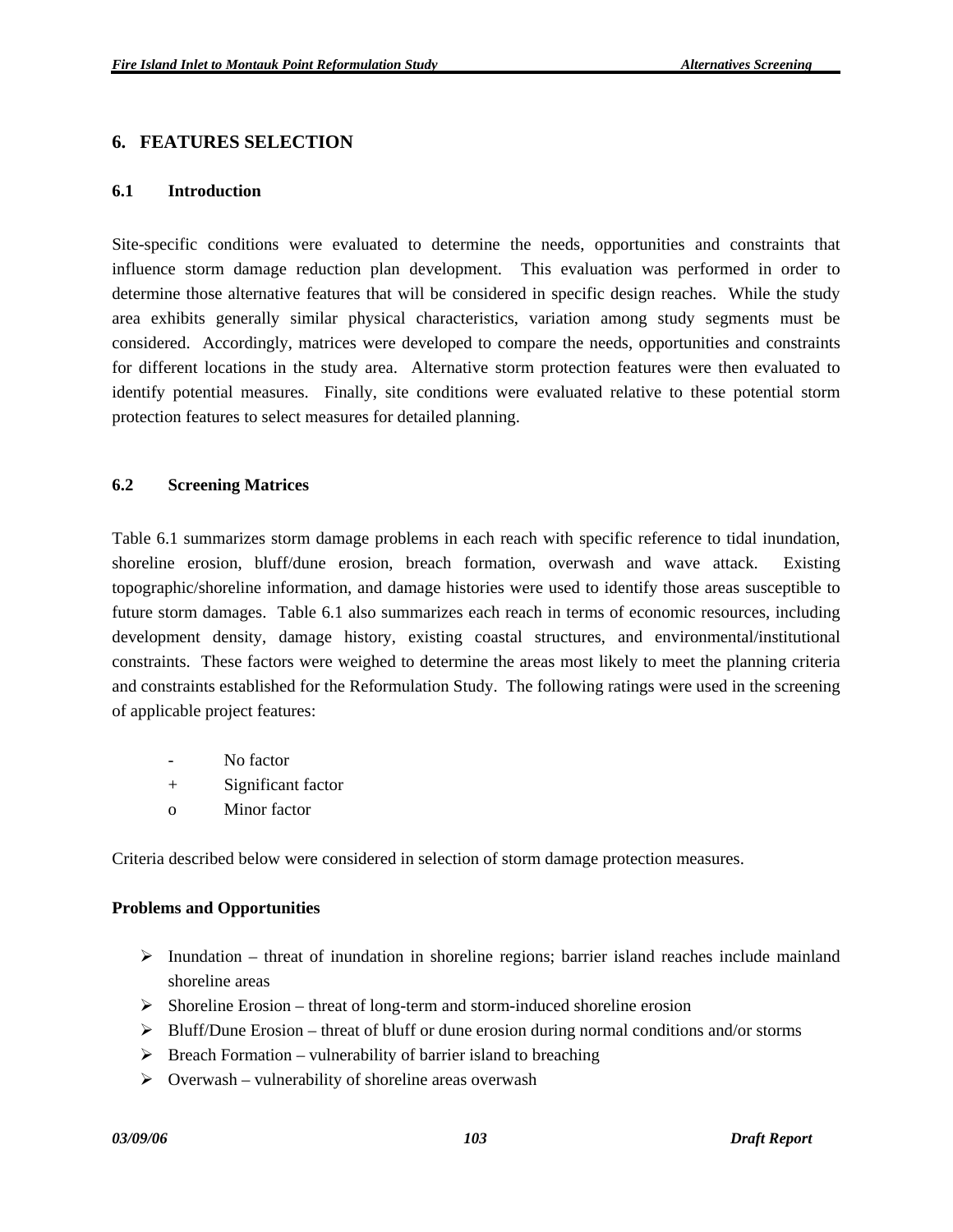# 6. FEATURES SELECTION

## 6.1 Introduction

Site-specific conditions were evaluated to determine the needs, opportunities and constraints that influence storm damage reduction plan development. This evaluation was performed in order to determine those alternative features that will be considered in specific design reaches. While the study area exhibits generally similar physical characteristics, variation among study segments must be considered. Accordingly, matrices were developed to compare the needs, opportunities and constraints for different locations in the study area. Alternative storm protection features were then evaluated to identify potential measures. Finally, site conditions were evaluated relative to these potential storm protection features to select measures for detailed planning.

## 6.2 Screening Matrices

Table 6.1 summarizes storm damage problems in each reach with specific reference to tidal inundation, shoreline erosion, bluff/dune erosion, breach formation, overwash and wave attack. Existing topographic/shoreline information, and damage histories were used to identify those areas susceptible to future storm damages. Table 6.1 also summarizes each reach in terms of economic resources, including development density, damage history, existing coastal structures, and environmental/institutional constraints. These factors were weighed to determine the areas most likely to meet the planning criteria and constraints established for the Reformulation Study. The following ratings were used in the screening of applicable project features:

- \- No factor
- \+ Significant factor
- o Minor factor

Criteria described below were considered in selection of storm damage protection measures.

**Problems and Opportunities**

- Inundation – threat of inundation in shoreline regions; barrier island reaches include mainland shoreline areas
- Shoreline Erosion – threat of long-term and storm-induced shoreline erosion
- Bluff/Dune Erosion – threat of bluff or dune erosion during normal conditions and/or storms
- Breach Formation – vulnerability of barrier island to breaching
- Overwash – vulnerability of shoreline areas overwash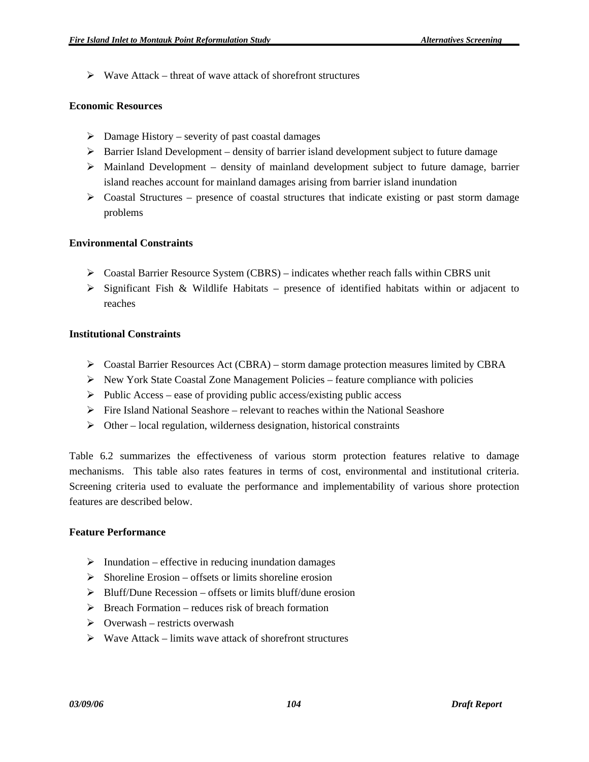- Wave Attack – threat of wave attack of shorefront structures

**Economic Resources**

- Damage History – severity of past coastal damages
- Barrier Island Development – density of barrier island development subject to future damage
- Mainland Development – density of mainland development subject to future damage, barrier island reaches account for mainland damages arising from barrier island inundation
- Coastal Structures – presence of coastal structures that indicate existing or past storm damage problems

**Environmental Constraints**

- Coastal Barrier Resource System (CBRS) – indicates whether reach falls within CBRS unit
- Significant Fish & Wildlife Habitats – presence of identified habitats within or adjacent to reaches

**Institutional Constraints**

- Coastal Barrier Resources Act (CBRA) – storm damage protection measures limited by CBRA
- New York State Coastal Zone Management Policies – feature compliance with policies
- Public Access – ease of providing public access/existing public access
- Fire Island National Seashore – relevant to reaches within the National Seashore
- Other – local regulation, wilderness designation, historical constraints

Table 6.2 summarizes the effectiveness of various storm protection features relative to damage mechanisms. This table also rates features in terms of cost, environmental and institutional criteria. Screening criteria used to evaluate the performance and implementability of various shore protection features are described below.

**Feature Performance**

- Inundation – effective in reducing inundation damages
- Shoreline Erosion – offsets or limits shoreline erosion
- Bluff/Dune Recession – offsets or limits bluff/dune erosion
- Breach Formation – reduces risk of breach formation
- Overwash – restricts overwash
- Wave Attack – limits wave attack of shorefront structures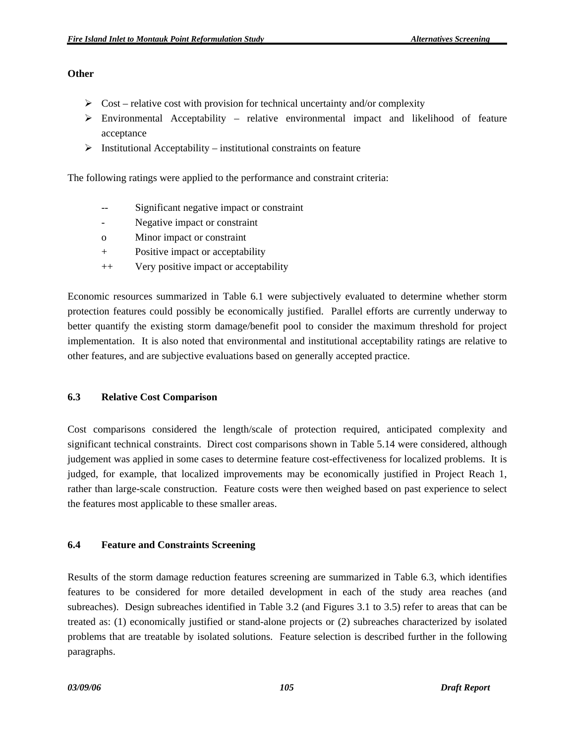**Other**

- Cost – relative cost with provision for technical uncertainty and/or complexity
- Environmental Acceptability – relative environmental impact and likelihood of feature acceptance
- Institutional Acceptability – institutional constraints on feature

The following ratings were applied to the performance and constraint criteria:

| | |
|---|---|
| -- | Significant negative impact or constraint |
| - | Negative impact or constraint |
| o | Minor impact or constraint |
| + | Positive impact or acceptability |
| ++ | Very positive impact or acceptability |

Economic resources summarized in Table 6.1 were subjectively evaluated to determine whether storm protection features could possibly be economically justified. Parallel efforts are currently underway to better quantify the existing storm damage/benefit pool to consider the maximum threshold for project implementation. It is also noted that environmental and institutional acceptability ratings are relative to other features, and are subjective evaluations based on generally accepted practice.

### 6.3 Relative Cost Comparison

Cost comparisons considered the length/scale of protection required, anticipated complexity and significant technical constraints. Direct cost comparisons shown in Table 5.14 were considered, although judgement was applied in some cases to determine feature cost-effectiveness for localized problems. It is judged, for example, that localized improvements may be economically justified in Project Reach 1, rather than large-scale construction. Feature costs were then weighed based on past experience to select the features most applicable to these smaller areas.

### 6.4 Feature and Constraints Screening

Results of the storm damage reduction features screening are summarized in Table 6.3, which identifies features to be considered for more detailed development in each of the study area reaches (and subreaches). Design subreaches identified in Table 3.2 (and Figures 3.1 to 3.5) refer to areas that can be treated as: (1) economically justified or stand-alone projects or (2) subreaches characterized by isolated problems that are treatable by isolated solutions. Feature selection is described further in the following paragraphs.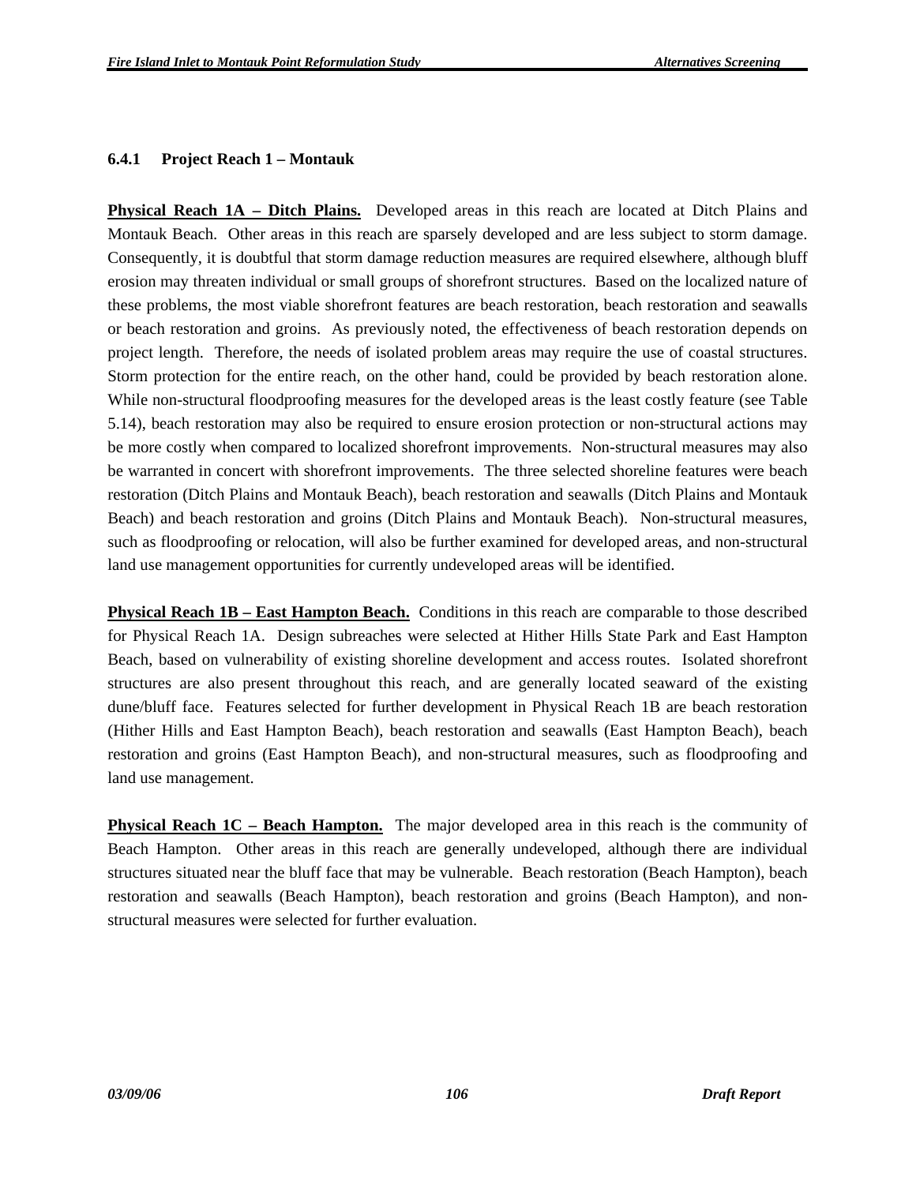### 6.4.1 Project Reach 1 – Montauk

**Physical Reach 1A – Ditch Plains.** Developed areas in this reach are located at Ditch Plains and Montauk Beach. Other areas in this reach are sparsely developed and are less subject to storm damage. Consequently, it is doubtful that storm damage reduction measures are required elsewhere, although bluff erosion may threaten individual or small groups of shorefront structures. Based on the localized nature of these problems, the most viable shorefront features are beach restoration, beach restoration and seawalls or beach restoration and groins. As previously noted, the effectiveness of beach restoration depends on project length. Therefore, the needs of isolated problem areas may require the use of coastal structures. Storm protection for the entire reach, on the other hand, could be provided by beach restoration alone. While non-structural floodproofing measures for the developed areas is the least costly feature (see Table 5.14), beach restoration may also be required to ensure erosion protection or non-structural actions may be more costly when compared to localized shorefront improvements. Non-structural measures may also be warranted in concert with shorefront improvements. The three selected shoreline features were beach restoration (Ditch Plains and Montauk Beach), beach restoration and seawalls (Ditch Plains and Montauk Beach) and beach restoration and groins (Ditch Plains and Montauk Beach). Non-structural measures, such as floodproofing or relocation, will also be further examined for developed areas, and non-structural land use management opportunities for currently undeveloped areas will be identified.

**Physical Reach 1B – East Hampton Beach.** Conditions in this reach are comparable to those described for Physical Reach 1A. Design subreaches were selected at Hither Hills State Park and East Hampton Beach, based on vulnerability of existing shoreline development and access routes. Isolated shorefront structures are also present throughout this reach, and are generally located seaward of the existing dune/bluff face. Features selected for further development in Physical Reach 1B are beach restoration (Hither Hills and East Hampton Beach), beach restoration and seawalls (East Hampton Beach), beach restoration and groins (East Hampton Beach), and non-structural measures, such as floodproofing and land use management.

**Physical Reach 1C – Beach Hampton.** The major developed area in this reach is the community of Beach Hampton. Other areas in this reach are generally undeveloped, although there are individual structures situated near the bluff face that may be vulnerable. Beach restoration (Beach Hampton), beach restoration and seawalls (Beach Hampton), beach restoration and groins (Beach Hampton), and non-structural measures were selected for further evaluation.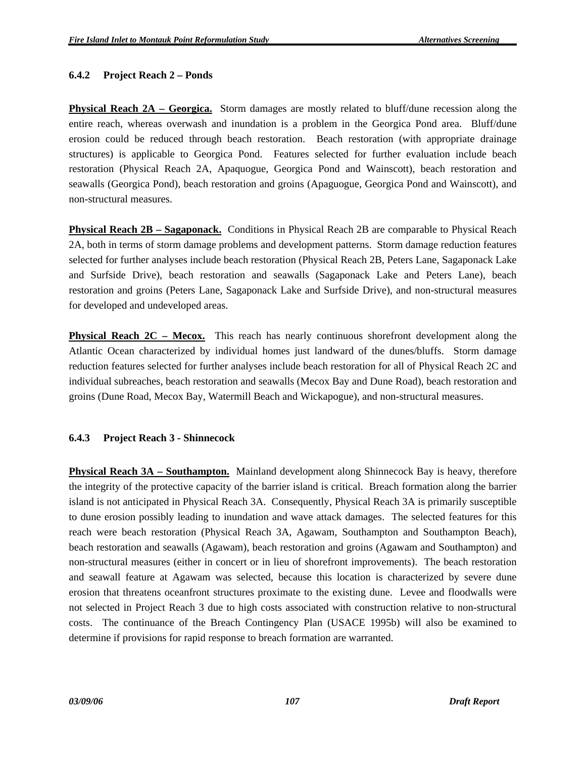### 6.4.2 Project Reach 2 – Ponds

**Physical Reach 2A – Georgica.** Storm damages are mostly related to bluff/dune recession along the entire reach, whereas overwash and inundation is a problem in the Georgica Pond area. Bluff/dune erosion could be reduced through beach restoration. Beach restoration (with appropriate drainage structures) is applicable to Georgica Pond. Features selected for further evaluation include beach restoration (Physical Reach 2A, Apaquogue, Georgica Pond and Wainscott), beach restoration and seawalls (Georgica Pond), beach restoration and groins (Apaguogue, Georgica Pond and Wainscott), and non-structural measures.

**Physical Reach 2B – Sagaponack.** Conditions in Physical Reach 2B are comparable to Physical Reach 2A, both in terms of storm damage problems and development patterns. Storm damage reduction features selected for further analyses include beach restoration (Physical Reach 2B, Peters Lane, Sagaponack Lake and Surfside Drive), beach restoration and seawalls (Sagaponack Lake and Peters Lane), beach restoration and groins (Peters Lane, Sagaponack Lake and Surfside Drive), and non-structural measures for developed and undeveloped areas.

**Physical Reach 2C – Mecox.** This reach has nearly continuous shorefront development along the Atlantic Ocean characterized by individual homes just landward of the dunes/bluffs. Storm damage reduction features selected for further analyses include beach restoration for all of Physical Reach 2C and individual subreaches, beach restoration and seawalls (Mecox Bay and Dune Road), beach restoration and groins (Dune Road, Mecox Bay, Watermill Beach and Wickapogue), and non-structural measures.

### 6.4.3 Project Reach 3 - Shinnecock

**Physical Reach 3A – Southampton.** Mainland development along Shinnecock Bay is heavy, therefore the integrity of the protective capacity of the barrier island is critical. Breach formation along the barrier island is not anticipated in Physical Reach 3A. Consequently, Physical Reach 3A is primarily susceptible to dune erosion possibly leading to inundation and wave attack damages. The selected features for this reach were beach restoration (Physical Reach 3A, Agawam, Southampton and Southampton Beach), beach restoration and seawalls (Agawam), beach restoration and groins (Agawam and Southampton) and non-structural measures (either in concert or in lieu of shorefront improvements). The beach restoration and seawall feature at Agawam was selected, because this location is characterized by severe dune erosion that threatens oceanfront structures proximate to the existing dune. Levee and floodwalls were not selected in Project Reach 3 due to high costs associated with construction relative to non-structural costs. The continuance of the Breach Contingency Plan (USACE 1995b) will also be examined to determine if provisions for rapid response to breach formation are warranted.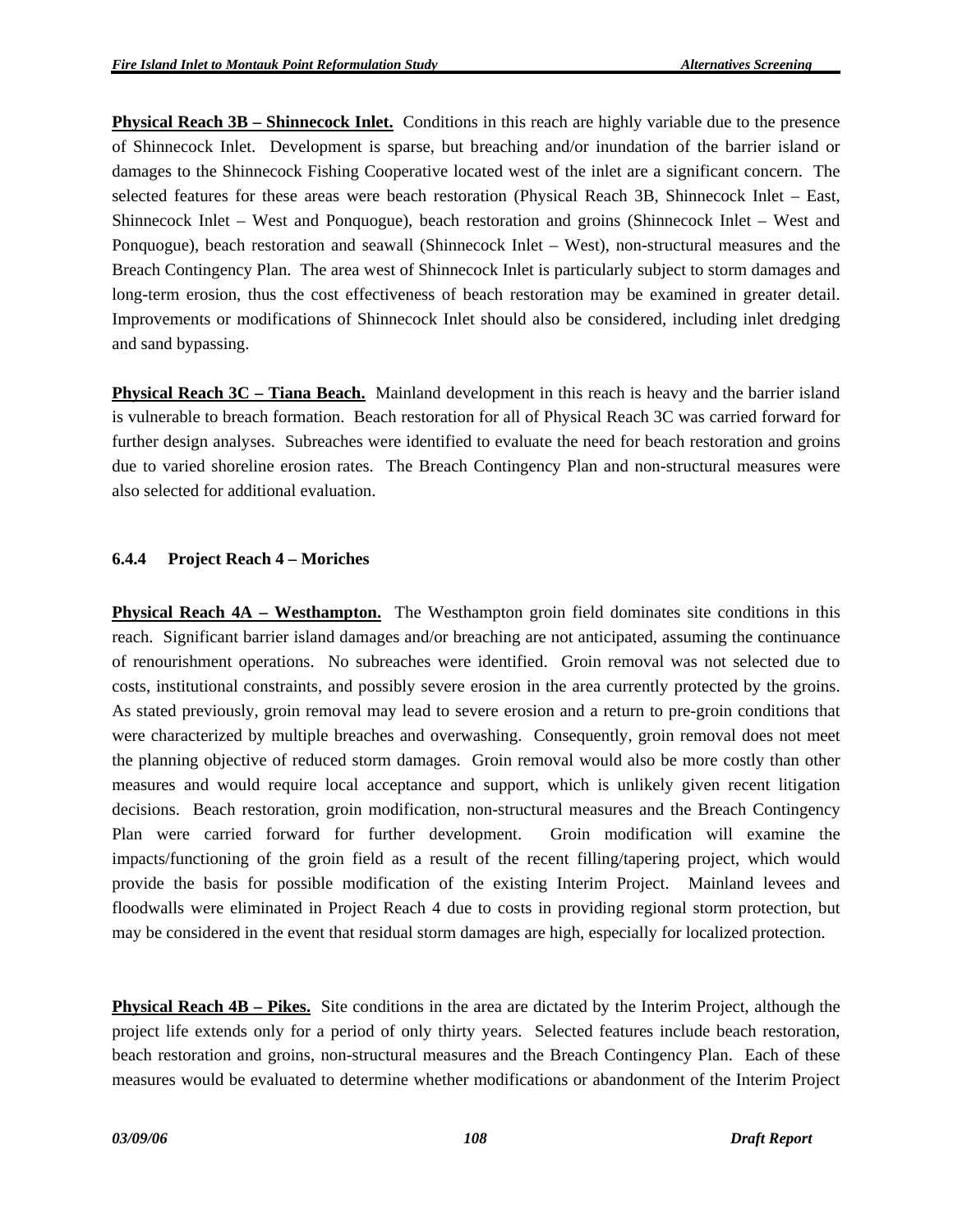**Physical Reach 3B – Shinnecock Inlet.** Conditions in this reach are highly variable due to the presence of Shinnecock Inlet. Development is sparse, but breaching and/or inundation of the barrier island or damages to the Shinnecock Fishing Cooperative located west of the inlet are a significant concern. The selected features for these areas were beach restoration (Physical Reach 3B, Shinnecock Inlet – East, Shinnecock Inlet – West and Ponquogue), beach restoration and groins (Shinnecock Inlet – West and Ponquogue), beach restoration and seawall (Shinnecock Inlet – West), non-structural measures and the Breach Contingency Plan. The area west of Shinnecock Inlet is particularly subject to storm damages and long-term erosion, thus the cost effectiveness of beach restoration may be examined in greater detail. Improvements or modifications of Shinnecock Inlet should also be considered, including inlet dredging and sand bypassing.

**Physical Reach 3C – Tiana Beach.** Mainland development in this reach is heavy and the barrier island is vulnerable to breach formation. Beach restoration for all of Physical Reach 3C was carried forward for further design analyses. Subreaches were identified to evaluate the need for beach restoration and groins due to varied shoreline erosion rates. The Breach Contingency Plan and non-structural measures were also selected for additional evaluation.

#### 6.4.4 Project Reach 4 – Moriches

**Physical Reach 4A – Westhampton.** The Westhampton groin field dominates site conditions in this reach. Significant barrier island damages and/or breaching are not anticipated, assuming the continuance of renourishment operations. No subreaches were identified. Groin removal was not selected due to costs, institutional constraints, and possibly severe erosion in the area currently protected by the groins. As stated previously, groin removal may lead to severe erosion and a return to pre-groin conditions that were characterized by multiple breaches and overwashing. Consequently, groin removal does not meet the planning objective of reduced storm damages. Groin removal would also be more costly than other measures and would require local acceptance and support, which is unlikely given recent litigation decisions. Beach restoration, groin modification, non-structural measures and the Breach Contingency Plan were carried forward for further development. Groin modification will examine the impacts/functioning of the groin field as a result of the recent filling/tapering project, which would provide the basis for possible modification of the existing Interim Project. Mainland levees and floodwalls were eliminated in Project Reach 4 due to costs in providing regional storm protection, but may be considered in the event that residual storm damages are high, especially for localized protection.

**Physical Reach 4B – Pikes.** Site conditions in the area are dictated by the Interim Project, although the project life extends only for a period of only thirty years. Selected features include beach restoration, beach restoration and groins, non-structural measures and the Breach Contingency Plan. Each of these measures would be evaluated to determine whether modifications or abandonment of the Interim Project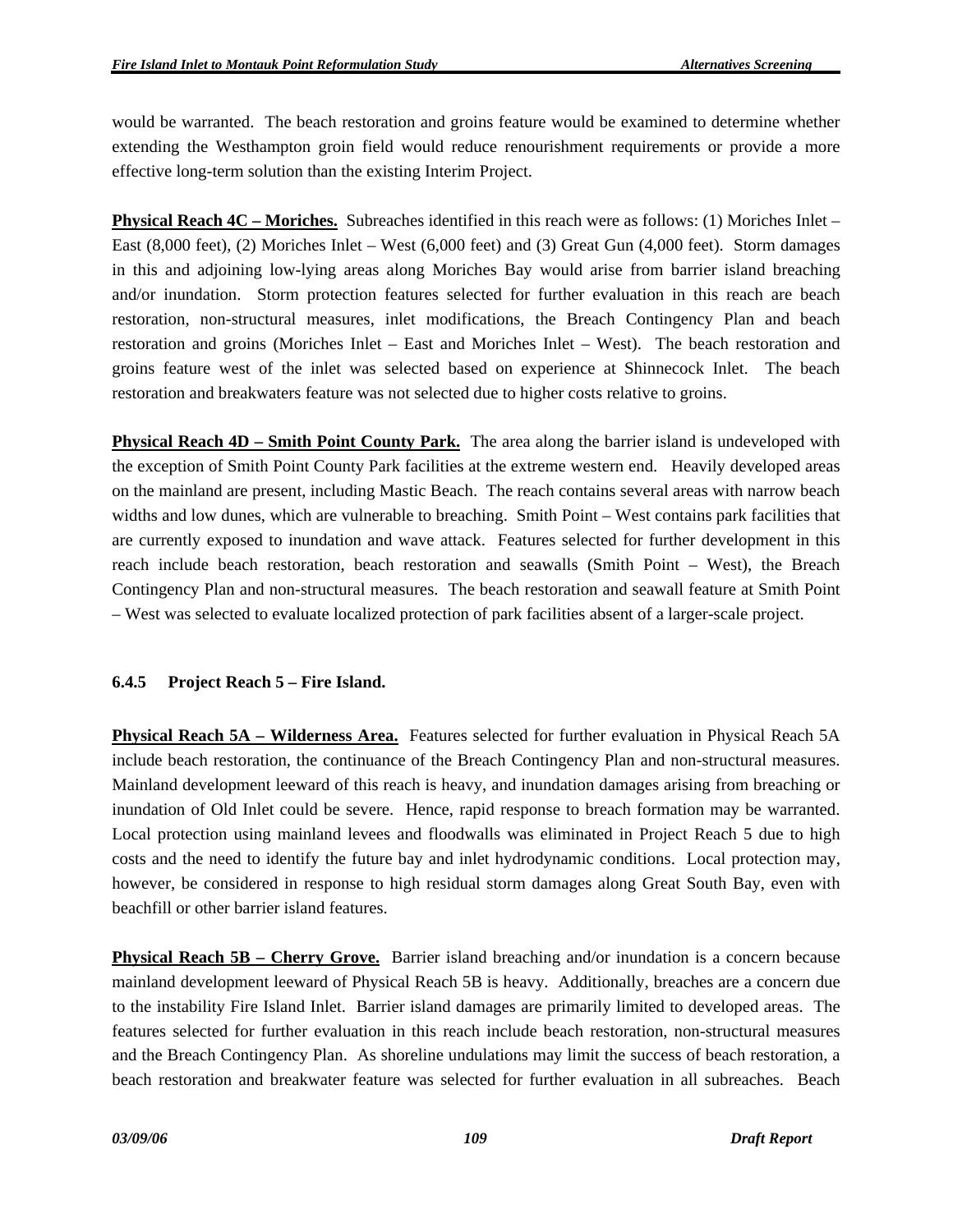would be warranted. The beach restoration and groins feature would be examined to determine whether extending the Westhampton groin field would reduce renourishment requirements or provide a more effective long-term solution than the existing Interim Project.

**Physical Reach 4C – Moriches.** Subreaches identified in this reach were as follows: (1) Moriches Inlet – East (8,000 feet), (2) Moriches Inlet – West (6,000 feet) and (3) Great Gun (4,000 feet). Storm damages in this and adjoining low-lying areas along Moriches Bay would arise from barrier island breaching and/or inundation. Storm protection features selected for further evaluation in this reach are beach restoration, non-structural measures, inlet modifications, the Breach Contingency Plan and beach restoration and groins (Moriches Inlet – East and Moriches Inlet – West). The beach restoration and groins feature west of the inlet was selected based on experience at Shinnecock Inlet. The beach restoration and breakwaters feature was not selected due to higher costs relative to groins.

**Physical Reach 4D – Smith Point County Park.** The area along the barrier island is undeveloped with the exception of Smith Point County Park facilities at the extreme western end. Heavily developed areas on the mainland are present, including Mastic Beach. The reach contains several areas with narrow beach widths and low dunes, which are vulnerable to breaching. Smith Point – West contains park facilities that are currently exposed to inundation and wave attack. Features selected for further development in this reach include beach restoration, beach restoration and seawalls (Smith Point – West), the Breach Contingency Plan and non-structural measures. The beach restoration and seawall feature at Smith Point – West was selected to evaluate localized protection of park facilities absent of a larger-scale project.

### 6.4.5 Project Reach 5 – Fire Island.

**Physical Reach 5A – Wilderness Area.** Features selected for further evaluation in Physical Reach 5A include beach restoration, the continuance of the Breach Contingency Plan and non-structural measures. Mainland development leeward of this reach is heavy, and inundation damages arising from breaching or inundation of Old Inlet could be severe. Hence, rapid response to breach formation may be warranted. Local protection using mainland levees and floodwalls was eliminated in Project Reach 5 due to high costs and the need to identify the future bay and inlet hydrodynamic conditions. Local protection may, however, be considered in response to high residual storm damages along Great South Bay, even with beachfill or other barrier island features.

**Physical Reach 5B – Cherry Grove.** Barrier island breaching and/or inundation is a concern because mainland development leeward of Physical Reach 5B is heavy. Additionally, breaches are a concern due to the instability Fire Island Inlet. Barrier island damages are primarily limited to developed areas. The features selected for further evaluation in this reach include beach restoration, non-structural measures and the Breach Contingency Plan. As shoreline undulations may limit the success of beach restoration, a beach restoration and breakwater feature was selected for further evaluation in all subreaches. Beach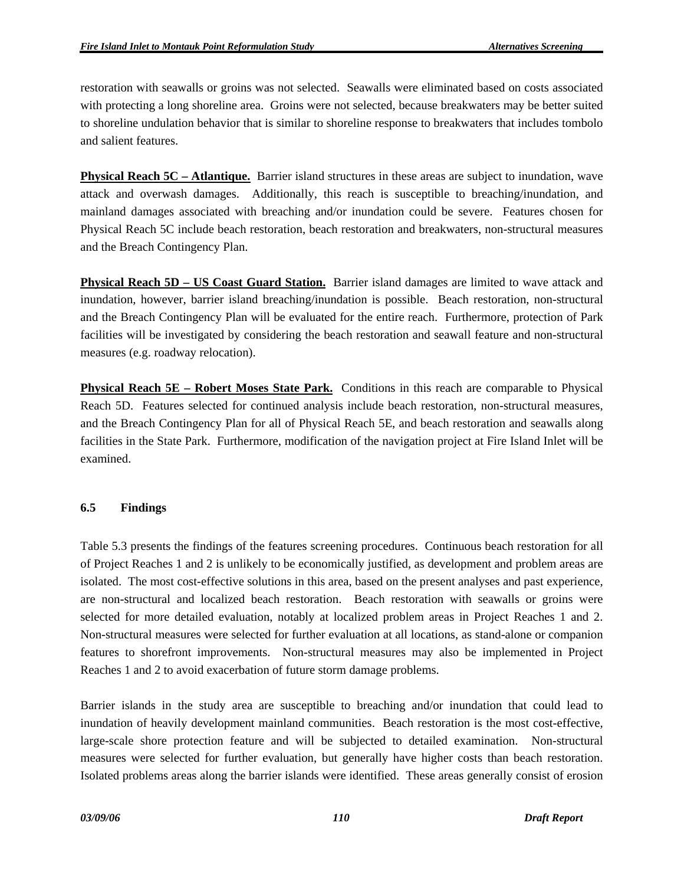restoration with seawalls or groins was not selected. Seawalls were eliminated based on costs associated with protecting a long shoreline area. Groins were not selected, because breakwaters may be better suited to shoreline undulation behavior that is similar to shoreline response to breakwaters that includes tombolo and salient features.

**Physical Reach 5C – Atlantique.** Barrier island structures in these areas are subject to inundation, wave attack and overwash damages. Additionally, this reach is susceptible to breaching/inundation, and mainland damages associated with breaching and/or inundation could be severe. Features chosen for Physical Reach 5C include beach restoration, beach restoration and breakwaters, non-structural measures and the Breach Contingency Plan.

**Physical Reach 5D – US Coast Guard Station.** Barrier island damages are limited to wave attack and inundation, however, barrier island breaching/inundation is possible. Beach restoration, non-structural and the Breach Contingency Plan will be evaluated for the entire reach. Furthermore, protection of Park facilities will be investigated by considering the beach restoration and seawall feature and non-structural measures (e.g. roadway relocation).

**Physical Reach 5E – Robert Moses State Park.** Conditions in this reach are comparable to Physical Reach 5D. Features selected for continued analysis include beach restoration, non-structural measures, and the Breach Contingency Plan for all of Physical Reach 5E, and beach restoration and seawalls along facilities in the State Park. Furthermore, modification of the navigation project at Fire Island Inlet will be examined.

### 6.5 Findings

Table 5.3 presents the findings of the features screening procedures. Continuous beach restoration for all of Project Reaches 1 and 2 is unlikely to be economically justified, as development and problem areas are isolated. The most cost-effective solutions in this area, based on the present analyses and past experience, are non-structural and localized beach restoration. Beach restoration with seawalls or groins were selected for more detailed evaluation, notably at localized problem areas in Project Reaches 1 and 2. Non-structural measures were selected for further evaluation at all locations, as stand-alone or companion features to shorefront improvements. Non-structural measures may also be implemented in Project Reaches 1 and 2 to avoid exacerbation of future storm damage problems.

Barrier islands in the study area are susceptible to breaching and/or inundation that could lead to inundation of heavily development mainland communities. Beach restoration is the most cost-effective, large-scale shore protection feature and will be subjected to detailed examination. Non-structural measures were selected for further evaluation, but generally have higher costs than beach restoration. Isolated problems areas along the barrier islands were identified. These areas generally consist of erosion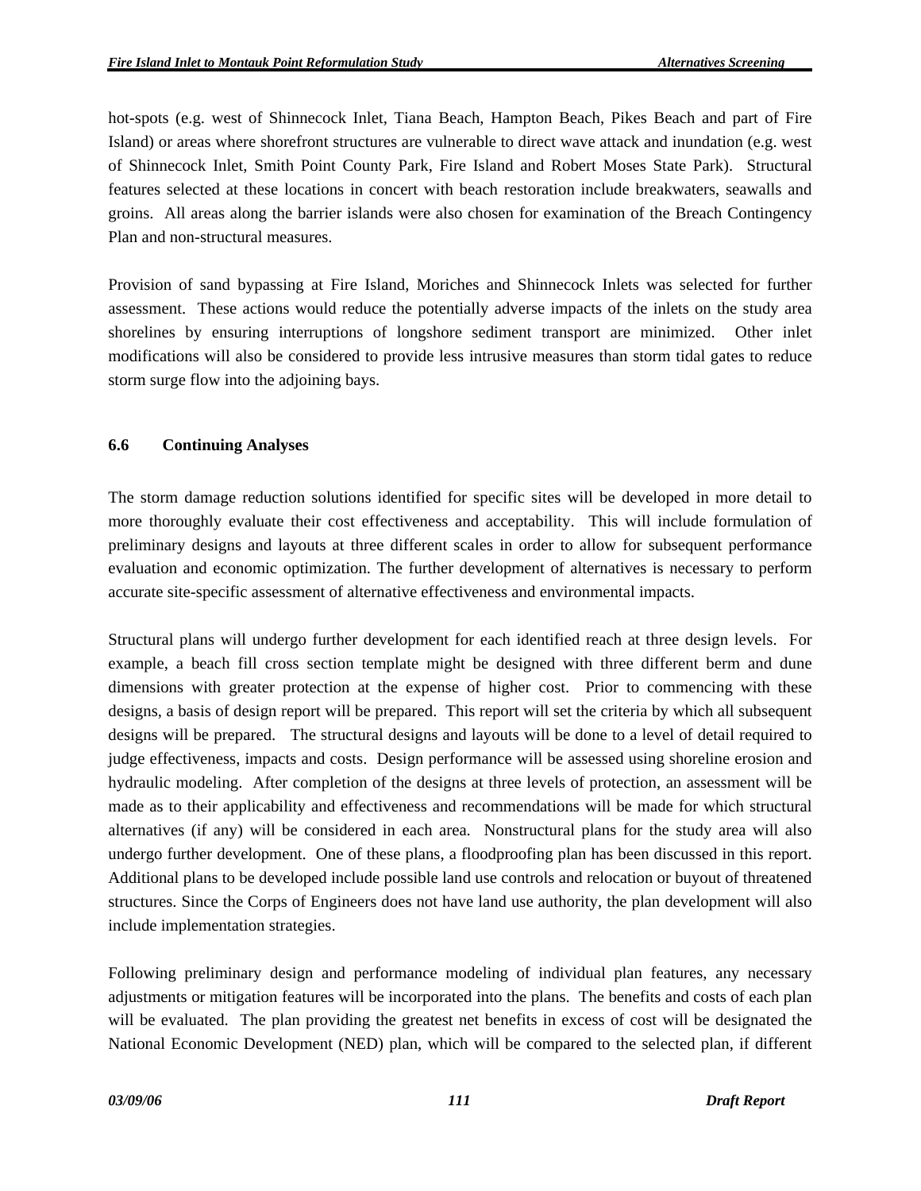hot-spots (e.g. west of Shinnecock Inlet, Tiana Beach, Hampton Beach, Pikes Beach and part of Fire Island) or areas where shorefront structures are vulnerable to direct wave attack and inundation (e.g. west of Shinnecock Inlet, Smith Point County Park, Fire Island and Robert Moses State Park). Structural features selected at these locations in concert with beach restoration include breakwaters, seawalls and groins. All areas along the barrier islands were also chosen for examination of the Breach Contingency Plan and non-structural measures.

Provision of sand bypassing at Fire Island, Moriches and Shinnecock Inlets was selected for further assessment. These actions would reduce the potentially adverse impacts of the inlets on the study area shorelines by ensuring interruptions of longshore sediment transport are minimized. Other inlet modifications will also be considered to provide less intrusive measures than storm tidal gates to reduce storm surge flow into the adjoining bays.

### 6.6 Continuing Analyses

The storm damage reduction solutions identified for specific sites will be developed in more detail to more thoroughly evaluate their cost effectiveness and acceptability. This will include formulation of preliminary designs and layouts at three different scales in order to allow for subsequent performance evaluation and economic optimization. The further development of alternatives is necessary to perform accurate site-specific assessment of alternative effectiveness and environmental impacts.

Structural plans will undergo further development for each identified reach at three design levels. For example, a beach fill cross section template might be designed with three different berm and dune dimensions with greater protection at the expense of higher cost. Prior to commencing with these designs, a basis of design report will be prepared. This report will set the criteria by which all subsequent designs will be prepared. The structural designs and layouts will be done to a level of detail required to judge effectiveness, impacts and costs. Design performance will be assessed using shoreline erosion and hydraulic modeling. After completion of the designs at three levels of protection, an assessment will be made as to their applicability and effectiveness and recommendations will be made for which structural alternatives (if any) will be considered in each area. Nonstructural plans for the study area will also undergo further development. One of these plans, a floodproofing plan has been discussed in this report. Additional plans to be developed include possible land use controls and relocation or buyout of threatened structures. Since the Corps of Engineers does not have land use authority, the plan development will also include implementation strategies.

Following preliminary design and performance modeling of individual plan features, any necessary adjustments or mitigation features will be incorporated into the plans. The benefits and costs of each plan will be evaluated. The plan providing the greatest net benefits in excess of cost will be designated the National Economic Development (NED) plan, which will be compared to the selected plan, if different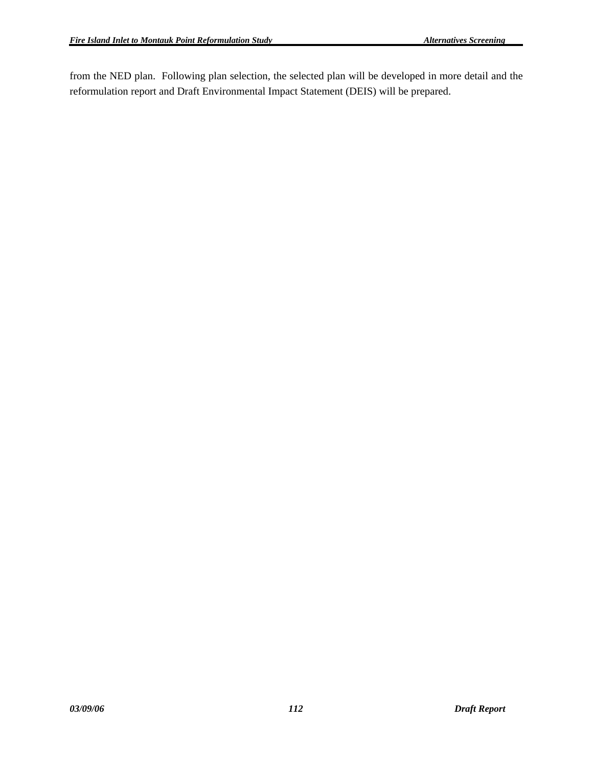from the NED plan. Following plan selection, the selected plan will be developed in more detail and the reformulation report and Draft Environmental Impact Statement (DEIS) will be prepared.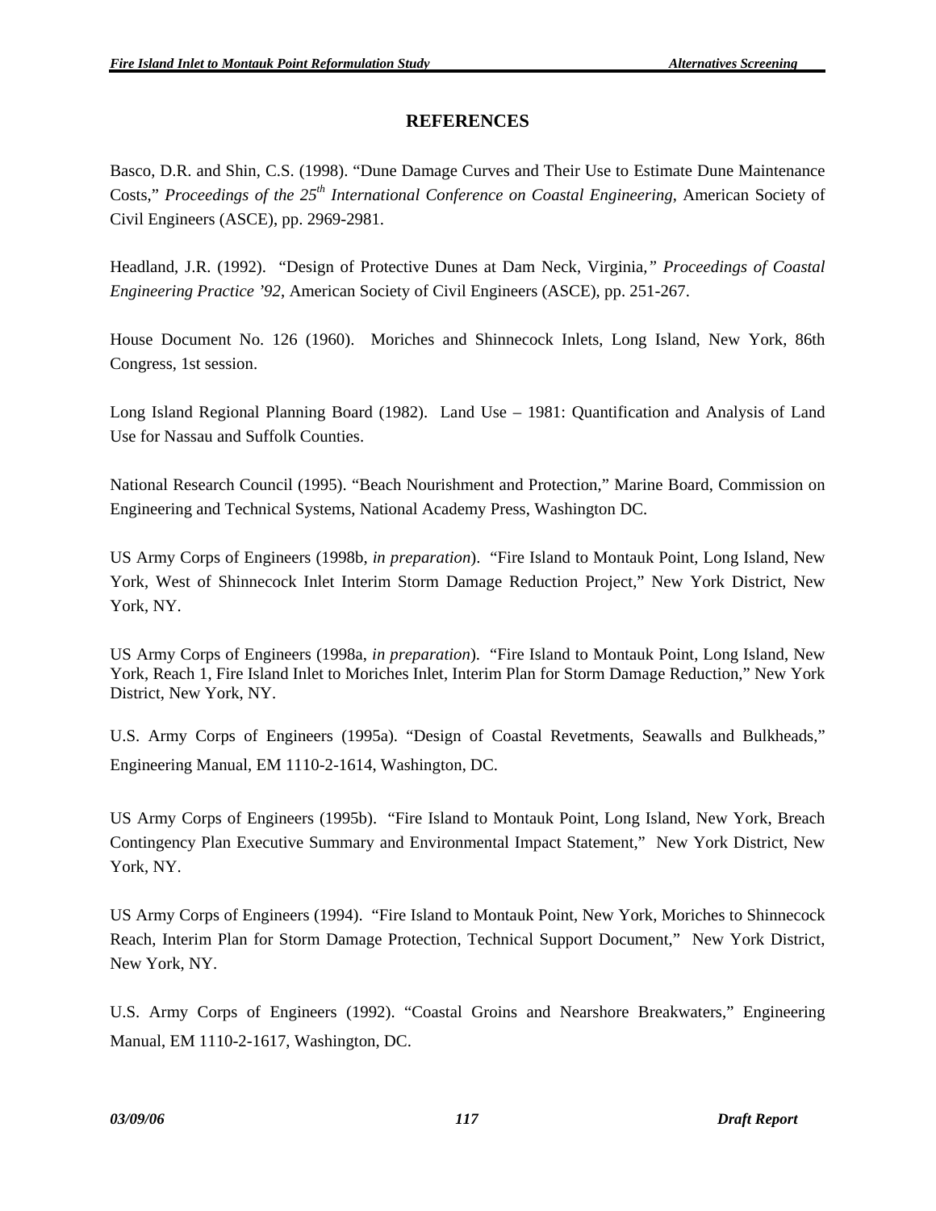## REFERENCES

Basco, D.R. and Shin, C.S. (1998). "Dune Damage Curves and Their Use to Estimate Dune Maintenance Costs," *Proceedings of the 25th International Conference on Coastal Engineering*, American Society of Civil Engineers (ASCE), pp. 2969-2981.

Headland, J.R. (1992). "Design of Protective Dunes at Dam Neck, Virginia," *Proceedings of Coastal Engineering Practice '92*, American Society of Civil Engineers (ASCE), pp. 251-267.

House Document No. 126 (1960). Moriches and Shinnecock Inlets, Long Island, New York, 86th Congress, 1st session.

Long Island Regional Planning Board (1982). Land Use – 1981: Quantification and Analysis of Land Use for Nassau and Suffolk Counties.

National Research Council (1995). "Beach Nourishment and Protection," Marine Board, Commission on Engineering and Technical Systems, National Academy Press, Washington DC.

US Army Corps of Engineers (1998b, *in preparation*). "Fire Island to Montauk Point, Long Island, New York, West of Shinnecock Inlet Interim Storm Damage Reduction Project," New York District, New York, NY.

US Army Corps of Engineers (1998a, *in preparation*). "Fire Island to Montauk Point, Long Island, New York, Reach 1, Fire Island Inlet to Moriches Inlet, Interim Plan for Storm Damage Reduction," New York District, New York, NY.

U.S. Army Corps of Engineers (1995a). "Design of Coastal Revetments, Seawalls and Bulkheads," Engineering Manual, EM 1110-2-1614, Washington, DC.

US Army Corps of Engineers (1995b). "Fire Island to Montauk Point, Long Island, New York, Breach Contingency Plan Executive Summary and Environmental Impact Statement," New York District, New York, NY.

US Army Corps of Engineers (1994). "Fire Island to Montauk Point, New York, Moriches to Shinnecock Reach, Interim Plan for Storm Damage Protection, Technical Support Document," New York District, New York, NY.

U.S. Army Corps of Engineers (1992). "Coastal Groins and Nearshore Breakwaters," Engineering Manual, EM 1110-2-1617, Washington, DC.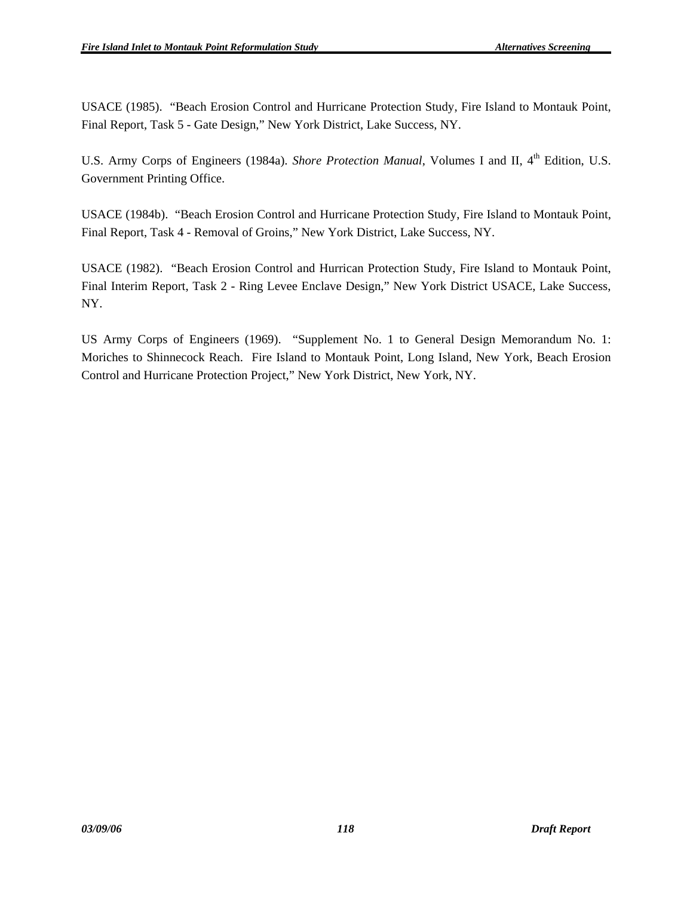USACE (1985). "Beach Erosion Control and Hurricane Protection Study, Fire Island to Montauk Point, Final Report, Task 5 - Gate Design," New York District, Lake Success, NY.

U.S. Army Corps of Engineers (1984a). *Shore Protection Manual*, Volumes I and II, 4th Edition, U.S. Government Printing Office.

USACE (1984b). "Beach Erosion Control and Hurricane Protection Study, Fire Island to Montauk Point, Final Report, Task 4 - Removal of Groins," New York District, Lake Success, NY.

USACE (1982). "Beach Erosion Control and Hurrican Protection Study, Fire Island to Montauk Point, Final Interim Report, Task 2 - Ring Levee Enclave Design," New York District USACE, Lake Success, NY.

US Army Corps of Engineers (1969). "Supplement No. 1 to General Design Memorandum No. 1: Moriches to Shinnecock Reach. Fire Island to Montauk Point, Long Island, New York, Beach Erosion Control and Hurricane Protection Project," New York District, New York, NY.